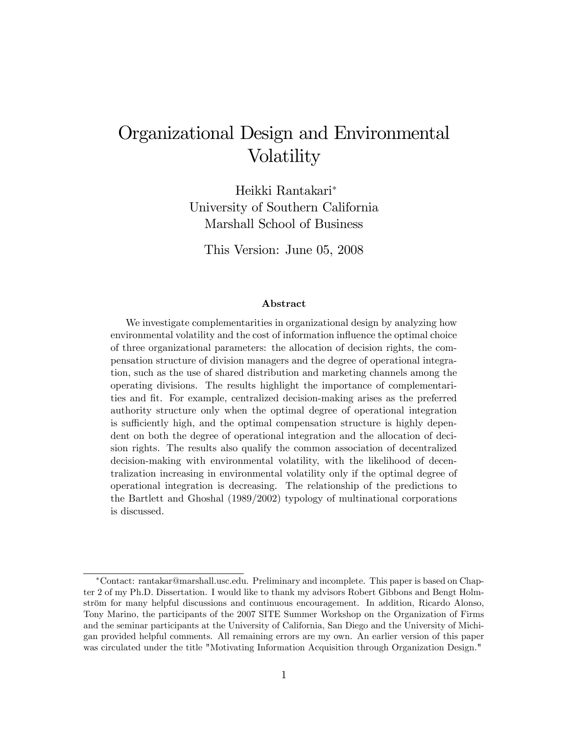# Organizational Design and Environmental Volatility

Heikki Rantakari*
University of Southern California
Marshall School of Business

This Version: June 05, 2008

### Abstract

We investigate complementarities in organizational design by analyzing how environmental volatility and the cost of information influence the optimal choice of three organizational parameters: the allocation of decision rights, the compensation structure of division managers and the degree of operational integration, such as the use of shared distribution and marketing channels among the operating divisions. The results highlight the importance of complementarities and fit. For example, centralized decision-making arises as the preferred authority structure only when the optimal degree of operational integration is sufficiently high, and the optimal compensation structure is highly dependent on both the degree of operational integration and the allocation of decision rights. The results also qualify the common association of decentralized decision-making with environmental volatility, with the likelihood of decentralization increasing in environmental volatility only if the optimal degree of operational integration is decreasing. The relationship of the predictions to the Bartlett and Ghoshal (1989/2002) typology of multinational corporations is discussed.

---

*Contact: rantakar@marshall.usc.edu. Preliminary and incomplete. This paper is based on Chapter 2 of my Ph.D. Dissertation. I would like to thank my advisors Robert Gibbons and Bengt Holmström for many helpful discussions and continuous encouragement. In addition, Ricardo Alonso, Tony Marino, the participants of the 2007 SITE Summer Workshop on the Organization of Firms and the seminar participants at the University of California, San Diego and the University of Michigan provided helpful comments. All remaining errors are my own. An earlier version of this paper was circulated under the title "Motivating Information Acquisition through Organization Design."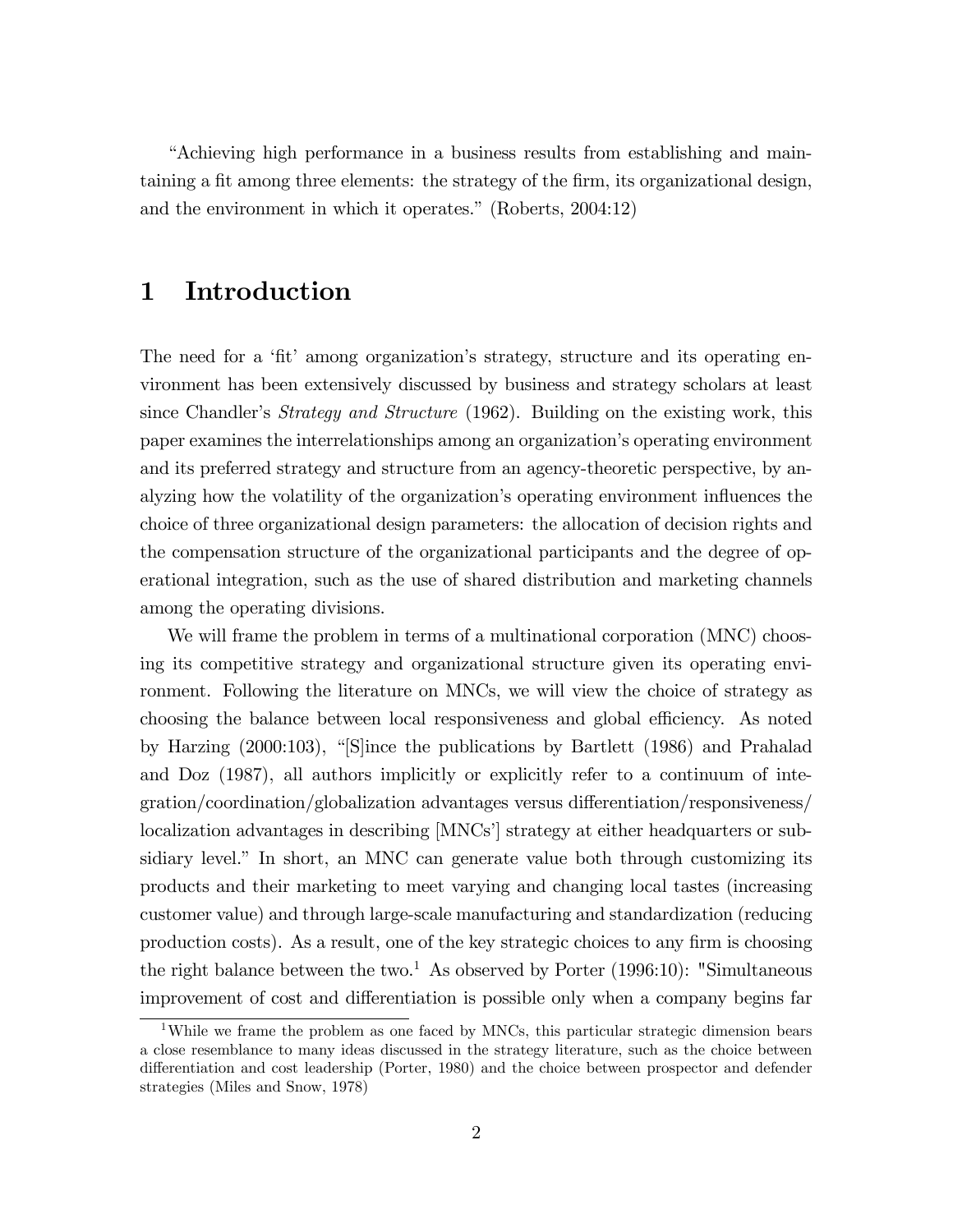"Achieving high performance in a business results from establishing and maintaining a fit among three elements: the strategy of the firm, its organizational design, and the environment in which it operates." (Roberts, 2004:12)

# 1 Introduction

The need for a 'fit' among organization's strategy, structure and its operating environment has been extensively discussed by business and strategy scholars at least since Chandler's *Strategy and Structure* (1962). Building on the existing work, this paper examines the interrelationships among an organization's operating environment and its preferred strategy and structure from an agency-theoretic perspective, by analyzing how the volatility of the organization's operating environment influences the choice of three organizational design parameters: the allocation of decision rights and the compensation structure of the organizational participants and the degree of operational integration, such as the use of shared distribution and marketing channels among the operating divisions.

We will frame the problem in terms of a multinational corporation (MNC) choosing its competitive strategy and organizational structure given its operating environment. Following the literature on MNCs, we will view the choice of strategy as choosing the balance between local responsiveness and global efficiency. As noted by Harzing (2000:103), "[S]ince the publications by Bartlett (1986) and Prahalad and Doz (1987), all authors implicitly or explicitly refer to a continuum of integration/coordination/globalization advantages versus differentiation/responsiveness/localization advantages in describing [MNCs'] strategy at either headquarters or subsidiary level." In short, an MNC can generate value both through customizing its products and their marketing to meet varying and changing local tastes (increasing customer value) and through large-scale manufacturing and standardization (reducing production costs). As a result, one of the key strategic choices to any firm is choosing the right balance between the two.[1] As observed by Porter (1996:10): "Simultaneous improvement of cost and differentiation is possible only when a company begins far

[1] While we frame the problem as one faced by MNCs, this particular strategic dimension bears a close resemblance to many ideas discussed in the strategy literature, such as the choice between differentiation and cost leadership (Porter, 1980) and the choice between prospector and defender strategies (Miles and Snow, 1978)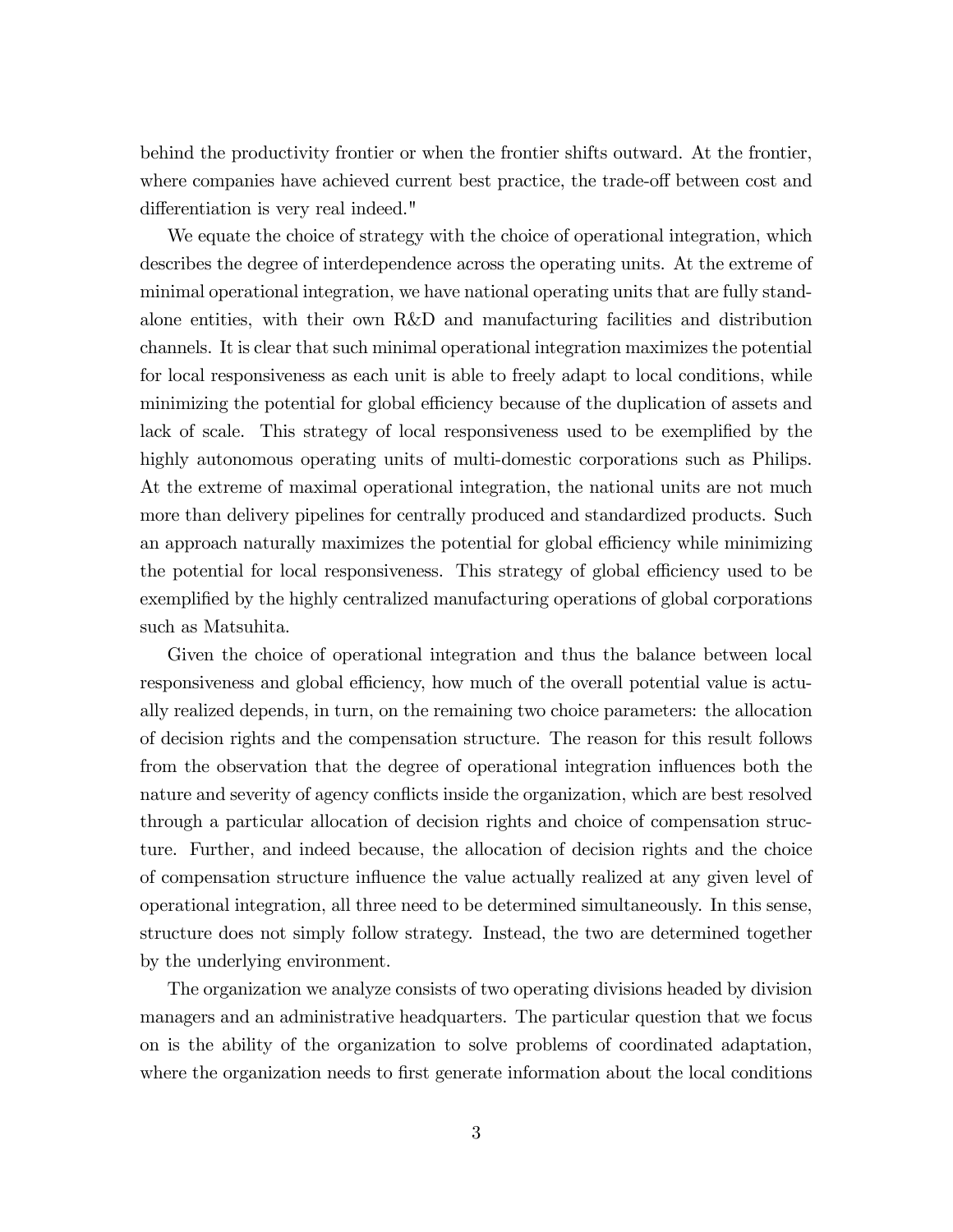behind the productivity frontier or when the frontier shifts outward. At the frontier, where companies have achieved current best practice, the trade-off between cost and differentiation is very real indeed."

We equate the choice of strategy with the choice of operational integration, which describes the degree of interdependence across the operating units. At the extreme of minimal operational integration, we have national operating units that are fully stand-alone entities, with their own R&D and manufacturing facilities and distribution channels. It is clear that such minimal operational integration maximizes the potential for local responsiveness as each unit is able to freely adapt to local conditions, while minimizing the potential for global efficiency because of the duplication of assets and lack of scale. This strategy of local responsiveness used to be exemplified by the highly autonomous operating units of multi-domestic corporations such as Philips. At the extreme of maximal operational integration, the national units are not much more than delivery pipelines for centrally produced and standardized products. Such an approach naturally maximizes the potential for global efficiency while minimizing the potential for local responsiveness. This strategy of global efficiency used to be exemplified by the highly centralized manufacturing operations of global corporations such as Matsuhita.

Given the choice of operational integration and thus the balance between local responsiveness and global efficiency, how much of the overall potential value is actually realized depends, in turn, on the remaining two choice parameters: the allocation of decision rights and the compensation structure. The reason for this result follows from the observation that the degree of operational integration influences both the nature and severity of agency conflicts inside the organization, which are best resolved through a particular allocation of decision rights and choice of compensation structure. Further, and indeed because, the allocation of decision rights and the choice of compensation structure influence the value actually realized at any given level of operational integration, all three need to be determined simultaneously. In this sense, structure does not simply follow strategy. Instead, the two are determined together by the underlying environment.

The organization we analyze consists of two operating divisions headed by division managers and an administrative headquarters. The particular question that we focus on is the ability of the organization to solve problems of coordinated adaptation, where the organization needs to first generate information about the local conditions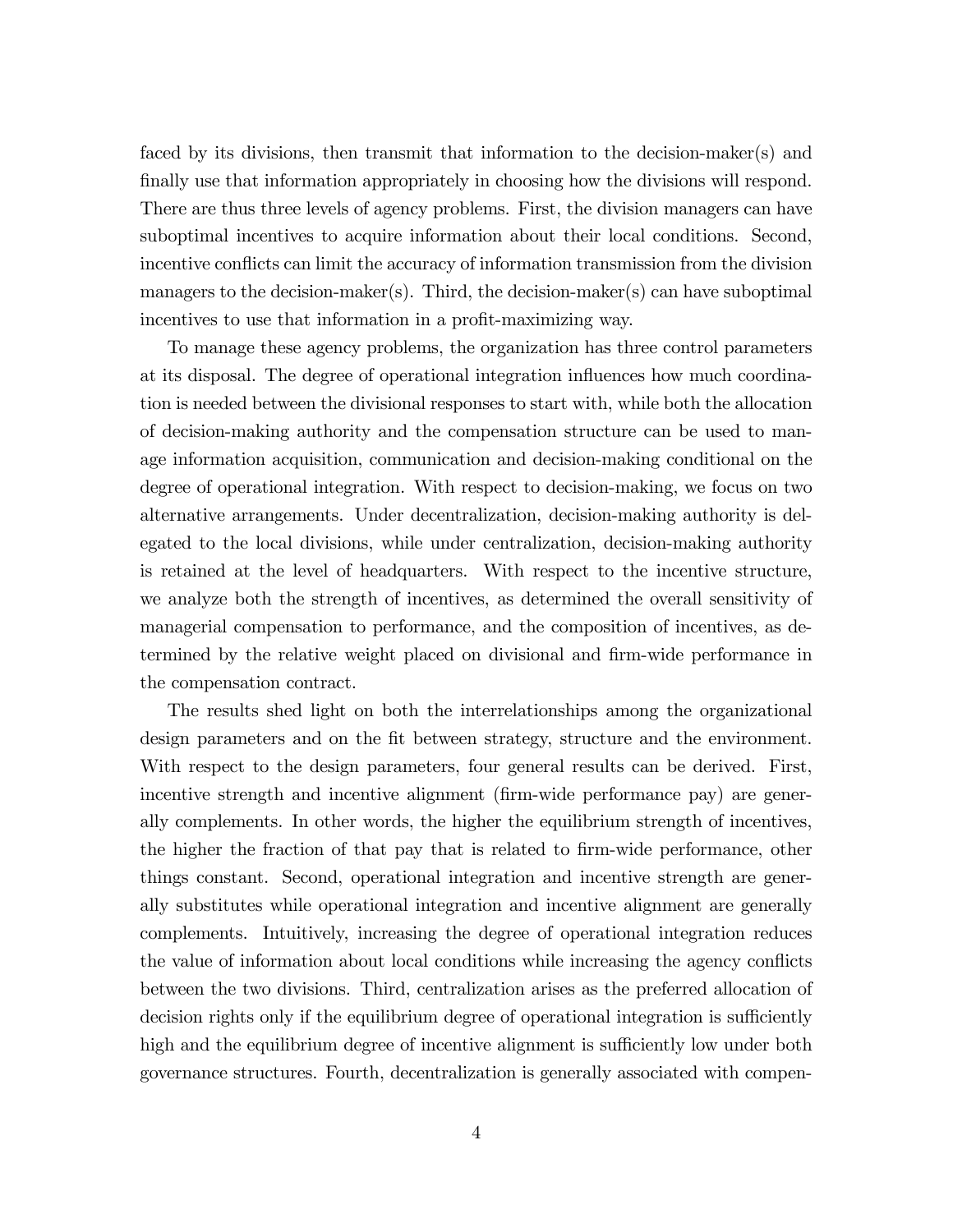faced by its divisions, then transmit that information to the decision-maker(s) and finally use that information appropriately in choosing how the divisions will respond. There are thus three levels of agency problems. First, the division managers can have suboptimal incentives to acquire information about their local conditions. Second, incentive conflicts can limit the accuracy of information transmission from the division managers to the decision-maker(s). Third, the decision-maker(s) can have suboptimal incentives to use that information in a profit-maximizing way.

To manage these agency problems, the organization has three control parameters at its disposal. The degree of operational integration influences how much coordination is needed between the divisional responses to start with, while both the allocation of decision-making authority and the compensation structure can be used to manage information acquisition, communication and decision-making conditional on the degree of operational integration. With respect to decision-making, we focus on two alternative arrangements. Under decentralization, decision-making authority is delegated to the local divisions, while under centralization, decision-making authority is retained at the level of headquarters. With respect to the incentive structure, we analyze both the strength of incentives, as determined the overall sensitivity of managerial compensation to performance, and the composition of incentives, as determined by the relative weight placed on divisional and firm-wide performance in the compensation contract.

The results shed light on both the interrelationships among the organizational design parameters and on the fit between strategy, structure and the environment. With respect to the design parameters, four general results can be derived. First, incentive strength and incentive alignment (firm-wide performance pay) are generally complements. In other words, the higher the equilibrium strength of incentives, the higher the fraction of that pay that is related to firm-wide performance, other things constant. Second, operational integration and incentive strength are generally substitutes while operational integration and incentive alignment are generally complements. Intuitively, increasing the degree of operational integration reduces the value of information about local conditions while increasing the agency conflicts between the two divisions. Third, centralization arises as the preferred allocation of decision rights only if the equilibrium degree of operational integration is sufficiently high and the equilibrium degree of incentive alignment is sufficiently low under both governance structures. Fourth, decentralization is generally associated with compen-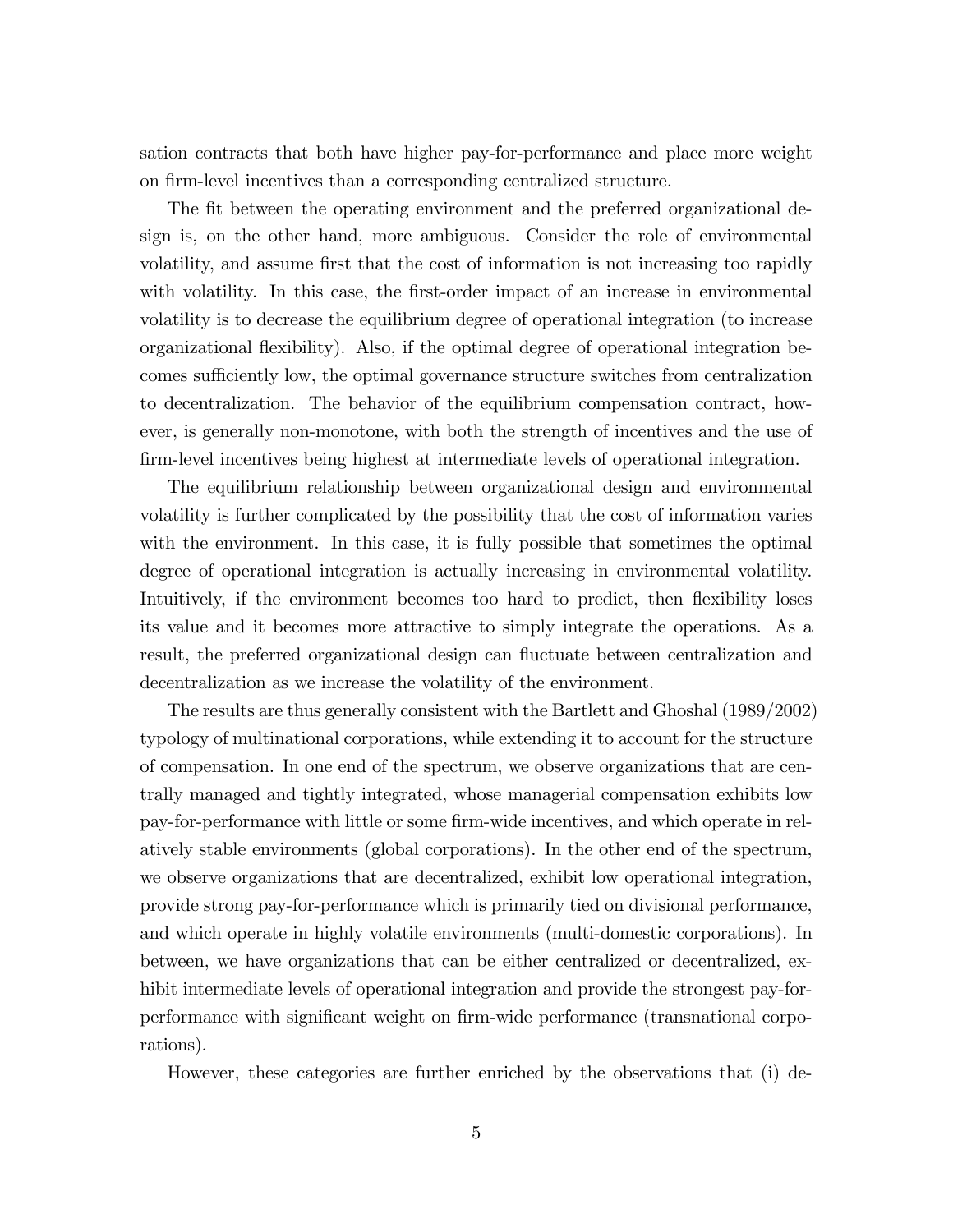sation contracts that both have higher pay-for-performance and place more weight on firm-level incentives than a corresponding centralized structure.

The fit between the operating environment and the preferred organizational design is, on the other hand, more ambiguous. Consider the role of environmental volatility, and assume first that the cost of information is not increasing too rapidly with volatility. In this case, the first-order impact of an increase in environmental volatility is to decrease the equilibrium degree of operational integration (to increase organizational flexibility). Also, if the optimal degree of operational integration becomes sufficiently low, the optimal governance structure switches from centralization to decentralization. The behavior of the equilibrium compensation contract, however, is generally non-monotone, with both the strength of incentives and the use of firm-level incentives being highest at intermediate levels of operational integration.

The equilibrium relationship between organizational design and environmental volatility is further complicated by the possibility that the cost of information varies with the environment. In this case, it is fully possible that sometimes the optimal degree of operational integration is actually increasing in environmental volatility. Intuitively, if the environment becomes too hard to predict, then flexibility loses its value and it becomes more attractive to simply integrate the operations. As a result, the preferred organizational design can fluctuate between centralization and decentralization as we increase the volatility of the environment.

The results are thus generally consistent with the Bartlett and Ghoshal (1989/2002) typology of multinational corporations, while extending it to account for the structure of compensation. In one end of the spectrum, we observe organizations that are centrally managed and tightly integrated, whose managerial compensation exhibits low pay-for-performance with little or some firm-wide incentives, and which operate in relatively stable environments (global corporations). In the other end of the spectrum, we observe organizations that are decentralized, exhibit low operational integration, provide strong pay-for-performance which is primarily tied on divisional performance, and which operate in highly volatile environments (multi-domestic corporations). In between, we have organizations that can be either centralized or decentralized, exhibit intermediate levels of operational integration and provide the strongest pay-for-performance with significant weight on firm-wide performance (transnational corporations).

However, these categories are further enriched by the observations that (i) de-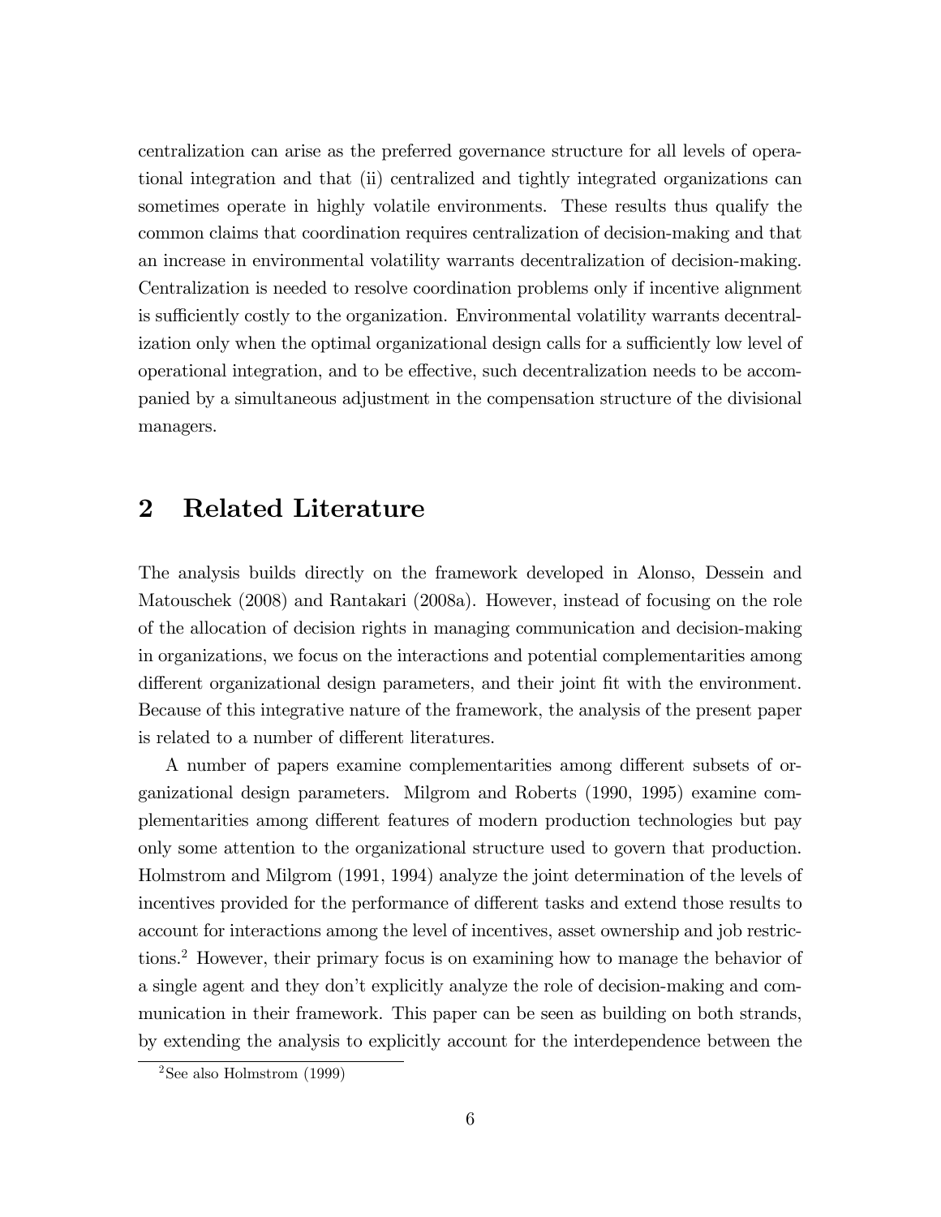centralization can arise as the preferred governance structure for all levels of operational integration and that (ii) centralized and tightly integrated organizations can sometimes operate in highly volatile environments. These results thus qualify the common claims that coordination requires centralization of decision-making and that an increase in environmental volatility warrants decentralization of decision-making. Centralization is needed to resolve coordination problems only if incentive alignment is sufficiently costly to the organization. Environmental volatility warrants decentralization only when the optimal organizational design calls for a sufficiently low level of operational integration, and to be effective, such decentralization needs to be accompanied by a simultaneous adjustment in the compensation structure of the divisional managers.

## 2 Related Literature

The analysis builds directly on the framework developed in Alonso, Dessein and Matouschek (2008) and Rantakari (2008a). However, instead of focusing on the role of the allocation of decision rights in managing communication and decision-making in organizations, we focus on the interactions and potential complementarities among different organizational design parameters, and their joint fit with the environment. Because of this integrative nature of the framework, the analysis of the present paper is related to a number of different literatures.

A number of papers examine complementarities among different subsets of organizational design parameters. Milgrom and Roberts (1990, 1995) examine complementarities among different features of modern production technologies but pay only some attention to the organizational structure used to govern that production. Holmstrom and Milgrom (1991, 1994) analyze the joint determination of the levels of incentives provided for the performance of different tasks and extend those results to account for interactions among the level of incentives, asset ownership and job restrictions.[2] However, their primary focus is on examining how to manage the behavior of a single agent and they don't explicitly analyze the role of decision-making and communication in their framework. This paper can be seen as building on both strands, by extending the analysis to explicitly account for the interdependence between the

[2] See also Holmstrom (1999)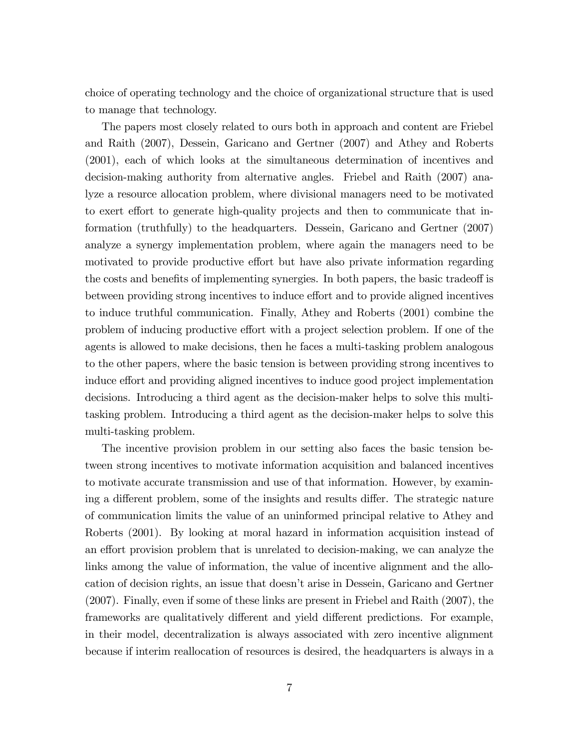choice of operating technology and the choice of organizational structure that is used to manage that technology.

The papers most closely related to ours both in approach and content are Friebel and Raith (2007), Dessein, Garicano and Gertner (2007) and Athey and Roberts (2001), each of which looks at the simultaneous determination of incentives and decision-making authority from alternative angles. Friebel and Raith (2007) analyze a resource allocation problem, where divisional managers need to be motivated to exert effort to generate high-quality projects and then to communicate that information (truthfully) to the headquarters. Dessein, Garicano and Gertner (2007) analyze a synergy implementation problem, where again the managers need to be motivated to provide productive effort but have also private information regarding the costs and benefits of implementing synergies. In both papers, the basic tradeoff is between providing strong incentives to induce effort and to provide aligned incentives to induce truthful communication. Finally, Athey and Roberts (2001) combine the problem of inducing productive effort with a project selection problem. If one of the agents is allowed to make decisions, then he faces a multi-tasking problem analogous to the other papers, where the basic tension is between providing strong incentives to induce effort and providing aligned incentives to induce good project implementation decisions. Introducing a third agent as the decision-maker helps to solve this multi-tasking problem. Introducing a third agent as the decision-maker helps to solve this multi-tasking problem.

The incentive provision problem in our setting also faces the basic tension between strong incentives to motivate information acquisition and balanced incentives to motivate accurate transmission and use of that information. However, by examining a different problem, some of the insights and results differ. The strategic nature of communication limits the value of an uninformed principal relative to Athey and Roberts (2001). By looking at moral hazard in information acquisition instead of an effort provision problem that is unrelated to decision-making, we can analyze the links among the value of information, the value of incentive alignment and the allocation of decision rights, an issue that doesn't arise in Dessein, Garicano and Gertner (2007). Finally, even if some of these links are present in Friebel and Raith (2007), the frameworks are qualitatively different and yield different predictions. For example, in their model, decentralization is always associated with zero incentive alignment because if interim reallocation of resources is desired, the headquarters is always in a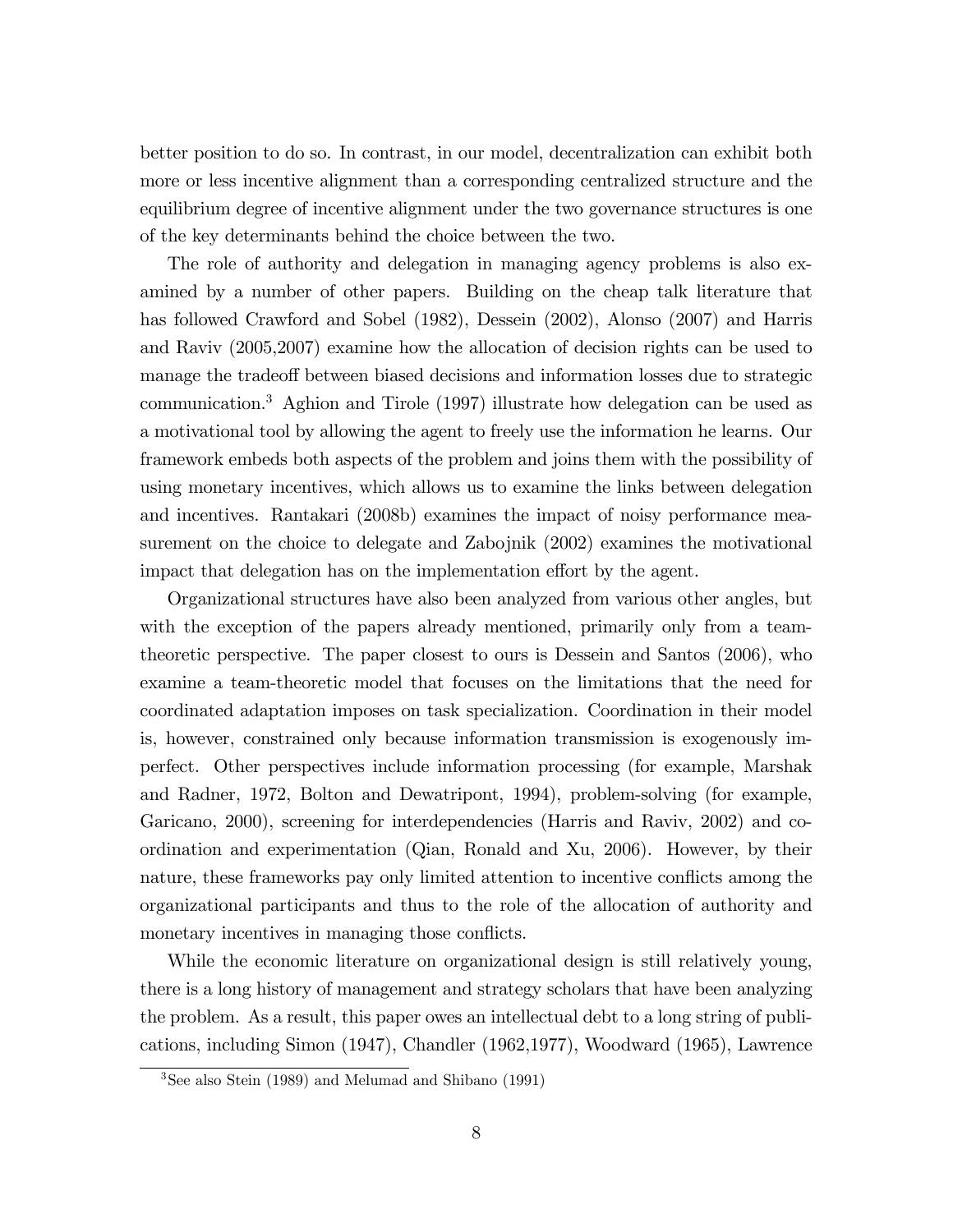better position to do so. In contrast, in our model, decentralization can exhibit both more or less incentive alignment than a corresponding centralized structure and the equilibrium degree of incentive alignment under the two governance structures is one of the key determinants behind the choice between the two.

The role of authority and delegation in managing agency problems is also examined by a number of other papers. Building on the cheap talk literature that has followed Crawford and Sobel (1982), Dessein (2002), Alonso (2007) and Harris and Raviv (2005,2007) examine how the allocation of decision rights can be used to manage the tradeoff between biased decisions and information losses due to strategic communication.[3] Aghion and Tirole (1997) illustrate how delegation can be used as a motivational tool by allowing the agent to freely use the information he learns. Our framework embeds both aspects of the problem and joins them with the possibility of using monetary incentives, which allows us to examine the links between delegation and incentives. Rantakari (2008b) examines the impact of noisy performance measurement on the choice to delegate and Zabojnik (2002) examines the motivational impact that delegation has on the implementation effort by the agent.

Organizational structures have also been analyzed from various other angles, but with the exception of the papers already mentioned, primarily only from a team-theoretic perspective. The paper closest to ours is Dessein and Santos (2006), who examine a team-theoretic model that focuses on the limitations that the need for coordinated adaptation imposes on task specialization. Coordination in their model is, however, constrained only because information transmission is exogenously imperfect. Other perspectives include information processing (for example, Marshak and Radner, 1972, Bolton and Dewatripont, 1994), problem-solving (for example, Garicano, 2000), screening for interdependencies (Harris and Raviv, 2002) and coordination and experimentation (Qian, Ronald and Xu, 2006). However, by their nature, these frameworks pay only limited attention to incentive conflicts among the organizational participants and thus to the role of the allocation of authority and monetary incentives in managing those conflicts.

While the economic literature on organizational design is still relatively young, there is a long history of management and strategy scholars that have been analyzing the problem. As a result, this paper owes an intellectual debt to a long string of publications, including Simon (1947), Chandler (1962,1977), Woodward (1965), Lawrence

[3] See also Stein (1989) and Melumad and Shibano (1991)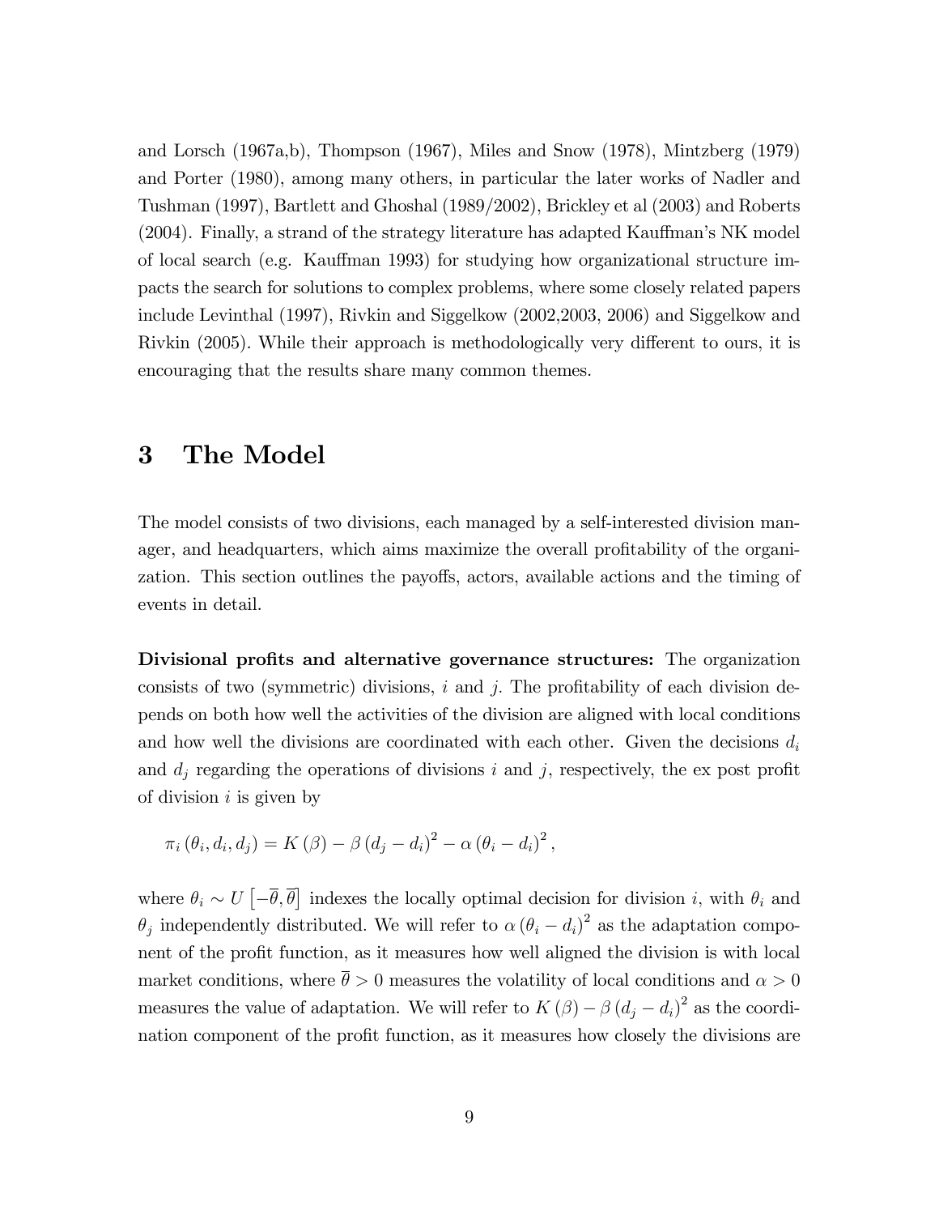and Lorsch (1967a,b), Thompson (1967), Miles and Snow (1978), Mintzberg (1979) and Porter (1980), among many others, in particular the later works of Nadler and Tushman (1997), Bartlett and Ghoshal (1989/2002), Brickley et al (2003) and Roberts (2004). Finally, a strand of the strategy literature has adapted Kauffman's NK model of local search (e.g. Kauffman 1993) for studying how organizational structure impacts the search for solutions to complex problems, where some closely related papers include Levinthal (1997), Rivkin and Siggelkow (2002,2003, 2006) and Siggelkow and Rivkin (2005). While their approach is methodologically very different to ours, it is encouraging that the results share many common themes.

# 3 The Model

The model consists of two divisions, each managed by a self-interested division manager, and headquarters, which aims maximize the overall profitability of the organization. This section outlines the payoffs, actors, available actions and the timing of events in detail.

**Divisional profits and alternative governance structures:** The organization consists of two (symmetric) divisions, $i$ and $j$. The profitability of each division depends on both how well the activities of the division are aligned with local conditions and how well the divisions are coordinated with each other. Given the decisions $d_i$ and $d_j$ regarding the operations of divisions $i$ and $j$, respectively, the ex post profit of division $i$ is given by

$$\pi_i(\theta_i, d_i, d_j) = K(\beta) - \beta(d_j - d_i)^2 - \alpha(\theta_i - d_i)^2,$$

where $\theta_i \sim U\left[-\overline{\theta}, \overline{\theta}\right]$ indexes the locally optimal decision for division $i$, with $\theta_i$ and $\theta_j$ independently distributed. We will refer to $\alpha(\theta_i - d_i)^2$ as the adaptation component of the profit function, as it measures how well aligned the division is with local market conditions, where $\overline{\theta} > 0$ measures the volatility of local conditions and $\alpha > 0$ measures the value of adaptation. We will refer to $K(\beta) - \beta(d_j - d_i)^2$ as the coordination component of the profit function, as it measures how closely the divisions are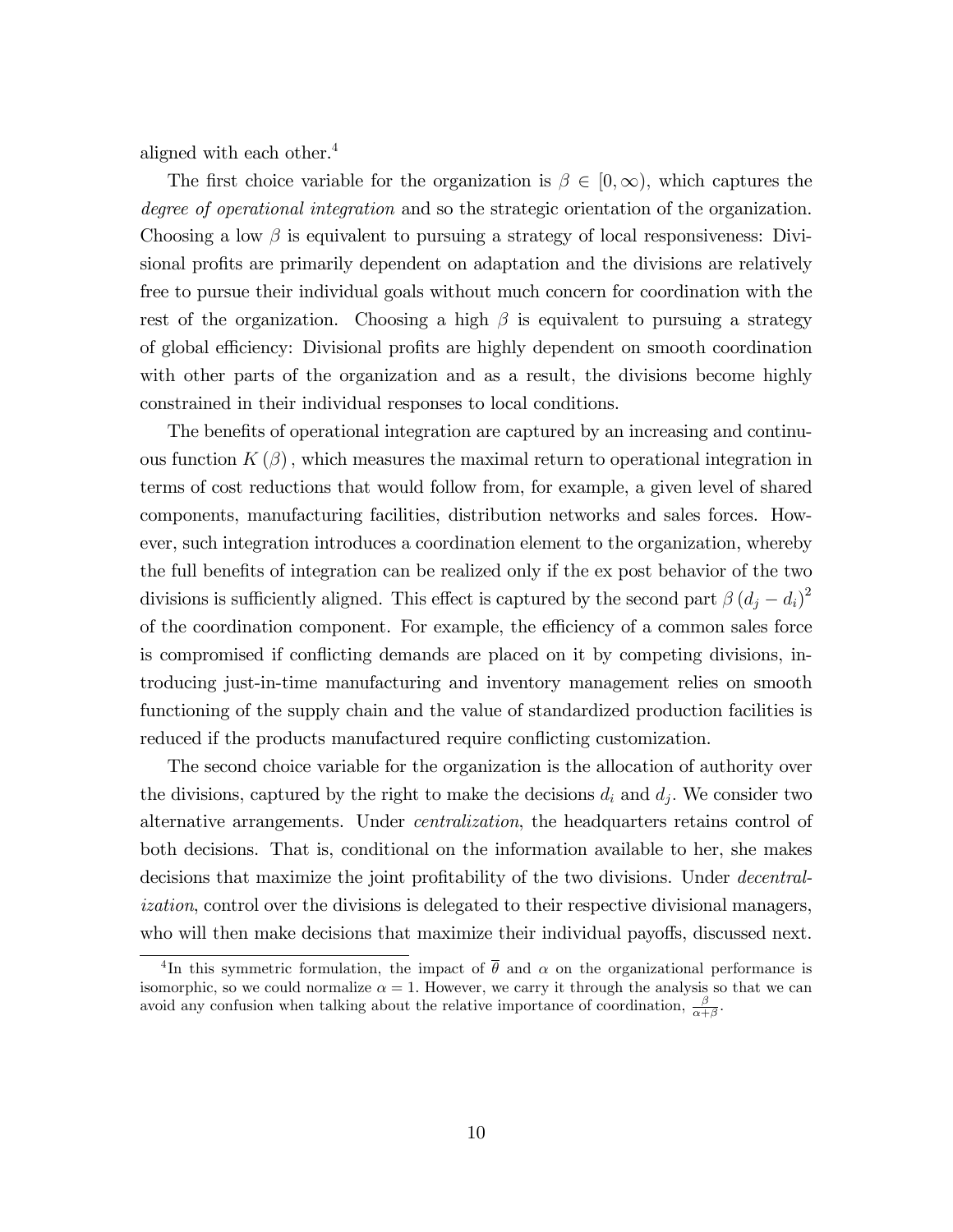aligned with each other.[4]

The first choice variable for the organization is $\beta \in [0, \infty)$, which captures the *degree of operational integration* and so the strategic orientation of the organization. Choosing a low $\beta$ is equivalent to pursuing a strategy of local responsiveness: Divisional profits are primarily dependent on adaptation and the divisions are relatively free to pursue their individual goals without much concern for coordination with the rest of the organization. Choosing a high $\beta$ is equivalent to pursuing a strategy of global efficiency: Divisional profits are highly dependent on smooth coordination with other parts of the organization and as a result, the divisions become highly constrained in their individual responses to local conditions.

The benefits of operational integration are captured by an increasing and continuous function $K(\beta)$, which measures the maximal return to operational integration in terms of cost reductions that would follow from, for example, a given level of shared components, manufacturing facilities, distribution networks and sales forces. However, such integration introduces a coordination element to the organization, whereby the full benefits of integration can be realized only if the ex post behavior of the two divisions is sufficiently aligned. This effect is captured by the second part $\beta (d_j - d_i)^2$ of the coordination component. For example, the efficiency of a common sales force is compromised if conflicting demands are placed on it by competing divisions, introducing just-in-time manufacturing and inventory management relies on smooth functioning of the supply chain and the value of standardized production facilities is reduced if the products manufactured require conflicting customization.

The second choice variable for the organization is the allocation of authority over the divisions, captured by the right to make the decisions $d_i$ and $d_j$. We consider two alternative arrangements. Under *centralization*, the headquarters retains control of both decisions. That is, conditional on the information available to her, she makes decisions that maximize the joint profitability of the two divisions. Under *decentralization*, control over the divisions is delegated to their respective divisional managers, who will then make decisions that maximize their individual payoffs, discussed next.

[4] In this symmetric formulation, the impact of $\overline{\theta}$ and $\alpha$ on the organizational performance is isomorphic, so we could normalize $\alpha = 1$. However, we carry it through the analysis so that we can avoid any confusion when talking about the relative importance of coordination, $\frac{\beta}{\alpha+\beta}$.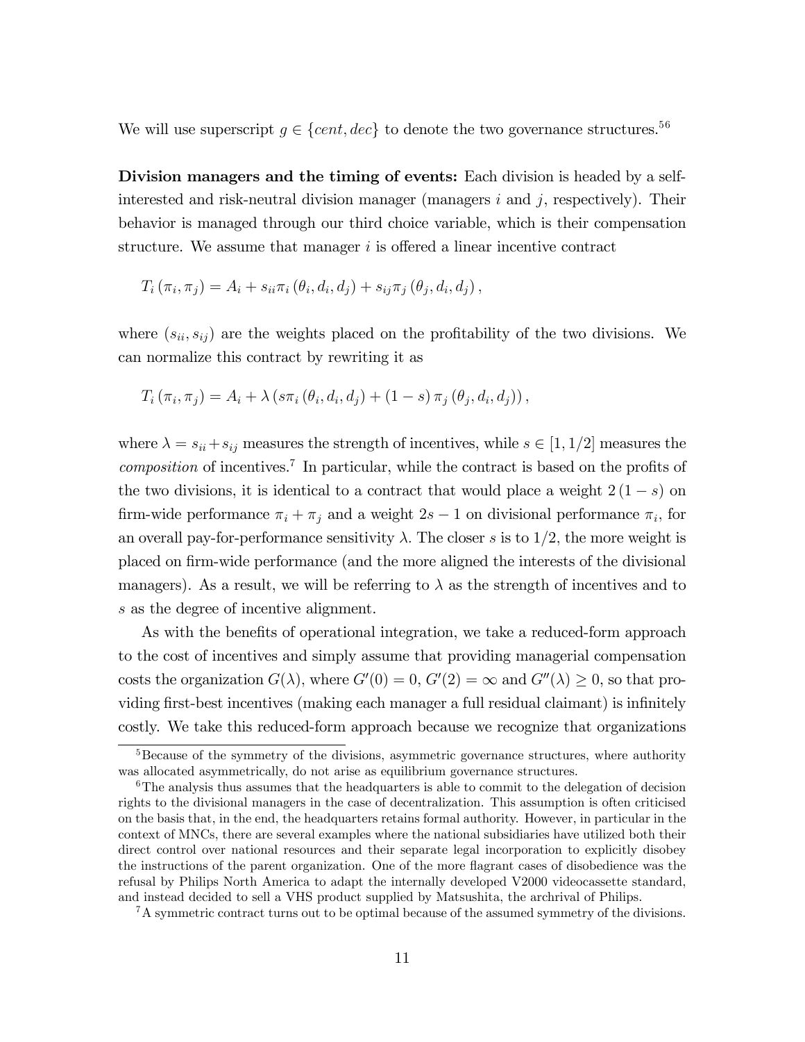We will use superscript $g \in \{cent, dec\}$ to denote the two governance structures.[5][6]

**Division managers and the timing of events:** Each division is headed by a self-interested and risk-neutral division manager (managers $i$ and $j$, respectively). Their behavior is managed through our third choice variable, which is their compensation structure. We assume that manager $i$ is offered a linear incentive contract

$$T_i(\pi_i, \pi_j) = A_i + s_{ii}\pi_i(\theta_i, d_i, d_j) + s_{ij}\pi_j(\theta_j, d_i, d_j),$$

where $(s_{ii}, s_{ij})$ are the weights placed on the profitability of the two divisions. We can normalize this contract by rewriting it as

$$T_i(\pi_i, \pi_j) = A_i + \lambda\left(s\pi_i(\theta_i, d_i, d_j) + (1-s)\pi_j(\theta_j, d_i, d_j)\right),$$

where $\lambda = s_{ii} + s_{ij}$ measures the strength of incentives, while $s \in [1, 1/2]$ measures the *composition* of incentives.[7] In particular, while the contract is based on the profits of the two divisions, it is identical to a contract that would place a weight $2(1-s)$ on firm-wide performance $\pi_i + \pi_j$ and a weight $2s - 1$ on divisional performance $\pi_i$, for an overall pay-for-performance sensitivity $\lambda$. The closer $s$ is to $1/2$, the more weight is placed on firm-wide performance (and the more aligned the interests of the divisional managers). As a result, we will be referring to $\lambda$ as the strength of incentives and to $s$ as the degree of incentive alignment.

As with the benefits of operational integration, we take a reduced-form approach to the cost of incentives and simply assume that providing managerial compensation costs the organization $G(\lambda)$, where $G'(0) = 0$, $G'(2) = \infty$ and $G''(\lambda) \geq 0$, so that providing first-best incentives (making each manager a full residual claimant) is infinitely costly. We take this reduced-form approach because we recognize that organizations

---

[5] Because of the symmetry of the divisions, asymmetric governance structures, where authority was allocated asymmetrically, do not arise as equilibrium governance structures.

[6] The analysis thus assumes that the headquarters is able to commit to the delegation of decision rights to the divisional managers in the case of decentralization. This assumption is often criticised on the basis that, in the end, the headquarters retains formal authority. However, in particular in the context of MNCs, there are several examples where the national subsidiaries have utilized both their direct control over national resources and their separate legal incorporation to explicitly disobey the instructions of the parent organization. One of the more flagrant cases of disobedience was the refusal by Philips North America to adapt the internally developed V2000 videocassette standard, and instead decided to sell a VHS product supplied by Matsushita, the archrival of Philips.

[7] A symmetric contract turns out to be optimal because of the assumed symmetry of the divisions.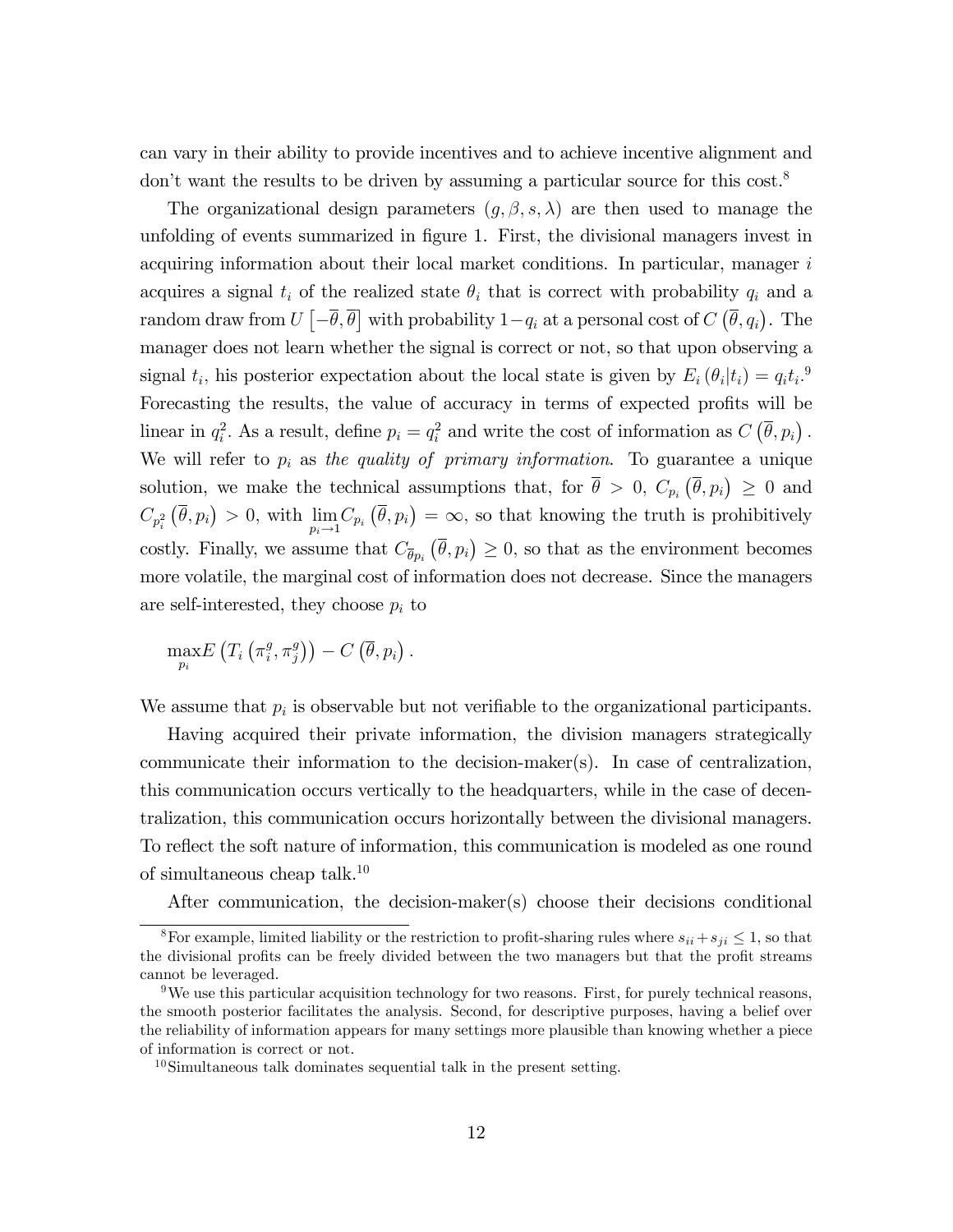can vary in their ability to provide incentives and to achieve incentive alignment and don't want the results to be driven by assuming a particular source for this cost.[8]

The organizational design parameters $(g, \beta, s, \lambda)$ are then used to manage the unfolding of events summarized in figure 1. First, the divisional managers invest in acquiring information about their local market conditions. In particular, manager $i$ acquires a signal $t_i$ of the realized state $\theta_i$ that is correct with probability $q_i$ and a random draw from $U\left[-\overline{\theta}, \overline{\theta}\right]$ with probability $1-q_i$ at a personal cost of $C\left(\overline{\theta}, q_i\right)$. The manager does not learn whether the signal is correct or not, so that upon observing a signal $t_i$, his posterior expectation about the local state is given by $E_i\left(\theta_i | t_i\right) = q_i t_i$.[9] Forecasting the results, the value of accuracy in terms of expected profits will be linear in $q_i^2$. As a result, define $p_i = q_i^2$ and write the cost of information as $C\left(\overline{\theta}, p_i\right)$. We will refer to $p_i$ as *the quality of primary information*. To guarantee a unique solution, we make the technical assumptions that, for $\overline{\theta} > 0$, $C_{p_i}\left(\overline{\theta}, p_i\right) \geq 0$ and $C_{p_i^2}\left(\overline{\theta}, p_i\right) > 0$, with $\lim_{p_i \to 1} C_{p_i}\left(\overline{\theta}, p_i\right) = \infty$, so that knowing the truth is prohibitively costly. Finally, we assume that $C_{\overline{\theta} p_i}\left(\overline{\theta}, p_i\right) \geq 0$, so that as the environment becomes more volatile, the marginal cost of information does not decrease. Since the managers are self-interested, they choose $p_i$ to

$$\max_{p_i} E\left(T_i\left(\pi_i^g, \pi_j^g\right)\right) - C\left(\overline{\theta}, p_i\right).$$

We assume that $p_i$ is observable but not verifiable to the organizational participants.

Having acquired their private information, the division managers strategically communicate their information to the decision-maker(s). In case of centralization, this communication occurs vertically to the headquarters, while in the case of decentralization, this communication occurs horizontally between the divisional managers. To reflect the soft nature of information, this communication is modeled as one round of simultaneous cheap talk.[10]

After communication, the decision-maker(s) choose their decisions conditional

---

[8] For example, limited liability or the restriction to profit-sharing rules where $s_{ii} + s_{ji} \leq 1$, so that the divisional profits can be freely divided between the two managers but that the profit streams cannot be leveraged.

[9] We use this particular acquisition technology for two reasons. First, for purely technical reasons, the smooth posterior facilitates the analysis. Second, for descriptive purposes, having a belief over the reliability of information appears for many settings more plausible than knowing whether a piece of information is correct or not.

[10] Simultaneous talk dominates sequential talk in the present setting.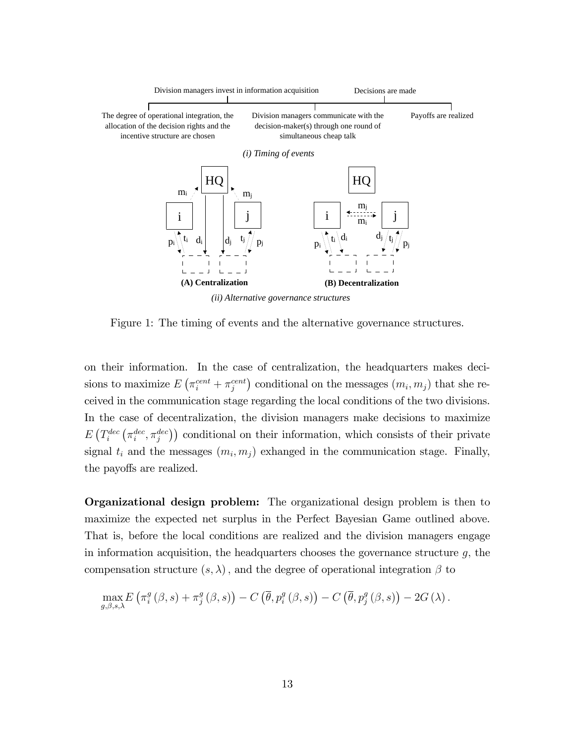Figure 1: The timing of events and the alternative governance structures.

on their information. In the case of centralization, the headquarters makes decisions to maximize $E\left(\pi_i^{cent}+\pi_j^{cent}\right)$ conditional on the messages $(m_i, m_j)$ that she received in the communication stage regarding the local conditions of the two divisions. In the case of decentralization, the division managers make decisions to maximize $E\left(T_i^{dec}\left(\pi_i^{dec},\pi_j^{dec}\right)\right)$ conditional on their information, which consists of their private signal $t_i$ and the messages $(m_i, m_j)$ exhanged in the communication stage. Finally, the payoffs are realized.

**Organizational design problem:** The organizational design problem is then to maximize the expected net surplus in the Perfect Bayesian Game outlined above. That is, before the local conditions are realized and the division managers engage in information acquisition, the headquarters chooses the governance structure $g$, the compensation structure $(s, \lambda)$, and the degree of operational integration $\beta$ to

$$\max_{g,\beta,s,\lambda} E\left(\pi_i^g(\beta,s)+\pi_j^g(\beta,s)\right)-C\left(\overline{\theta},p_i^g(\beta,s)\right)-C\left(\overline{\theta},p_j^g(\beta,s)\right)-2G(\lambda).$$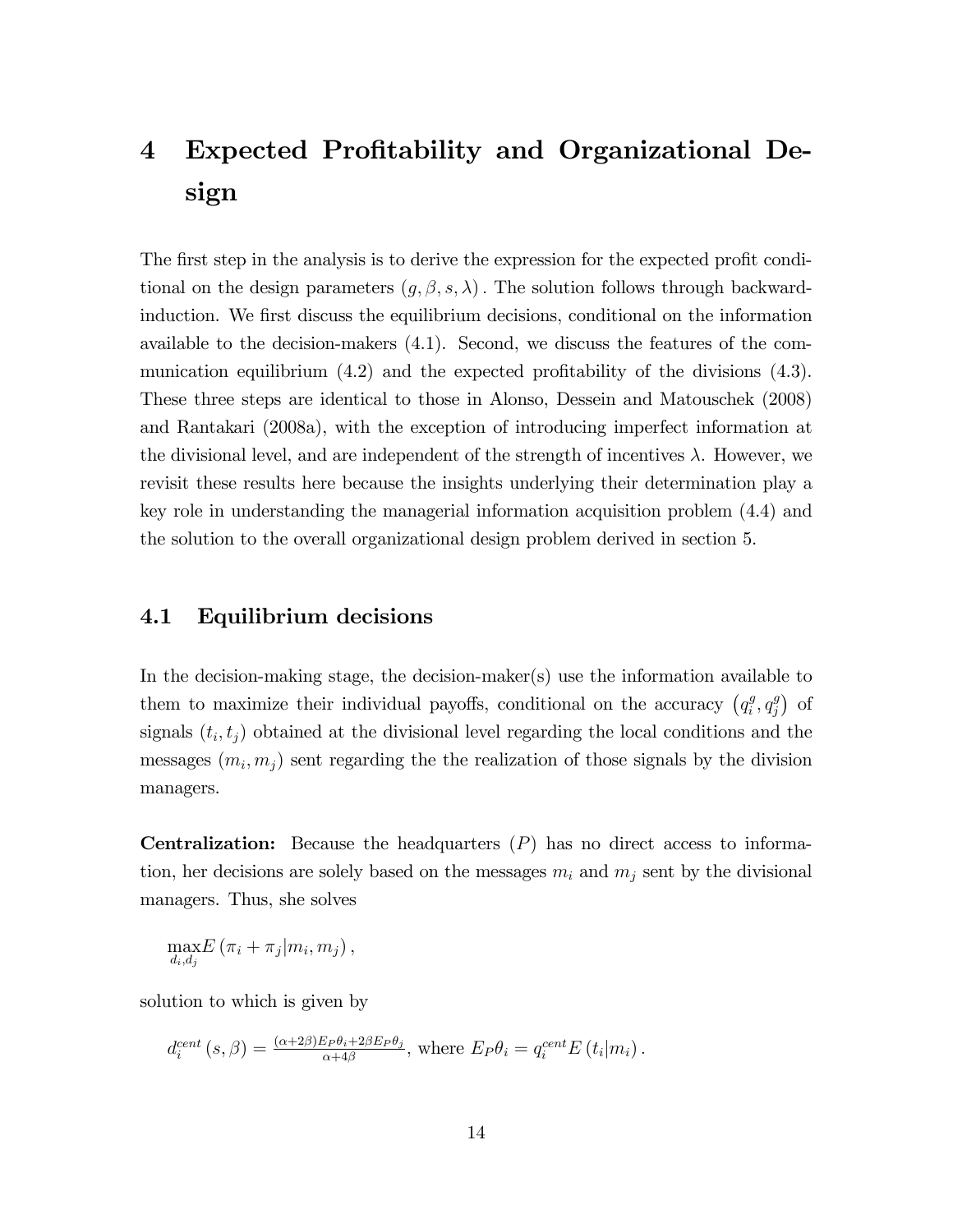# 4 Expected Profitability and Organizational Design

The first step in the analysis is to derive the expression for the expected profit conditional on the design parameters $(g, \beta, s, \lambda)$. The solution follows through backward-induction. We first discuss the equilibrium decisions, conditional on the information available to the decision-makers (4.1). Second, we discuss the features of the communication equilibrium (4.2) and the expected profitability of the divisions (4.3). These three steps are identical to those in Alonso, Dessein and Matouschek (2008) and Rantakari (2008a), with the exception of introducing imperfect information at the divisional level, and are independent of the strength of incentives $\lambda$. However, we revisit these results here because the insights underlying their determination play a key role in understanding the managerial information acquisition problem (4.4) and the solution to the overall organizational design problem derived in section 5.

## 4.1 Equilibrium decisions

In the decision-making stage, the decision-maker(s) use the information available to them to maximize their individual payoffs, conditional on the accuracy $(q_i^g, q_j^g)$ of signals $(t_i, t_j)$ obtained at the divisional level regarding the local conditions and the messages $(m_i, m_j)$ sent regarding the the realization of those signals by the division managers.

**Centralization:** Because the headquarters $(P)$ has no direct access to information, her decisions are solely based on the messages $m_i$ and $m_j$ sent by the divisional managers. Thus, she solves

$$\max_{d_i, d_j} E\left(\pi_i + \pi_j | m_i, m_j\right),$$

solution to which is given by

$$d_i^{cent}(s, \beta) = \frac{(\alpha + 2\beta) E_P \theta_i + 2\beta E_P \theta_j}{\alpha + 4\beta}, \text{ where } E_P \theta_i = q_i^{cent} E\left(t_i | m_i\right).$$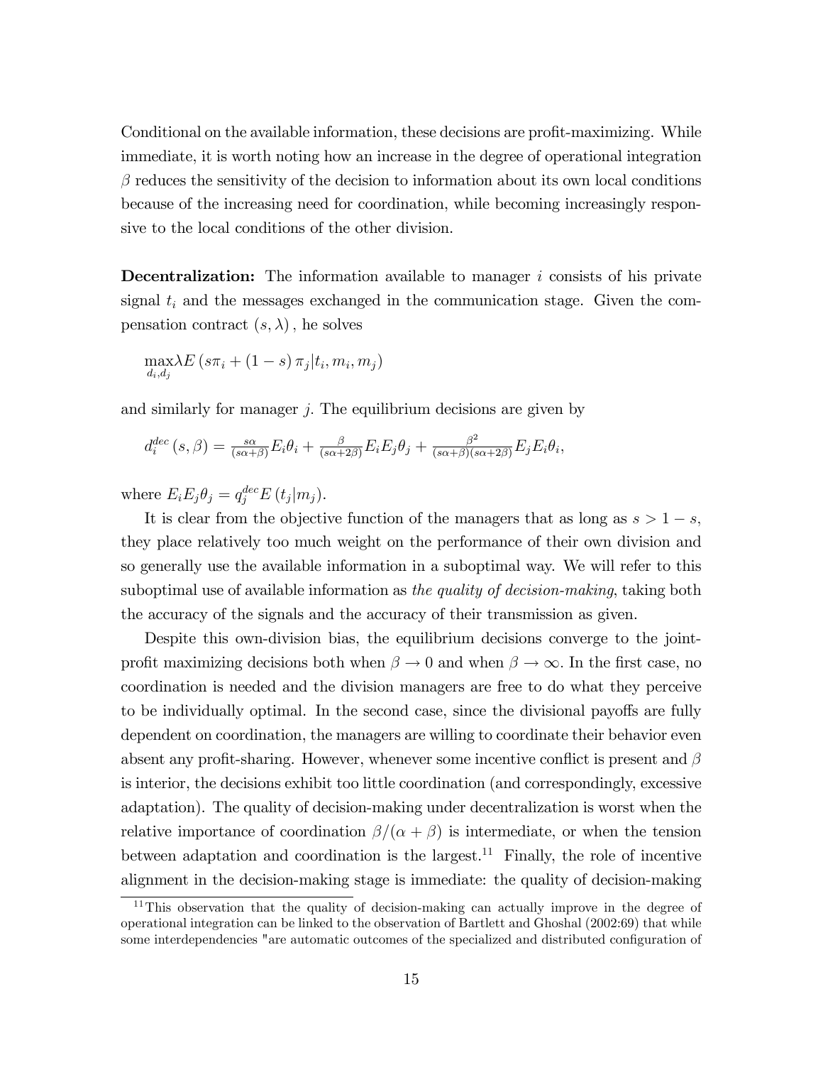Conditional on the available information, these decisions are profit-maximizing. While immediate, it is worth noting how an increase in the degree of operational integration $\beta$ reduces the sensitivity of the decision to information about its own local conditions because of the increasing need for coordination, while becoming increasingly responsive to the local conditions of the other division.

**Decentralization:** The information available to manager $i$ consists of his private signal $t_i$ and the messages exchanged in the communication stage. Given the compensation contract $(s, \lambda)$, he solves

$$\max_{d_i, d_j} \lambda E\left(s\pi_i + (1-s)\pi_j | t_i, m_i, m_j\right)$$

and similarly for manager $j$. The equilibrium decisions are given by

$$d_i^{dec}(s, \beta) = \tfrac{s\alpha}{(s\alpha+\beta)} E_i\theta_i + \tfrac{\beta}{(s\alpha+2\beta)} E_i E_j \theta_j + \tfrac{\beta^2}{(s\alpha+\beta)(s\alpha+2\beta)} E_j E_i \theta_i,$$

where $E_i E_j \theta_j = q_j^{dec} E(t_j | m_j)$.

It is clear from the objective function of the managers that as long as $s > 1-s$, they place relatively too much weight on the performance of their own division and so generally use the available information in a suboptimal way. We will refer to this suboptimal use of available information as *the quality of decision-making*, taking both the accuracy of the signals and the accuracy of their transmission as given.

Despite this own-division bias, the equilibrium decisions converge to the joint-profit maximizing decisions both when $\beta \to 0$ and when $\beta \to \infty$. In the first case, no coordination is needed and the division managers are free to do what they perceive to be individually optimal. In the second case, since the divisional payoffs are fully dependent on coordination, the managers are willing to coordinate their behavior even absent any profit-sharing. However, whenever some incentive conflict is present and $\beta$ is interior, the decisions exhibit too little coordination (and correspondingly, excessive adaptation). The quality of decision-making under decentralization is worst when the relative importance of coordination $\beta/(\alpha+\beta)$ is intermediate, or when the tension between adaptation and coordination is the largest.[11] Finally, the role of incentive alignment in the decision-making stage is immediate: the quality of decision-making

[11] This observation that the quality of decision-making can actually improve in the degree of operational integration can be linked to the observation of Bartlett and Ghoshal (2002:69) that while some interdependencies "are automatic outcomes of the specialized and distributed configuration of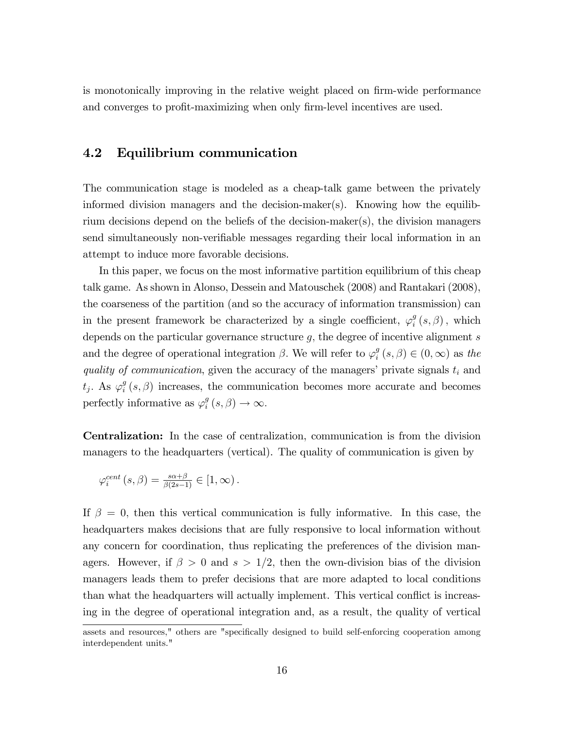is monotonically improving in the relative weight placed on firm-wide performance and converges to profit-maximizing when only firm-level incentives are used.

## 4.2 Equilibrium communication

The communication stage is modeled as a cheap-talk game between the privately informed division managers and the decision-maker(s). Knowing how the equilibrium decisions depend on the beliefs of the decision-maker(s), the division managers send simultaneously non-verifiable messages regarding their local information in an attempt to induce more favorable decisions.

In this paper, we focus on the most informative partition equilibrium of this cheap talk game. As shown in Alonso, Dessein and Matouschek (2008) and Rantakari (2008), the coarseness of the partition (and so the accuracy of information transmission) can in the present framework be characterized by a single coefficient, $\varphi_i^g(s,\beta)$, which depends on the particular governance structure $g$, the degree of incentive alignment $s$ and the degree of operational integration $\beta$. We will refer to $\varphi_i^g(s,\beta) \in (0,\infty)$ as *the quality of communication*, given the accuracy of the managers' private signals $t_i$ and $t_j$. As $\varphi_i^g(s,\beta)$ increases, the communication becomes more accurate and becomes perfectly informative as $\varphi_i^g(s,\beta) \to \infty$.

**Centralization:** In the case of centralization, communication is from the division managers to the headquarters (vertical). The quality of communication is given by

$$\varphi_i^{cent}(s,\beta) = \tfrac{s\alpha+\beta}{\beta(2s-1)} \in [1,\infty).$$

If $\beta = 0$, then this vertical communication is fully informative. In this case, the headquarters makes decisions that are fully responsive to local information without any concern for coordination, thus replicating the preferences of the division managers. However, if $\beta > 0$ and $s > 1/2$, then the own-division bias of the division managers leads them to prefer decisions that are more adapted to local conditions than what the headquarters will actually implement. This vertical conflict is increasing in the degree of operational integration and, as a result, the quality of vertical

assets and resources," others are "specifically designed to build self-enforcing cooperation among interdependent units."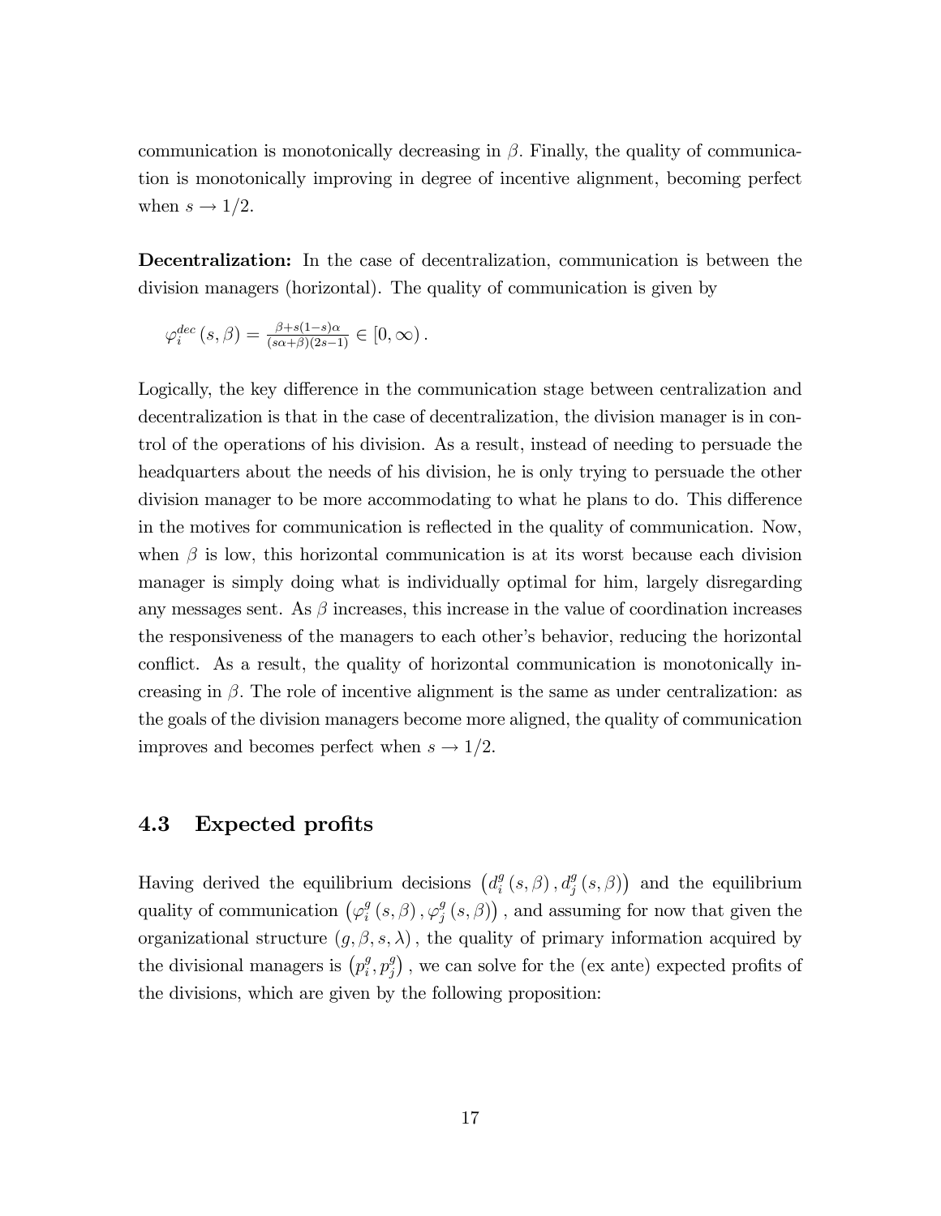communication is monotonically decreasing in $\beta$. Finally, the quality of communication is monotonically improving in degree of incentive alignment, becoming perfect when $s \to 1/2$.

**Decentralization:** In the case of decentralization, communication is between the division managers (horizontal). The quality of communication is given by

$$\varphi_i^{dec}(s, \beta) = \frac{\beta + s(1-s)\alpha}{(s\alpha + \beta)(2s-1)} \in [0, \infty).$$

Logically, the key difference in the communication stage between centralization and decentralization is that in the case of decentralization, the division manager is in control of the operations of his division. As a result, instead of needing to persuade the headquarters about the needs of his division, he is only trying to persuade the other division manager to be more accommodating to what he plans to do. This difference in the motives for communication is reflected in the quality of communication. Now, when $\beta$ is low, this horizontal communication is at its worst because each division manager is simply doing what is individually optimal for him, largely disregarding any messages sent. As $\beta$ increases, this increase in the value of coordination increases the responsiveness of the managers to each other's behavior, reducing the horizontal conflict. As a result, the quality of horizontal communication is monotonically increasing in $\beta$. The role of incentive alignment is the same as under centralization: as the goals of the division managers become more aligned, the quality of communication improves and becomes perfect when $s \to 1/2$.

### 4.3 Expected profits

Having derived the equilibrium decisions $\left(d_i^g(s, \beta), d_j^g(s, \beta)\right)$ and the equilibrium quality of communication $\left(\varphi_i^g(s, \beta), \varphi_j^g(s, \beta)\right)$, and assuming for now that given the organizational structure $(g, \beta, s, \lambda)$, the quality of primary information acquired by the divisional managers is $\left(p_i^g, p_j^g\right)$, we can solve for the (ex ante) expected profits of the divisions, which are given by the following proposition: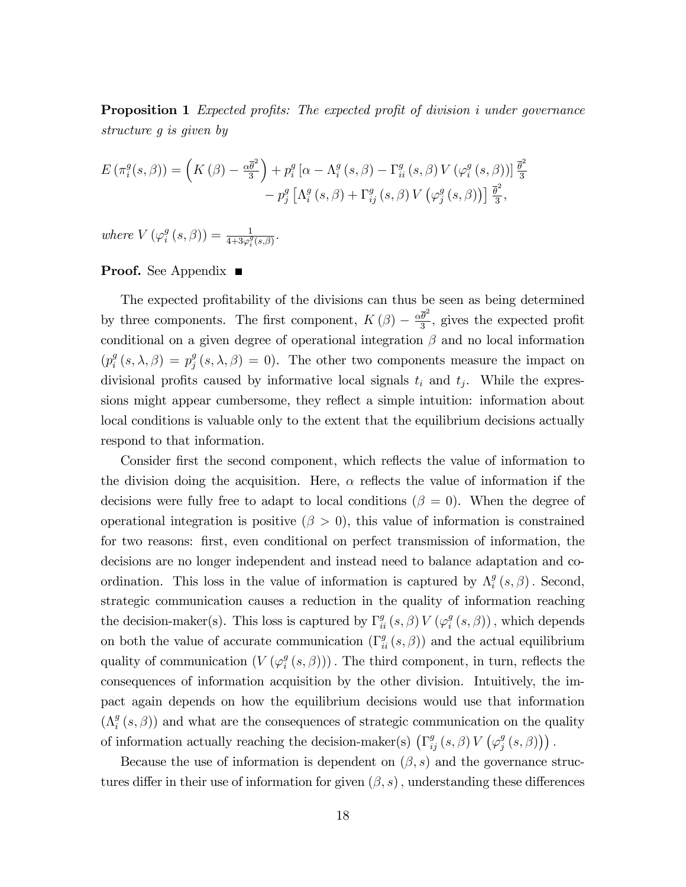**Proposition 1** *Expected profits: The expected profit of division $i$ under governance structure $g$ is given by*

$$E\left(\pi_i^g(s,\beta)\right) = \left(K\left(\beta\right) - \frac{\alpha\overline{\theta}^2}{3}\right) + p_i^g\left[\alpha - \Lambda_i^g\left(s,\beta\right) - \Gamma_{ii}^g\left(s,\beta\right)V\left(\varphi_i^g\left(s,\beta\right)\right)\right]\frac{\overline{\theta}^2}{3}$$
$$- p_j^g\left[\Lambda_i^g\left(s,\beta\right) + \Gamma_{ij}^g\left(s,\beta\right)V\left(\varphi_j^g\left(s,\beta\right)\right)\right]\frac{\overline{\theta}^2}{3},$$

*where* $V\left(\varphi_i^g\left(s,\beta\right)\right) = \frac{1}{4+3\varphi_i^g(s,\beta)}$.

**Proof.** See Appendix ■

The expected profitability of the divisions can thus be seen as being determined by three components. The first component, $K\left(\beta\right) - \frac{\alpha\overline{\theta}^2}{3}$, gives the expected profit conditional on a given degree of operational integration $\beta$ and no local information ($p_i^g\left(s,\lambda,\beta\right) = p_j^g\left(s,\lambda,\beta\right) = 0$). The other two components measure the impact on divisional profits caused by informative local signals $t_i$ and $t_j$. While the expressions might appear cumbersome, they reflect a simple intuition: information about local conditions is valuable only to the extent that the equilibrium decisions actually respond to that information.

Consider first the second component, which reflects the value of information to the division doing the acquisition. Here, $\alpha$ reflects the value of information if the decisions were fully free to adapt to local conditions ($\beta = 0$). When the degree of operational integration is positive ($\beta > 0$), this value of information is constrained for two reasons: first, even conditional on perfect transmission of information, the decisions are no longer independent and instead need to balance adaptation and coordination. This loss in the value of information is captured by $\Lambda_i^g\left(s,\beta\right)$. Second, strategic communication causes a reduction in the quality of information reaching the decision-maker(s). This loss is captured by $\Gamma_{ii}^g\left(s,\beta\right)V\left(\varphi_i^g\left(s,\beta\right)\right)$, which depends on both the value of accurate communication ($\Gamma_{ii}^g\left(s,\beta\right)$) and the actual equilibrium quality of communication ($V\left(\varphi_i^g\left(s,\beta\right)\right)$). The third component, in turn, reflects the consequences of information acquisition by the other division. Intuitively, the impact again depends on how the equilibrium decisions would use that information ($\Lambda_i^g\left(s,\beta\right)$) and what are the consequences of strategic communication on the quality of information actually reaching the decision-maker(s) $\left(\Gamma_{ij}^g\left(s,\beta\right)V\left(\varphi_j^g\left(s,\beta\right)\right)\right)$.

Because the use of information is dependent on $(\beta, s)$ and the governance structures differ in their use of information for given $(\beta, s)$, understanding these differences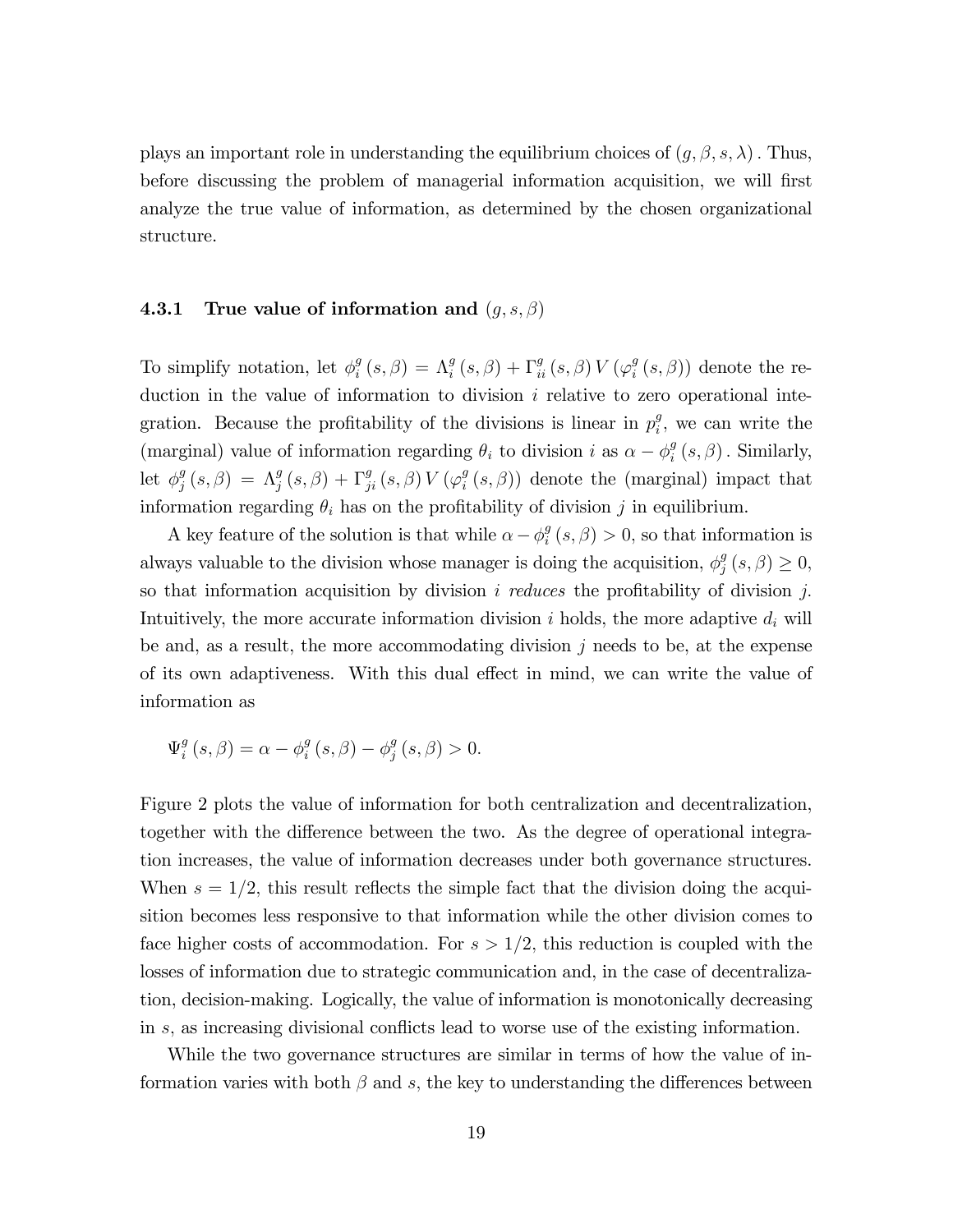plays an important role in understanding the equilibrium choices of $(g, \beta, s, \lambda)$. Thus, before discussing the problem of managerial information acquisition, we will first analyze the true value of information, as determined by the chosen organizational structure.

#### 4.3.1 True value of information and $(g, s, \beta)$

To simplify notation, let $\phi_i^g(s, \beta) = \Lambda_i^g(s, \beta) + \Gamma_{ii}^g(s, \beta) V(\varphi_i^g(s, \beta))$ denote the reduction in the value of information to division $i$ relative to zero operational integration. Because the profitability of the divisions is linear in $p_i^g$, we can write the (marginal) value of information regarding $\theta_i$ to division $i$ as $\alpha - \phi_i^g(s, \beta)$. Similarly, let $\phi_j^g(s, \beta) = \Lambda_j^g(s, \beta) + \Gamma_{ji}^g(s, \beta) V(\varphi_i^g(s, \beta))$ denote the (marginal) impact that information regarding $\theta_i$ has on the profitability of division $j$ in equilibrium.

A key feature of the solution is that while $\alpha - \phi_i^g(s, \beta) > 0$, so that information is always valuable to the division whose manager is doing the acquisition, $\phi_j^g(s, \beta) \geq 0$, so that information acquisition by division $i$ *reduces* the profitability of division $j$. Intuitively, the more accurate information division $i$ holds, the more adaptive $d_i$ will be and, as a result, the more accommodating division $j$ needs to be, at the expense of its own adaptiveness. With this dual effect in mind, we can write the value of information as

$$\Psi_i^g(s, \beta) = \alpha - \phi_i^g(s, \beta) - \phi_j^g(s, \beta) > 0.$$

Figure 2 plots the value of information for both centralization and decentralization, together with the difference between the two. As the degree of operational integration increases, the value of information decreases under both governance structures. When $s = 1/2$, this result reflects the simple fact that the division doing the acquisition becomes less responsive to that information while the other division comes to face higher costs of accommodation. For $s > 1/2$, this reduction is coupled with the losses of information due to strategic communication and, in the case of decentralization, decision-making. Logically, the value of information is monotonically decreasing in $s$, as increasing divisional conflicts lead to worse use of the existing information.

While the two governance structures are similar in terms of how the value of information varies with both $\beta$ and $s$, the key to understanding the differences between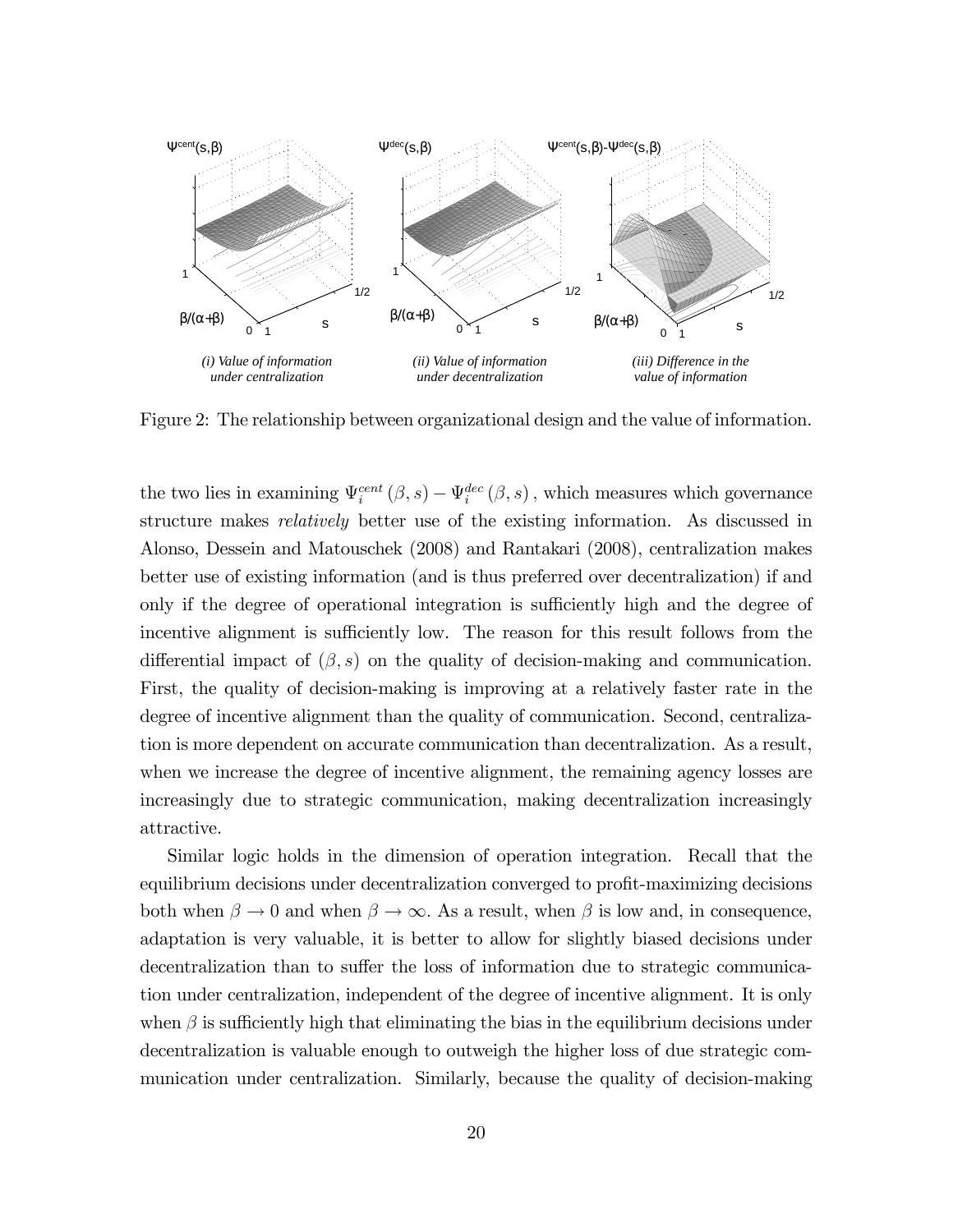Figure 2: The relationship between organizational design and the value of information.

the two lies in examining $\Psi_i^{cent}(\beta, s) - \Psi_i^{dec}(\beta, s)$, which measures which governance structure makes *relatively* better use of the existing information. As discussed in Alonso, Dessein and Matouschek (2008) and Rantakari (2008), centralization makes better use of existing information (and is thus preferred over decentralization) if and only if the degree of operational integration is sufficiently high and the degree of incentive alignment is sufficiently low. The reason for this result follows from the differential impact of $(\beta, s)$ on the quality of decision-making and communication. First, the quality of decision-making is improving at a relatively faster rate in the degree of incentive alignment than the quality of communication. Second, centralization is more dependent on accurate communication than decentralization. As a result, when we increase the degree of incentive alignment, the remaining agency losses are increasingly due to strategic communication, making decentralization increasingly attractive.

Similar logic holds in the dimension of operation integration. Recall that the equilibrium decisions under decentralization converged to profit-maximizing decisions both when $\beta \to 0$ and when $\beta \to \infty$. As a result, when $\beta$ is low and, in consequence, adaptation is very valuable, it is better to allow for slightly biased decisions under decentralization than to suffer the loss of information due to strategic communication under centralization, independent of the degree of incentive alignment. It is only when $\beta$ is sufficiently high that eliminating the bias in the equilibrium decisions under decentralization is valuable enough to outweigh the higher loss of due strategic communication under centralization. Similarly, because the quality of decision-making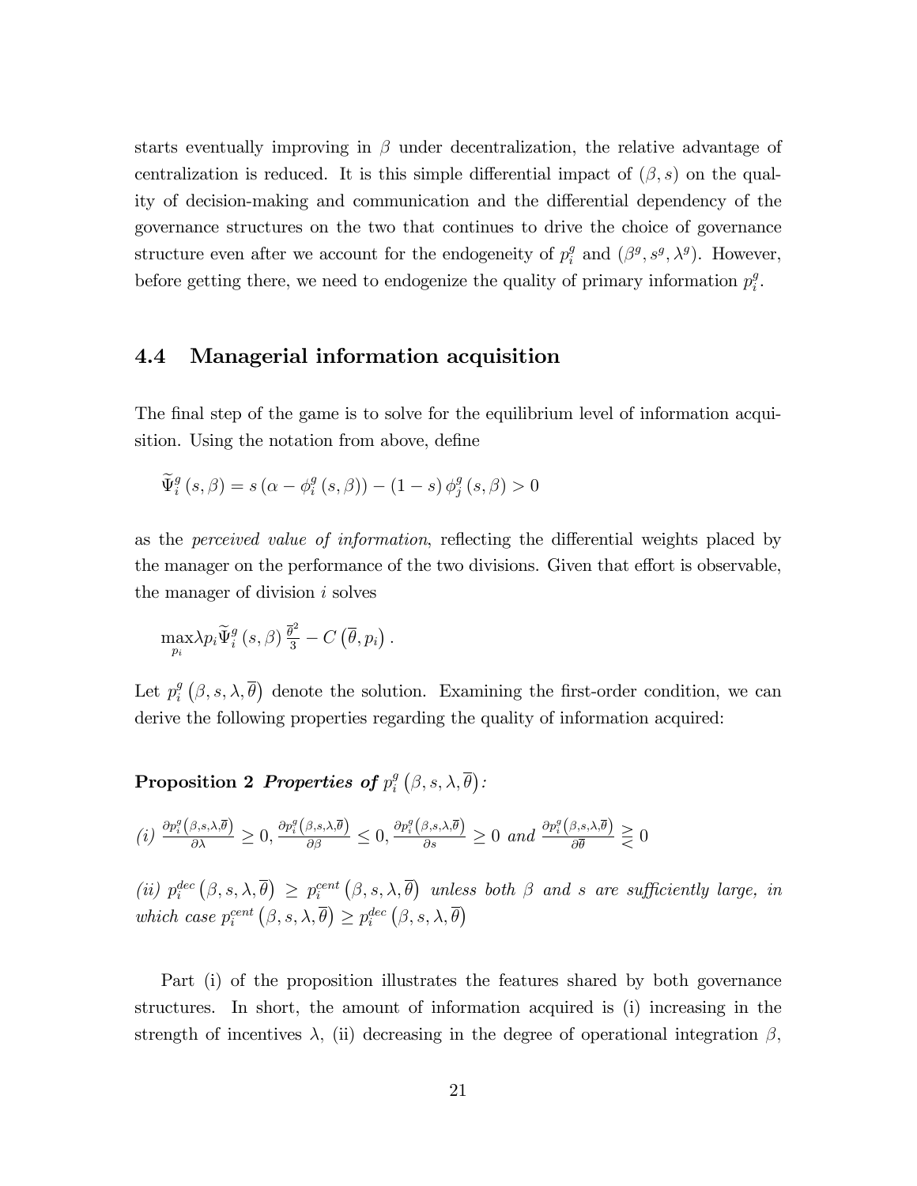starts eventually improving in $\beta$ under decentralization, the relative advantage of centralization is reduced. It is this simple differential impact of $(\beta, s)$ on the quality of decision-making and communication and the differential dependency of the governance structures on the two that continues to drive the choice of governance structure even after we account for the endogeneity of $p_i^g$ and $(\beta^g, s^g, \lambda^g)$. However, before getting there, we need to endogenize the quality of primary information $p_i^g$.

## 4.4 Managerial information acquisition

The final step of the game is to solve for the equilibrium level of information acquisition. Using the notation from above, define

$$\widetilde{\Psi}_i^g(s,\beta) = s\left(\alpha - \phi_i^g(s,\beta)\right) - (1-s)\,\phi_j^g(s,\beta) > 0$$

as the *perceived value of information*, reflecting the differential weights placed by the manager on the performance of the two divisions. Given that effort is observable, the manager of division $i$ solves

$$\max_{p_i} \lambda p_i \widetilde{\Psi}_i^g(s,\beta)\,\frac{\overline{\theta}^2}{3} - C\left(\overline{\theta}, p_i\right).$$

Let $p_i^g\left(\beta, s, \lambda, \overline{\theta}\right)$ denote the solution. Examining the first-order condition, we can derive the following properties regarding the quality of information acquired:

**Proposition 2** ***Properties of*** $p_i^g\left(\beta, s, \lambda, \overline{\theta}\right)$*:*

*(i)* $\frac{\partial p_i^g\left(\beta,s,\lambda,\overline{\theta}\right)}{\partial \lambda} \geq 0$, $\frac{\partial p_i^g\left(\beta,s,\lambda,\overline{\theta}\right)}{\partial \beta} \leq 0$, $\frac{\partial p_i^g\left(\beta,s,\lambda,\overline{\theta}\right)}{\partial s} \geq 0$ *and* $\frac{\partial p_i^g\left(\beta,s,\lambda,\overline{\theta}\right)}{\partial \overline{\theta}} \gtreqless 0$

*(ii)* $p_i^{dec}\left(\beta, s, \lambda, \overline{\theta}\right) \geq p_i^{cent}\left(\beta, s, \lambda, \overline{\theta}\right)$ *unless both* $\beta$ *and* $s$ *are sufficiently large, in which case* $p_i^{cent}\left(\beta, s, \lambda, \overline{\theta}\right) \geq p_i^{dec}\left(\beta, s, \lambda, \overline{\theta}\right)$

Part (i) of the proposition illustrates the features shared by both governance structures. In short, the amount of information acquired is (i) increasing in the strength of incentives $\lambda$, (ii) decreasing in the degree of operational integration $\beta$,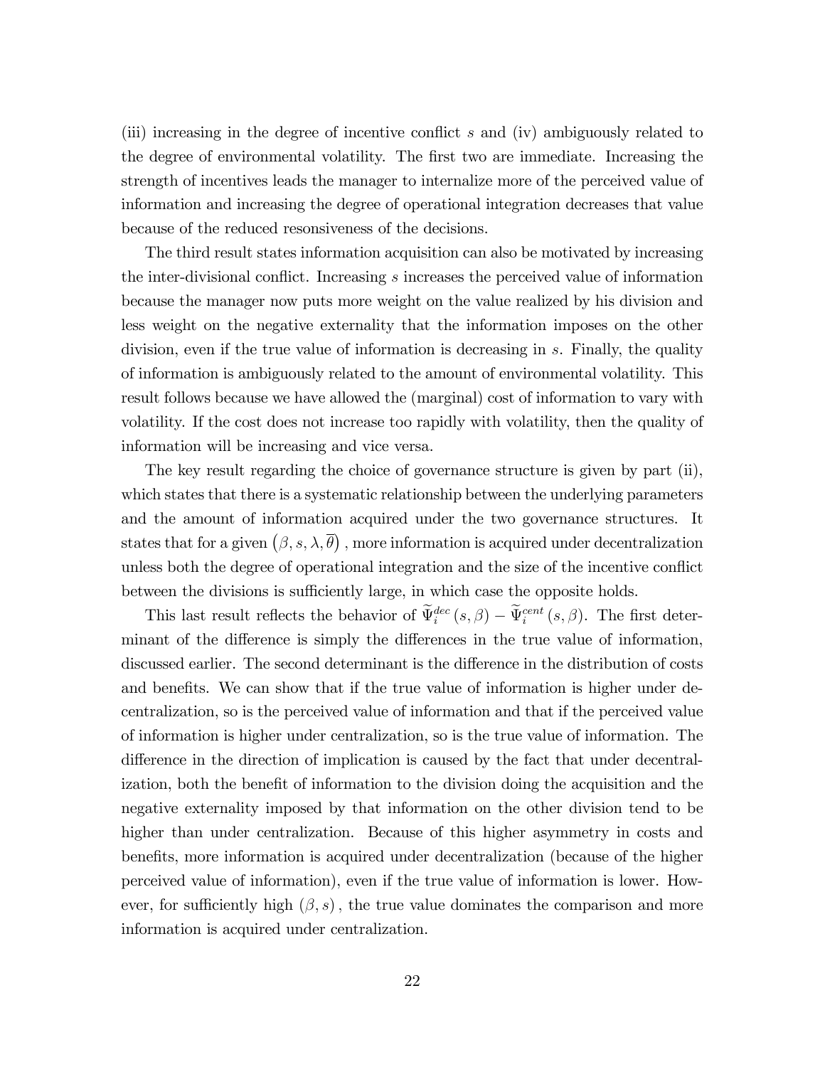(iii) increasing in the degree of incentive conflict $s$ and (iv) ambiguously related to the degree of environmental volatility. The first two are immediate. Increasing the strength of incentives leads the manager to internalize more of the perceived value of information and increasing the degree of operational integration decreases that value because of the reduced resonsiveness of the decisions.

The third result states information acquisition can also be motivated by increasing the inter-divisional conflict. Increasing $s$ increases the perceived value of information because the manager now puts more weight on the value realized by his division and less weight on the negative externality that the information imposes on the other division, even if the true value of information is decreasing in $s$. Finally, the quality of information is ambiguously related to the amount of environmental volatility. This result follows because we have allowed the (marginal) cost of information to vary with volatility. If the cost does not increase too rapidly with volatility, then the quality of information will be increasing and vice versa.

The key result regarding the choice of governance structure is given by part (ii), which states that there is a systematic relationship between the underlying parameters and the amount of information acquired under the two governance structures. It states that for a given $\left(\beta, s, \lambda, \overline{\theta}\right)$, more information is acquired under decentralization unless both the degree of operational integration and the size of the incentive conflict between the divisions is sufficiently large, in which case the opposite holds.

This last result reflects the behavior of $\widetilde{\Psi}_i^{dec}(s,\beta) - \widetilde{\Psi}_i^{cent}(s,\beta)$. The first determinant of the difference is simply the differences in the true value of information, discussed earlier. The second determinant is the difference in the distribution of costs and benefits. We can show that if the true value of information is higher under decentralization, so is the perceived value of information and that if the perceived value of information is higher under centralization, so is the true value of information. The difference in the direction of implication is caused by the fact that under decentralization, both the benefit of information to the division doing the acquisition and the negative externality imposed by that information on the other division tend to be higher than under centralization. Because of this higher asymmetry in costs and benefits, more information is acquired under decentralization (because of the higher perceived value of information), even if the true value of information is lower. However, for sufficiently high $(\beta, s)$, the true value dominates the comparison and more information is acquired under centralization.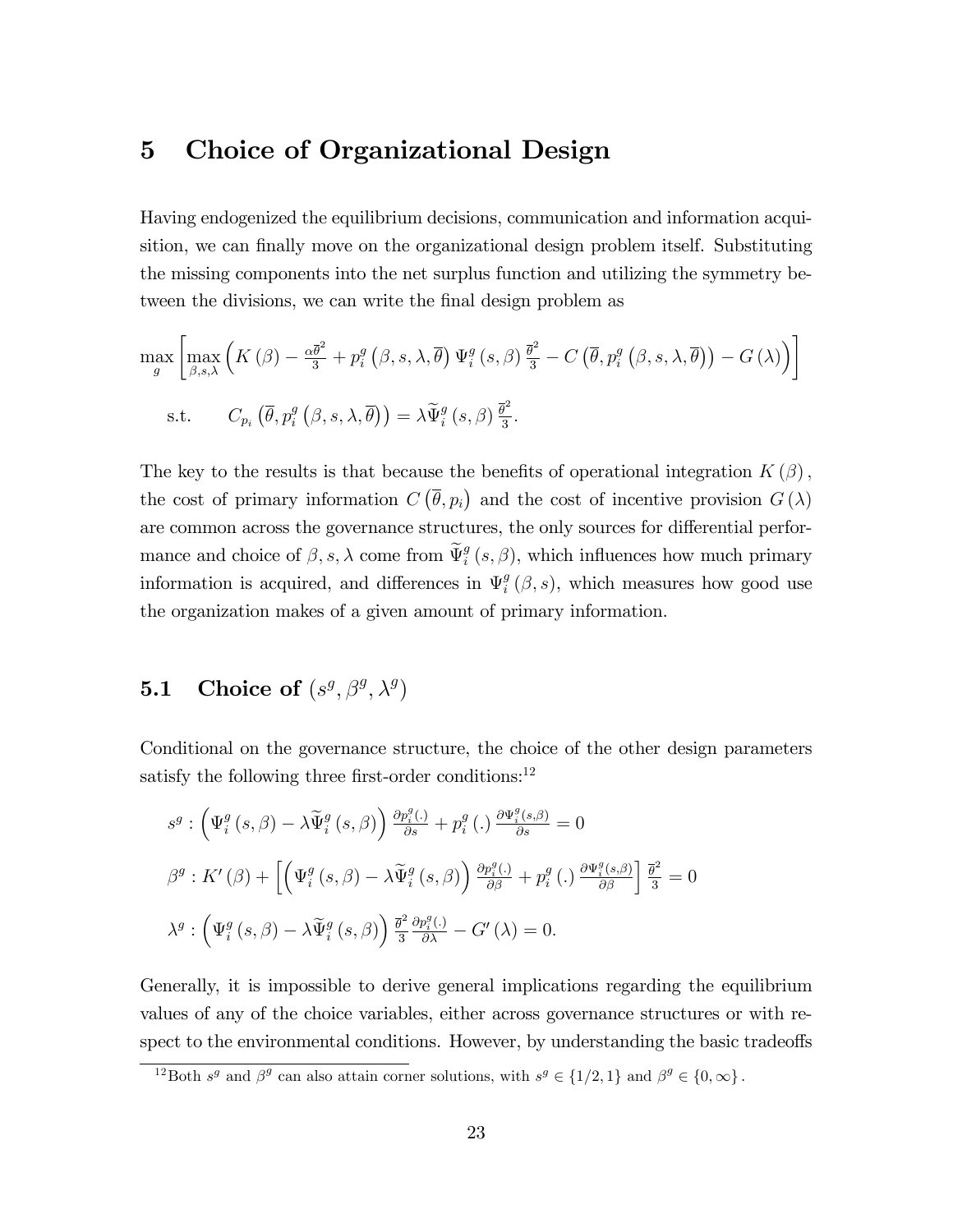# 5 Choice of Organizational Design

Having endogenized the equilibrium decisions, communication and information acquisition, we can finally move on to the organizational design problem itself. Substituting the missing components into the net surplus function and utilizing the symmetry between the divisions, we can write the final design problem as

$$\max_{g}\left[\max_{\beta,s,\lambda}\left(K\left(\beta\right)-\tfrac{\alpha\overline{\theta}^{2}}{3}+p_{i}^{g}\left(\beta,s,\lambda,\overline{\theta}\right)\Psi_{i}^{g}\left(s,\beta\right)\tfrac{\overline{\theta}^{2}}{3}-C\left(\overline{\theta},p_{i}^{g}\left(\beta,s,\lambda,\overline{\theta}\right)\right)-G\left(\lambda\right)\right)\right]$$

$$\text{s.t.}\qquad C_{p_{i}}\left(\overline{\theta},p_{i}^{g}\left(\beta,s,\lambda,\overline{\theta}\right)\right)=\lambda\widetilde{\Psi}_{i}^{g}\left(s,\beta\right)\tfrac{\overline{\theta}^{2}}{3}.$$

The key to the results is that because the benefits of operational integration $K(\beta)$, the cost of primary information $C\left(\overline{\theta},p_{i}\right)$ and the cost of incentive provision $G(\lambda)$ are common across the governance structures, the only sources for differential performance and choice of $\beta,s,\lambda$ come from $\widetilde{\Psi}_{i}^{g}(s,\beta)$, which influences how much primary information is acquired, and differences in $\Psi_{i}^{g}(\beta,s)$, which measures how good use the organization makes of a given amount of primary information.

## 5.1 Choice of $(s^{g},\beta^{g},\lambda^{g})$

Conditional on the governance structure, the choice of the other design parameters satisfy the following three first-order conditions:[12]

$$s^{g}:\left(\Psi_{i}^{g}\left(s,\beta\right)-\lambda\widetilde{\Psi}_{i}^{g}\left(s,\beta\right)\right)\tfrac{\partial p_{i}^{g}(.)}{\partial s}+p_{i}^{g}\left(.\right)\tfrac{\partial\Psi_{i}^{g}(s,\beta)}{\partial s}=0$$

$$\beta^{g}:K'\left(\beta\right)+\left[\left(\Psi_{i}^{g}\left(s,\beta\right)-\lambda\widetilde{\Psi}_{i}^{g}\left(s,\beta\right)\right)\tfrac{\partial p_{i}^{g}(.)}{\partial\beta}+p_{i}^{g}\left(.\right)\tfrac{\partial\Psi_{i}^{g}(s,\beta)}{\partial\beta}\right]\tfrac{\overline{\theta}^{2}}{3}=0$$

$$\lambda^{g}:\left(\Psi_{i}^{g}\left(s,\beta\right)-\lambda\widetilde{\Psi}_{i}^{g}\left(s,\beta\right)\right)\tfrac{\overline{\theta}^{2}}{3}\tfrac{\partial p_{i}^{g}(.)}{\partial\lambda}-G'\left(\lambda\right)=0.$$

Generally, it is impossible to derive general implications regarding the equilibrium values of any of the choice variables, either across governance structures or with respect to the environmental conditions. However, by understanding the basic tradeoffs

[12] Both $s^{g}$ and $\beta^{g}$ can also attain corner solutions, with $s^{g}\in\{1/2,1\}$ and $\beta^{g}\in\{0,\infty\}$.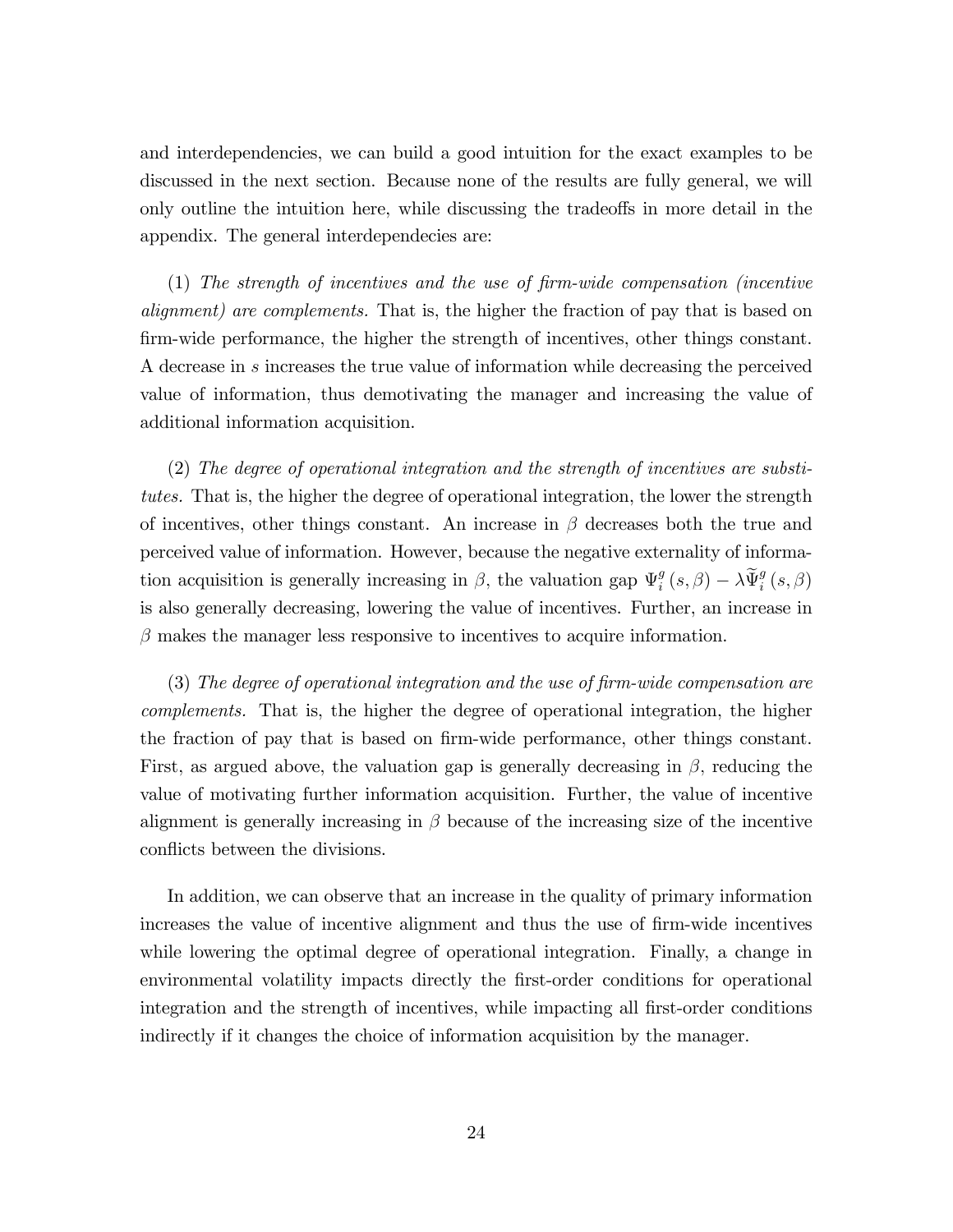and interdependencies, we can build a good intuition for the exact examples to be discussed in the next section. Because none of the results are fully general, we will only outline the intuition here, while discussing the tradeoffs in more detail in the appendix. The general interdependecies are:

(1) *The strength of incentives and the use of firm-wide compensation (incentive alignment) are complements.* That is, the higher the fraction of pay that is based on firm-wide performance, the higher the strength of incentives, other things constant. A decrease in $s$ increases the true value of information while decreasing the perceived value of information, thus demotivating the manager and increasing the value of additional information acquisition.

(2) *The degree of operational integration and the strength of incentives are substitutes.* That is, the higher the degree of operational integration, the lower the strength of incentives, other things constant. An increase in $\beta$ decreases both the true and perceived value of information. However, because the negative externality of information acquisition is generally increasing in $\beta$, the valuation gap $\Psi_i^g(s,\beta) - \lambda\widetilde{\Psi}_i^g(s,\beta)$ is also generally decreasing, lowering the value of incentives. Further, an increase in $\beta$ makes the manager less responsive to incentives to acquire information.

(3) *The degree of operational integration and the use of firm-wide compensation are complements.* That is, the higher the degree of operational integration, the higher the fraction of pay that is based on firm-wide performance, other things constant. First, as argued above, the valuation gap is generally decreasing in $\beta$, reducing the value of motivating further information acquisition. Further, the value of incentive alignment is generally increasing in $\beta$ because of the increasing size of the incentive conflicts between the divisions.

In addition, we can observe that an increase in the quality of primary information increases the value of incentive alignment and thus the use of firm-wide incentives while lowering the optimal degree of operational integration. Finally, a change in environmental volatility impacts directly the first-order conditions for operational integration and the strength of incentives, while impacting all first-order conditions indirectly if it changes the choice of information acquisition by the manager.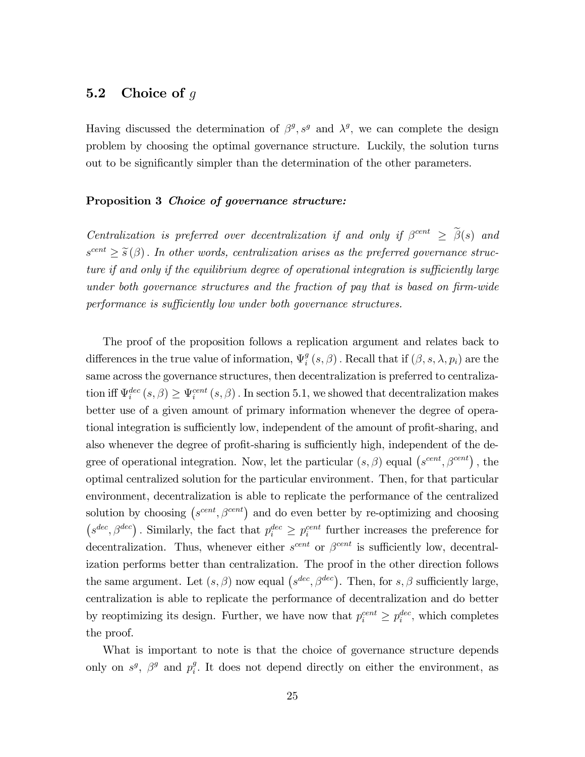### 5.2 Choice of $g$

Having discussed the determination of $\beta^g, s^g$ and $\lambda^g$, we can complete the design problem by choosing the optimal governance structure. Luckily, the solution turns out to be significantly simpler than the determination of the other parameters.

**Proposition 3** ***Choice of governance structure:***

*Centralization is preferred over decentralization if and only if $\beta^{cent} \geq \widetilde{\beta}(s)$ and $s^{cent} \geq \widetilde{s}(\beta)$. In other words, centralization arises as the preferred governance structure if and only if the equilibrium degree of operational integration is sufficiently large under both governance structures and the fraction of pay that is based on firm-wide performance is sufficiently low under both governance structures.*

The proof of the proposition follows a replication argument and relates back to differences in the true value of information, $\Psi_i^g(s, \beta)$. Recall that if $(\beta, s, \lambda, p_i)$ are the same across the governance structures, then decentralization is preferred to centralization iff $\Psi_i^{dec}(s, \beta) \geq \Psi_i^{cent}(s, \beta)$. In section 5.1, we showed that decentralization makes better use of a given amount of primary information whenever the degree of operational integration is sufficiently low, independent of the amount of profit-sharing, and also whenever the degree of profit-sharing is sufficiently high, independent of the degree of operational integration. Now, let the particular $(s, \beta)$ equal $(s^{cent}, \beta^{cent})$, the optimal centralized solution for the particular environment. Then, for that particular environment, decentralization is able to replicate the performance of the centralized solution by choosing $(s^{cent}, \beta^{cent})$ and do even better by re-optimizing and choosing $(s^{dec}, \beta^{dec})$. Similarly, the fact that $p_i^{dec} \geq p_i^{cent}$ further increases the preference for decentralization. Thus, whenever either $s^{cent}$ or $\beta^{cent}$ is sufficiently low, decentralization performs better than centralization. The proof in the other direction follows the same argument. Let $(s, \beta)$ now equal $(s^{dec}, \beta^{dec})$. Then, for $s, \beta$ sufficiently large, centralization is able to replicate the performance of decentralization and do better by reoptimizing its design. Further, we have now that $p_i^{cent} \geq p_i^{dec}$, which completes the proof.

What is important to note is that the choice of governance structure depends only on $s^g$, $\beta^g$ and $p_i^g$. It does not depend directly on either the environment, as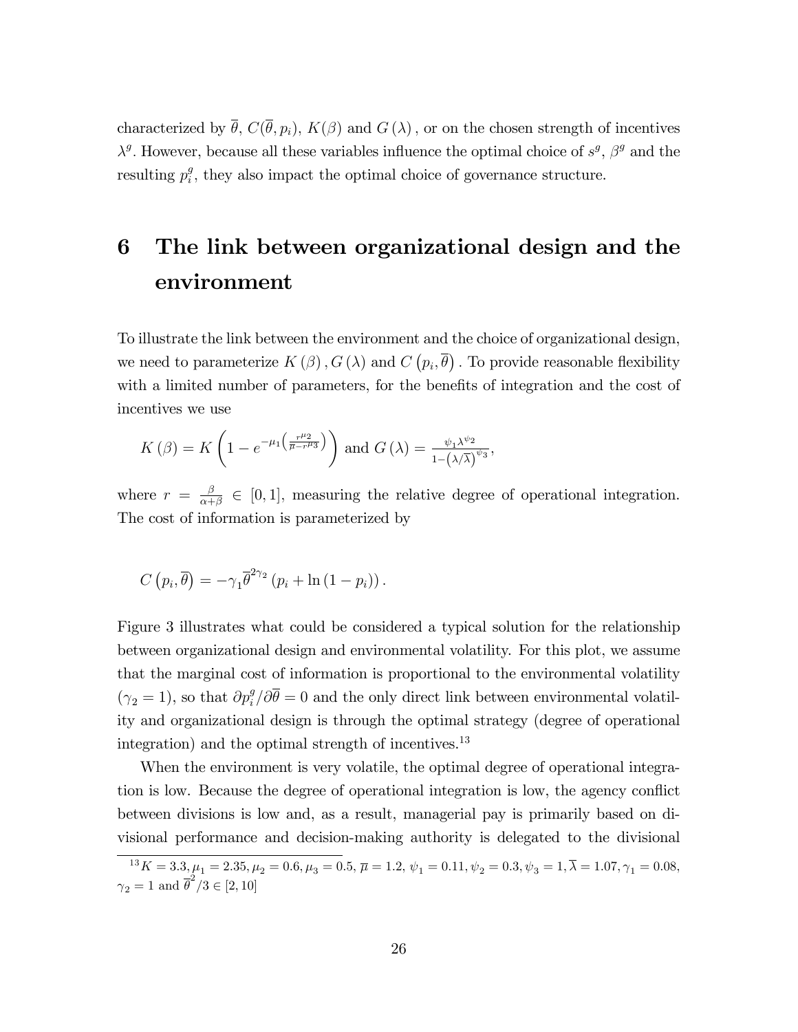characterized by $\overline{\theta}$, $C(\overline{\theta}, p_i)$, $K(\beta)$ and $G(\lambda)$, or on the chosen strength of incentives $\lambda^g$. However, because all these variables influence the optimal choice of $s^g$, $\beta^g$ and the resulting $p_i^g$, they also impact the optimal choice of governance structure.

# 6 The link between organizational design and the environment

To illustrate the link between the environment and the choice of organizational design, we need to parameterize $K(\beta)$, $G(\lambda)$ and $C(p_i, \overline{\theta})$. To provide reasonable flexibility with a limited number of parameters, for the benefits of integration and the cost of incentives we use

$$K(\beta) = K\left(1 - e^{-\mu_1\left(\frac{r^{\mu_2}}{\overline{\mu} - r^{\mu_3}}\right)}\right) \text{ and } G(\lambda) = \frac{\psi_1 \lambda^{\psi_2}}{1 - \left(\lambda/\overline{\lambda}\right)^{\psi_3}},$$

where $r = \frac{\beta}{\alpha+\beta} \in [0, 1]$, measuring the relative degree of operational integration. The cost of information is parameterized by

$$C(p_i, \overline{\theta}) = -\gamma_1 \overline{\theta}^{2\gamma_2} (p_i + \ln(1 - p_i)).$$

Figure 3 illustrates what could be considered a typical solution for the relationship between organizational design and environmental volatility. For this plot, we assume that the marginal cost of information is proportional to the environmental volatility ($\gamma_2 = 1$), so that $\partial p_i^g / \partial \overline{\theta} = 0$ and the only direct link between environmental volatility and organizational design is through the optimal strategy (degree of operational integration) and the optimal strength of incentives.[13]

When the environment is very volatile, the optimal degree of operational integration is low. Because the degree of operational integration is low, the agency conflict between divisions is low and, as a result, managerial pay is primarily based on divisional performance and decision-making authority is delegated to the divisional

[13] $K = 3.3, \mu_1 = 2.35, \mu_2 = 0.6, \mu_3 = 0.5, \overline{\mu} = 1.2, \psi_1 = 0.11, \psi_2 = 0.3, \psi_3 = 1, \overline{\lambda} = 1.07, \gamma_1 = 0.08,$ $\gamma_2 = 1$ and $\overline{\theta}^2/3 \in [2, 10]$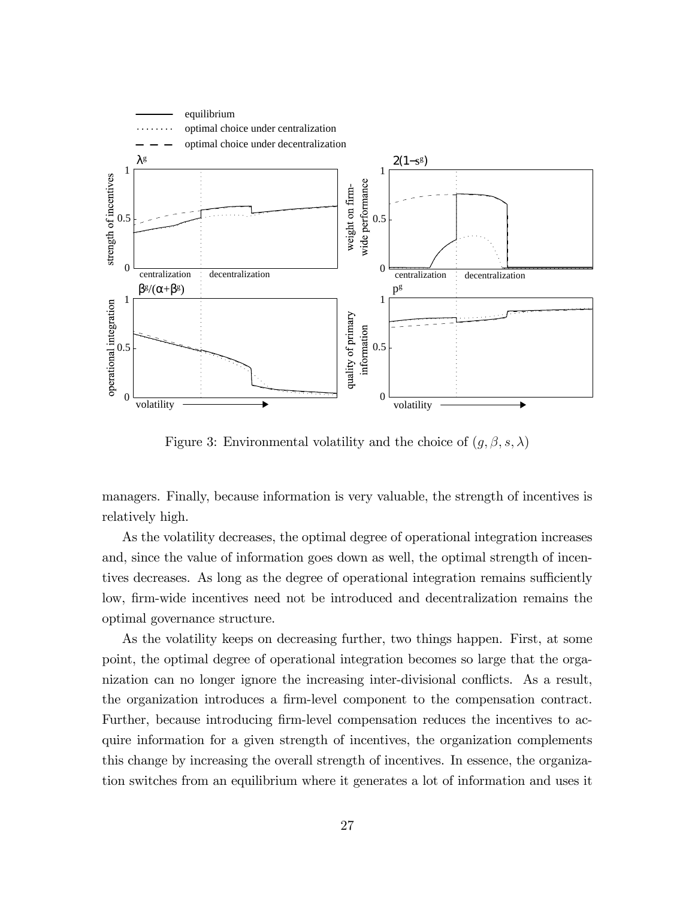Figure 3: Environmental volatility and the choice of $(g, \beta, s, \lambda)$

managers. Finally, because information is very valuable, the strength of incentives is relatively high.

As the volatility decreases, the optimal degree of operational integration increases and, since the value of information goes down as well, the optimal strength of incentives decreases. As long as the degree of operational integration remains sufficiently low, firm-wide incentives need not be introduced and decentralization remains the optimal governance structure.

As the volatility keeps on decreasing further, two things happen. First, at some point, the optimal degree of operational integration becomes so large that the organization can no longer ignore the increasing inter-divisional conflicts. As a result, the organization introduces a firm-level component to the compensation contract. Further, because introducing firm-level compensation reduces the incentives to acquire information for a given strength of incentives, the organization complements this change by increasing the overall strength of incentives. In essence, the organization switches from an equilibrium where it generates a lot of information and uses it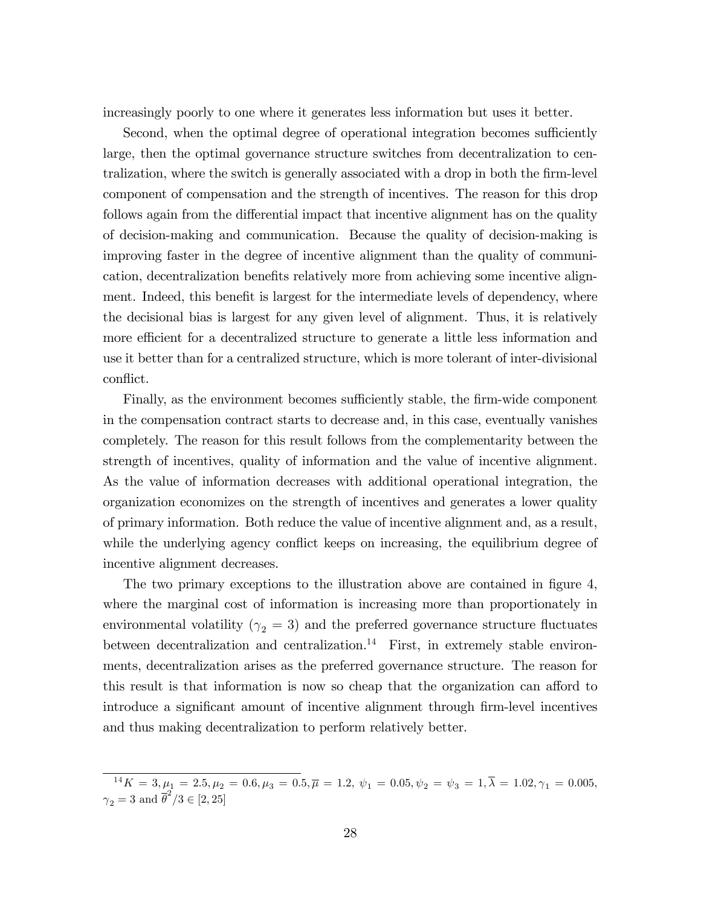increasingly poorly to one where it generates less information but uses it better.

Second, when the optimal degree of operational integration becomes sufficiently large, then the optimal governance structure switches from decentralization to centralization, where the switch is generally associated with a drop in both the firm-level component of compensation and the strength of incentives. The reason for this drop follows again from the differential impact that incentive alignment has on the quality of decision-making and communication. Because the quality of decision-making is improving faster in the degree of incentive alignment than the quality of communication, decentralization benefits relatively more from achieving some incentive alignment. Indeed, this benefit is largest for the intermediate levels of dependency, where the decisional bias is largest for any given level of alignment. Thus, it is relatively more efficient for a decentralized structure to generate a little less information and use it better than for a centralized structure, which is more tolerant of inter-divisional conflict.

Finally, as the environment becomes sufficiently stable, the firm-wide component in the compensation contract starts to decrease and, in this case, eventually vanishes completely. The reason for this result follows from the complementarity between the strength of incentives, quality of information and the value of incentive alignment. As the value of information decreases with additional operational integration, the organization economizes on the strength of incentives and generates a lower quality of primary information. Both reduce the value of incentive alignment and, as a result, while the underlying agency conflict keeps on increasing, the equilibrium degree of incentive alignment decreases.

The two primary exceptions to the illustration above are contained in figure 4, where the marginal cost of information is increasing more than proportionately in environmental volatility ($\gamma_2 = 3$) and the preferred governance structure fluctuates between decentralization and centralization.[14] First, in extremely stable environments, decentralization arises as the preferred governance structure. The reason for this result is that information is now so cheap that the organization can afford to introduce a significant amount of incentive alignment through firm-level incentives and thus making decentralization to perform relatively better.

---

[14] $K = 3, \mu_1 = 2.5, \mu_2 = 0.6, \mu_3 = 0.5, \overline{\mu} = 1.2, \psi_1 = 0.05, \psi_2 = \psi_3 = 1, \overline{\lambda} = 1.02, \gamma_1 = 0.005$, $\gamma_2 = 3$ and $\overline{\theta}^2/3 \in [2, 25]$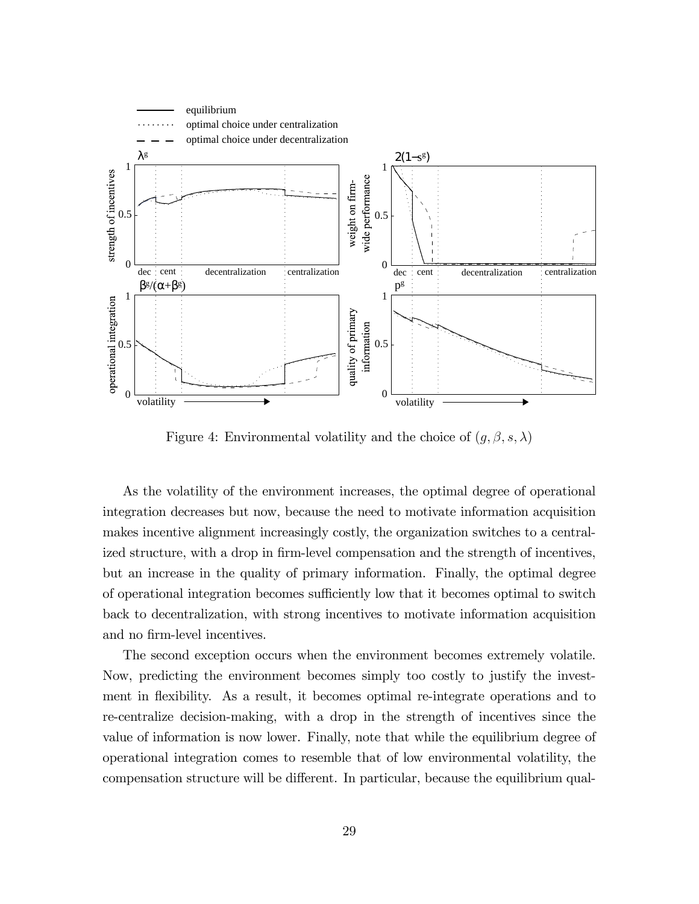Figure 4: Environmental volatility and the choice of $(g, \beta, s, \lambda)$

As the volatility of the environment increases, the optimal degree of operational integration decreases but now, because the need to motivate information acquisition makes incentive alignment increasingly costly, the organization switches to a centralized structure, with a drop in firm-level compensation and the strength of incentives, but an increase in the quality of primary information. Finally, the optimal degree of operational integration becomes sufficiently low that it becomes optimal to switch back to decentralization, with strong incentives to motivate information acquisition and no firm-level incentives.

The second exception occurs when the environment becomes extremely volatile. Now, predicting the environment becomes simply too costly to justify the investment in flexibility. As a result, it becomes optimal re-integrate operations and to re-centralize decision-making, with a drop in the strength of incentives since the value of information is now lower. Finally, note that while the equilibrium degree of operational integration comes to resemble that of low environmental volatility, the compensation structure will be different. In particular, because the equilibrium qual-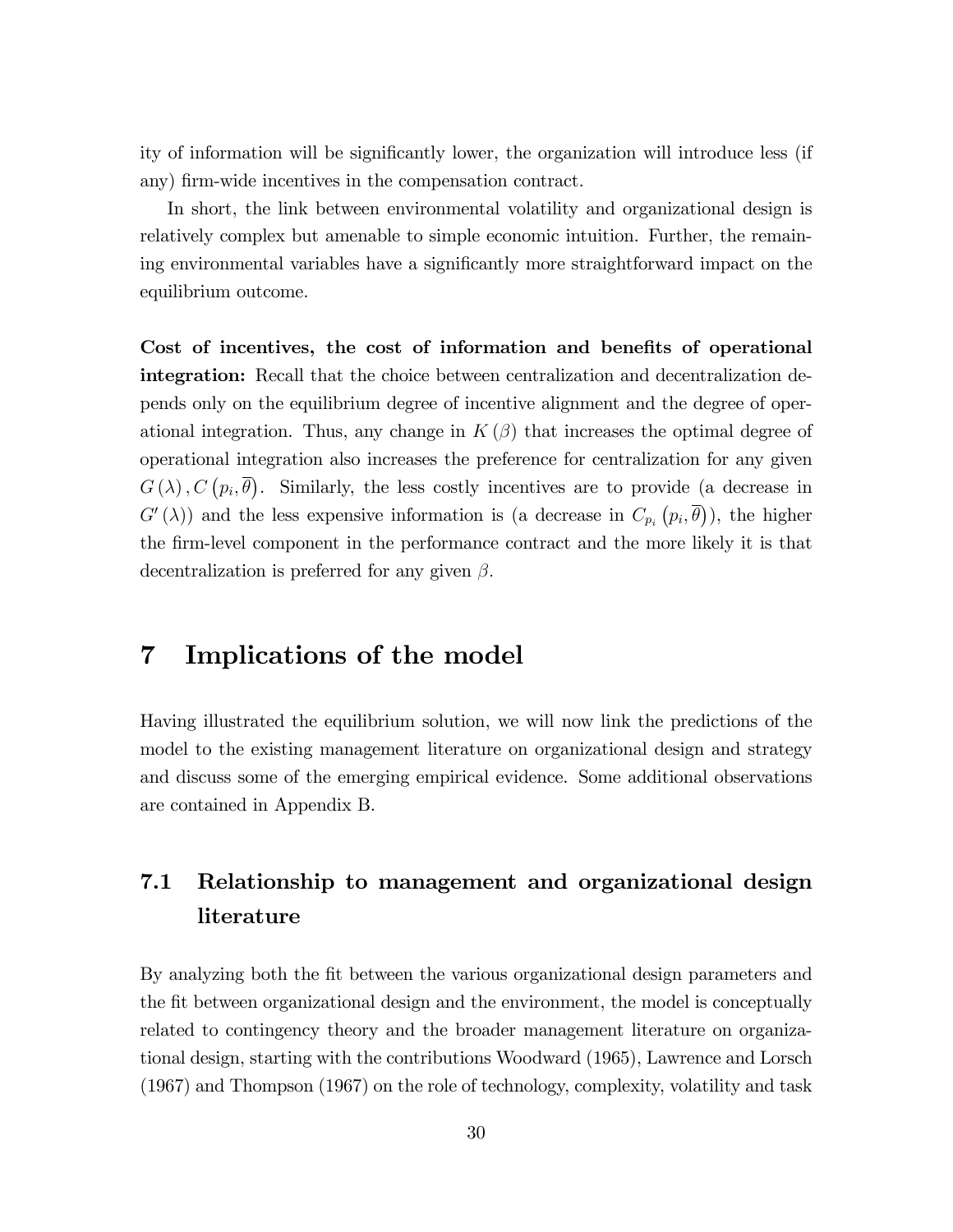ity of information will be significantly lower, the organization will introduce less (if any) firm-wide incentives in the compensation contract.

In short, the link between environmental volatility and organizational design is relatively complex but amenable to simple economic intuition. Further, the remaining environmental variables have a significantly more straightforward impact on the equilibrium outcome.

**Cost of incentives, the cost of information and benefits of operational integration:** Recall that the choice between centralization and decentralization depends only on the equilibrium degree of incentive alignment and the degree of operational integration. Thus, any change in $K(\beta)$ that increases the optimal degree of operational integration also increases the preference for centralization for any given $G(\lambda), C(p_i, \overline{\theta})$. Similarly, the less costly incentives are to provide (a decrease in $G'(\lambda)$) and the less expensive information is (a decrease in $C_{p_i}(p_i, \overline{\theta})$), the higher the firm-level component in the performance contract and the more likely it is that decentralization is preferred for any given $\beta$.

# 7 Implications of the model

Having illustrated the equilibrium solution, we will now link the predictions of the model to the existing management literature on organizational design and strategy and discuss some of the emerging empirical evidence. Some additional observations are contained in Appendix B.

## 7.1 Relationship to management and organizational design literature

By analyzing both the fit between the various organizational design parameters and the fit between organizational design and the environment, the model is conceptually related to contingency theory and the broader management literature on organizational design, starting with the contributions Woodward (1965), Lawrence and Lorsch (1967) and Thompson (1967) on the role of technology, complexity, volatility and task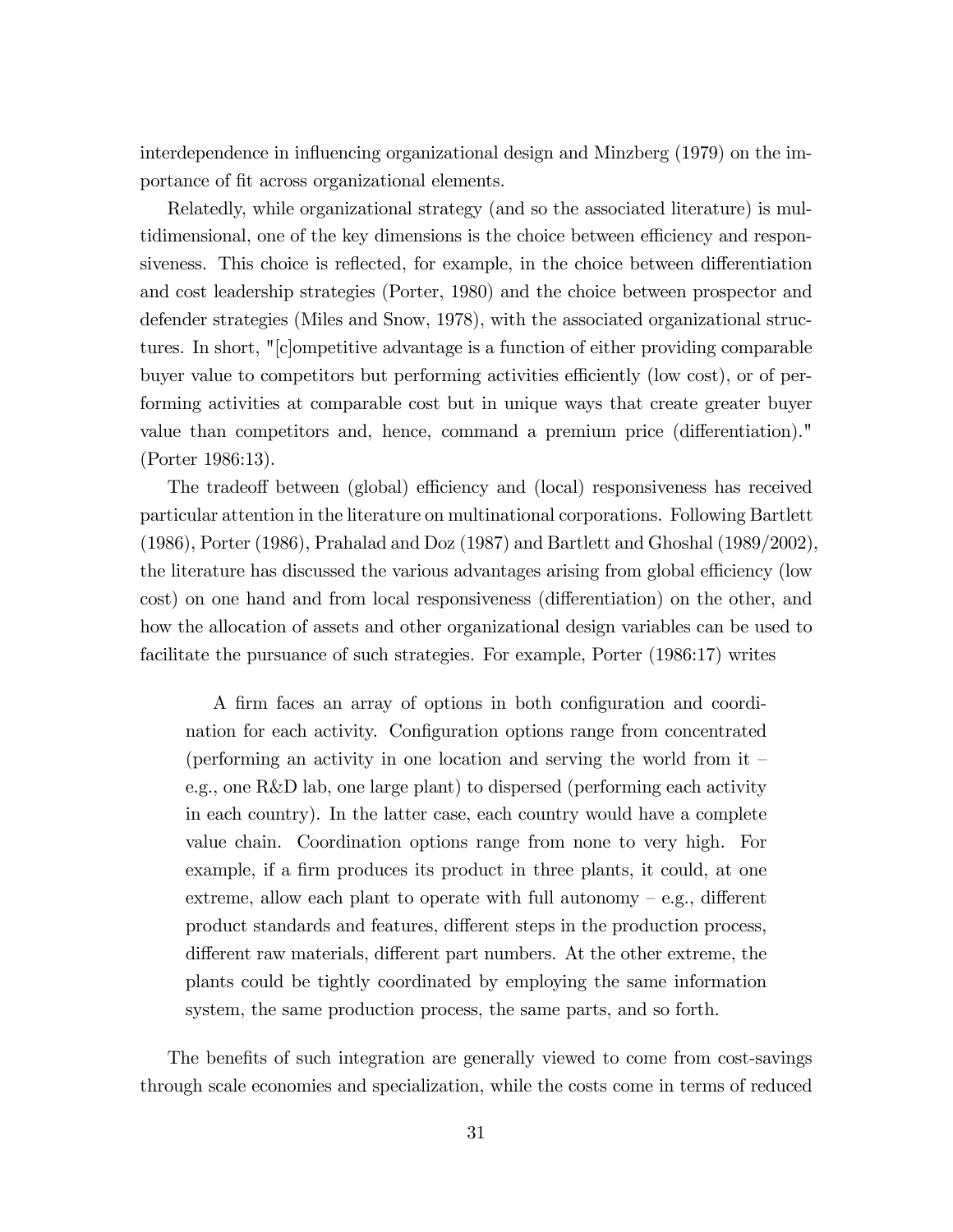interdependence in influencing organizational design and Minzberg (1979) on the importance of fit across organizational elements.

Relatedly, while organizational strategy (and so the associated literature) is multidimensional, one of the key dimensions is the choice between efficiency and responsiveness. This choice is reflected, for example, in the choice between differentiation and cost leadership strategies (Porter, 1980) and the choice between prospector and defender strategies (Miles and Snow, 1978), with the associated organizational structures. In short, "[c]ompetitive advantage is a function of either providing comparable buyer value to competitors but performing activities efficiently (low cost), or of performing activities at comparable cost but in unique ways that create greater buyer value than competitors and, hence, command a premium price (differentiation)." (Porter 1986:13).

The tradeoff between (global) efficiency and (local) responsiveness has received particular attention in the literature on multinational corporations. Following Bartlett (1986), Porter (1986), Prahalad and Doz (1987) and Bartlett and Ghoshal (1989/2002), the literature has discussed the various advantages arising from global efficiency (low cost) on one hand and from local responsiveness (differentiation) on the other, and how the allocation of assets and other organizational design variables can be used to facilitate the pursuance of such strategies. For example, Porter (1986:17) writes

> A firm faces an array of options in both configuration and coordination for each activity. Configuration options range from concentrated (performing an activity in one location and serving the world from it – e.g., one R&D lab, one large plant) to dispersed (performing each activity in each country). In the latter case, each country would have a complete value chain. Coordination options range from none to very high. For example, if a firm produces its product in three plants, it could, at one extreme, allow each plant to operate with full autonomy – e.g., different product standards and features, different steps in the production process, different raw materials, different part numbers. At the other extreme, the plants could be tightly coordinated by employing the same information system, the same production process, the same parts, and so forth.

The benefits of such integration are generally viewed to come from cost-savings through scale economies and specialization, while the costs come in terms of reduced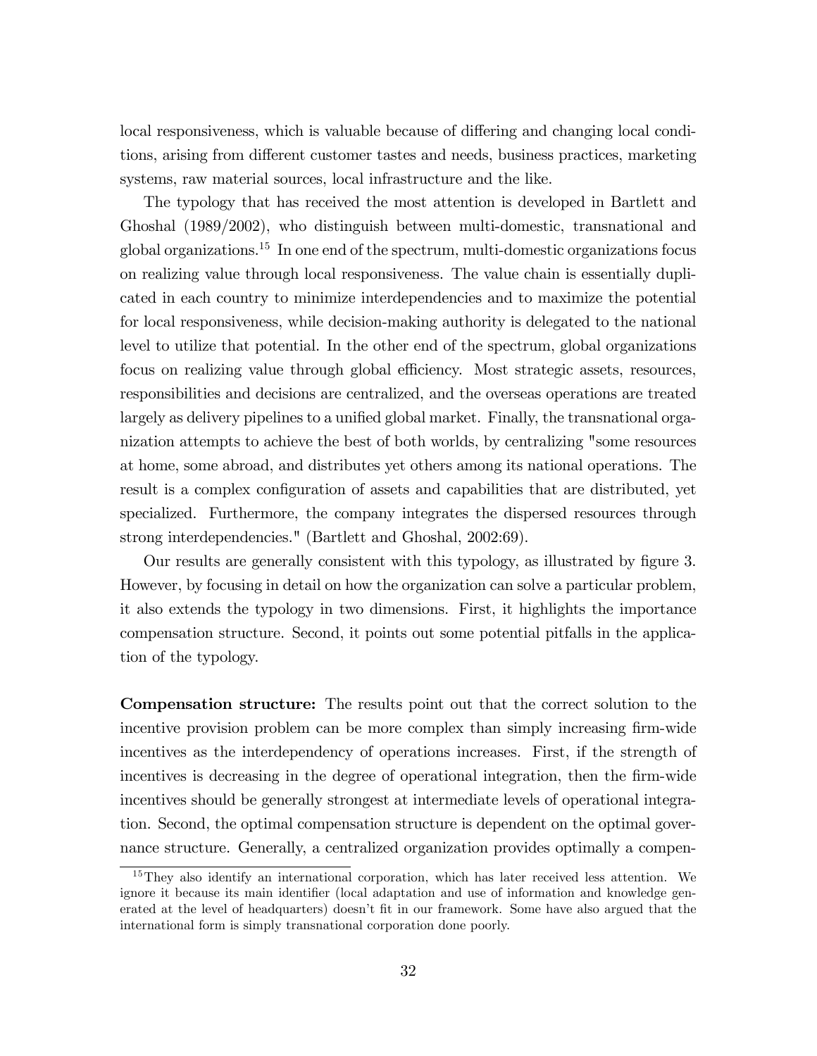local responsiveness, which is valuable because of differing and changing local conditions, arising from different customer tastes and needs, business practices, marketing systems, raw material sources, local infrastructure and the like.

The typology that has received the most attention is developed in Bartlett and Ghoshal (1989/2002), who distinguish between multi-domestic, transnational and global organizations.[15] In one end of the spectrum, multi-domestic organizations focus on realizing value through local responsiveness. The value chain is essentially duplicated in each country to minimize interdependencies and to maximize the potential for local responsiveness, while decision-making authority is delegated to the national level to utilize that potential. In the other end of the spectrum, global organizations focus on realizing value through global efficiency. Most strategic assets, resources, responsibilities and decisions are centralized, and the overseas operations are treated largely as delivery pipelines to a unified global market. Finally, the transnational organization attempts to achieve the best of both worlds, by centralizing "some resources at home, some abroad, and distributes yet others among its national operations. The result is a complex configuration of assets and capabilities that are distributed, yet specialized. Furthermore, the company integrates the dispersed resources through strong interdependencies." (Bartlett and Ghoshal, 2002:69).

Our results are generally consistent with this typology, as illustrated by figure 3. However, by focusing in detail on how the organization can solve a particular problem, it also extends the typology in two dimensions. First, it highlights the importance compensation structure. Second, it points out some potential pitfalls in the application of the typology.

**Compensation structure:** The results point out that the correct solution to the incentive provision problem can be more complex than simply increasing firm-wide incentives as the interdependency of operations increases. First, if the strength of incentives is decreasing in the degree of operational integration, then the firm-wide incentives should be generally strongest at intermediate levels of operational integration. Second, the optimal compensation structure is dependent on the optimal governance structure. Generally, a centralized organization provides optimally a compen-

[15] They also identify an international corporation, which has later received less attention. We ignore it because its main identifier (local adaptation and use of information and knowledge generated at the level of headquarters) doesn't fit in our framework. Some have also argued that the international form is simply transnational corporation done poorly.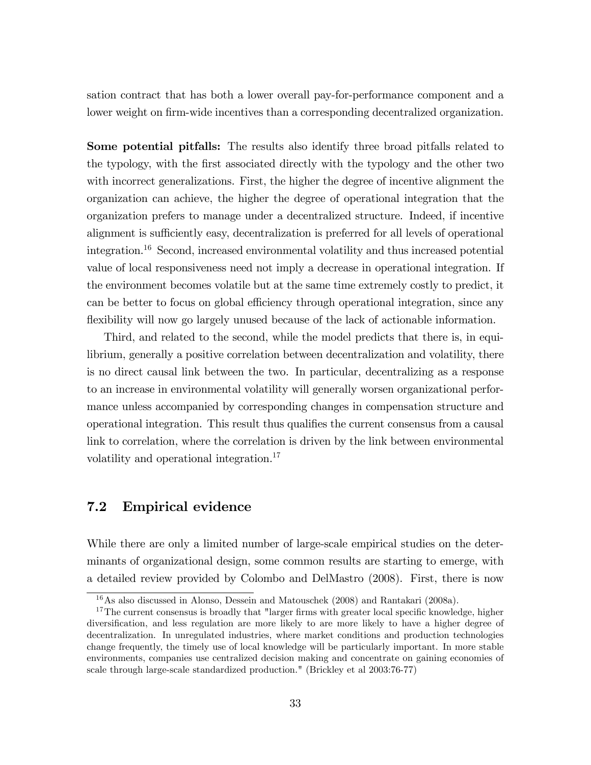sation contract that has both a lower overall pay-for-performance component and a lower weight on firm-wide incentives than a corresponding decentralized organization.

**Some potential pitfalls:** The results also identify three broad pitfalls related to the typology, with the first associated directly with the typology and the other two with incorrect generalizations. First, the higher the degree of incentive alignment the organization can achieve, the higher the degree of operational integration that the organization prefers to manage under a decentralized structure. Indeed, if incentive alignment is sufficiently easy, decentralization is preferred for all levels of operational integration.[16] Second, increased environmental volatility and thus increased potential value of local responsiveness need not imply a decrease in operational integration. If the environment becomes volatile but at the same time extremely costly to predict, it can be better to focus on global efficiency through operational integration, since any flexibility will now go largely unused because of the lack of actionable information.

Third, and related to the second, while the model predicts that there is, in equilibrium, generally a positive correlation between decentralization and volatility, there is no direct causal link between the two. In particular, decentralizing as a response to an increase in environmental volatility will generally worsen organizational performance unless accompanied by corresponding changes in compensation structure and operational integration. This result thus qualifies the current consensus from a causal link to correlation, where the correlation is driven by the link between environmental volatility and operational integration.[17]

## 7.2 Empirical evidence

While there are only a limited number of large-scale empirical studies on the determinants of organizational design, some common results are starting to emerge, with a detailed review provided by Colombo and DelMastro (2008). First, there is now

[16] As also discussed in Alonso, Dessein and Matouschek (2008) and Rantakari (2008a).

[17] The current consensus is broadly that "larger firms with greater local specific knowledge, higher diversification, and less regulation are more likely to are more likely to have a higher degree of decentralization. In unregulated industries, where market conditions and production technologies change frequently, the timely use of local knowledge will be particularly important. In more stable environments, companies use centralized decision making and concentrate on gaining economies of scale through large-scale standardized production." (Brickley et al 2003:76-77)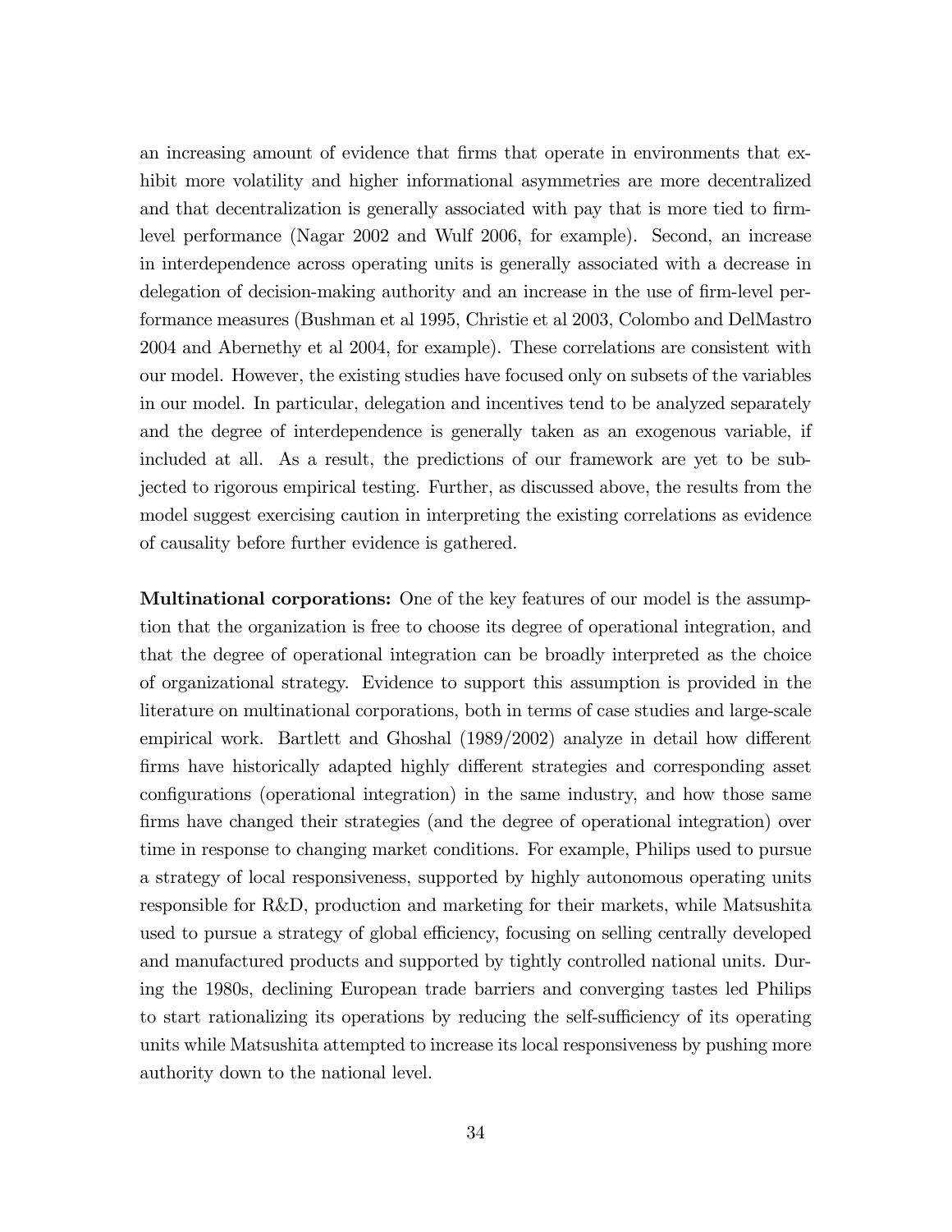an increasing amount of evidence that firms that operate in environments that exhibit more volatility and higher informational asymmetries are more decentralized and that decentralization is generally associated with pay that is more tied to firm-level performance (Nagar 2002 and Wulf 2006, for example). Second, an increase in interdependence across operating units is generally associated with a decrease in delegation of decision-making authority and an increase in the use of firm-level performance measures (Bushman et al 1995, Christie et al 2003, Colombo and DelMastro 2004 and Abernethy et al 2004, for example). These correlations are consistent with our model. However, the existing studies have focused only on subsets of the variables in our model. In particular, delegation and incentives tend to be analyzed separately and the degree of interdependence is generally taken as an exogenous variable, if included at all. As a result, the predictions of our framework are yet to be subjected to rigorous empirical testing. Further, as discussed above, the results from the model suggest exercising caution in interpreting the existing correlations as evidence of causality before further evidence is gathered.

**Multinational corporations:** One of the key features of our model is the assumption that the organization is free to choose its degree of operational integration, and that the degree of operational integration can be broadly interpreted as the choice of organizational strategy. Evidence to support this assumption is provided in the literature on multinational corporations, both in terms of case studies and large-scale empirical work. Bartlett and Ghoshal (1989/2002) analyze in detail how different firms have historically adapted highly different strategies and corresponding asset configurations (operational integration) in the same industry, and how those same firms have changed their strategies (and the degree of operational integration) over time in response to changing market conditions. For example, Philips used to pursue a strategy of local responsiveness, supported by highly autonomous operating units responsible for R&D, production and marketing for their markets, while Matsushita used to pursue a strategy of global efficiency, focusing on selling centrally developed and manufactured products and supported by tightly controlled national units. During the 1980s, declining European trade barriers and converging tastes led Philips to start rationalizing its operations by reducing the self-sufficiency of its operating units while Matsushita attempted to increase its local responsiveness by pushing more authority down to the national level.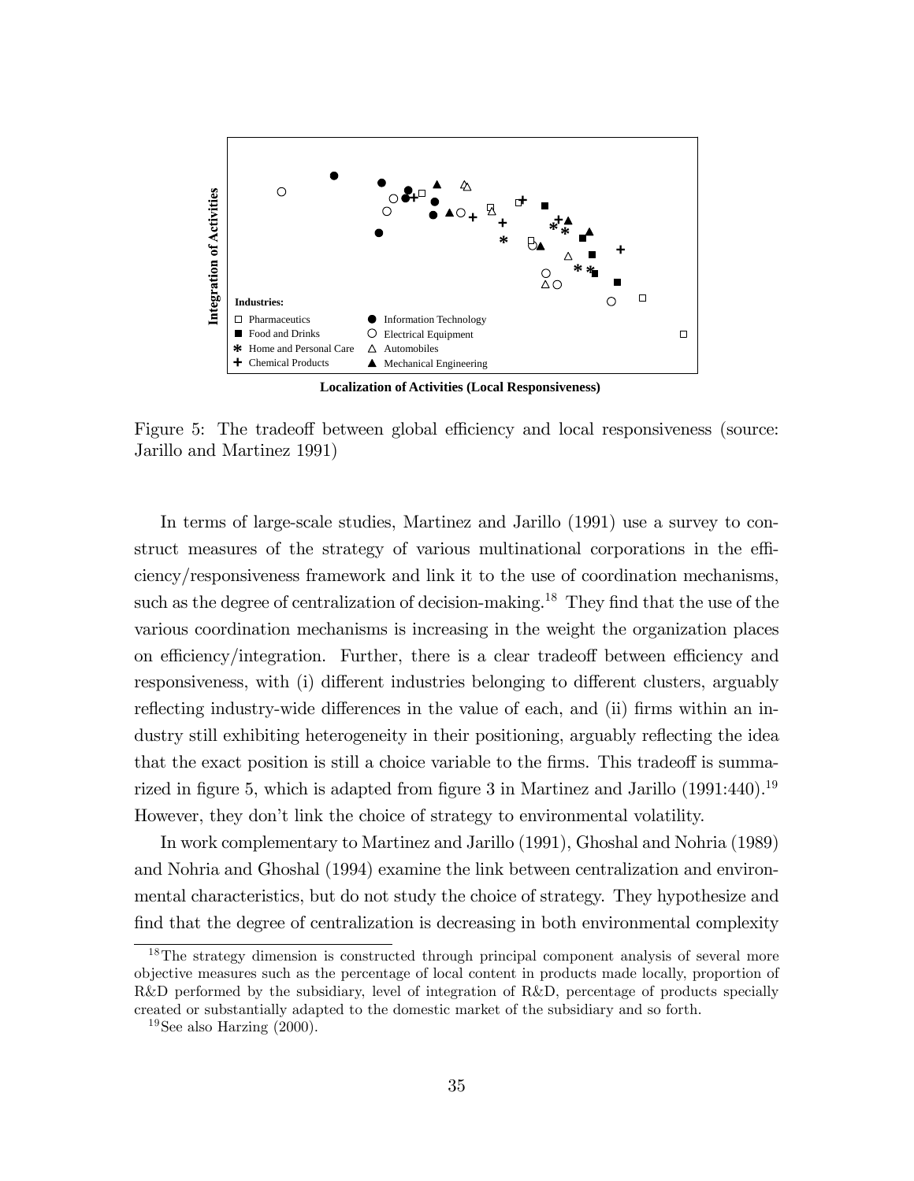Figure 5: The tradeoff between global efficiency and local responsiveness (source: Jarillo and Martinez 1991)

In terms of large-scale studies, Martinez and Jarillo (1991) use a survey to construct measures of the strategy of various multinational corporations in the efficiency/responsiveness framework and link it to the use of coordination mechanisms, such as the degree of centralization of decision-making.[18] They find that the use of the various coordination mechanisms is increasing in the weight the organization places on efficiency/integration. Further, there is a clear tradeoff between efficiency and responsiveness, with (i) different industries belonging to different clusters, arguably reflecting industry-wide differences in the value of each, and (ii) firms within an industry still exhibiting heterogeneity in their positioning, arguably reflecting the idea that the exact position is still a choice variable to the firms. This tradeoff is summarized in figure 5, which is adapted from figure 3 in Martinez and Jarillo (1991:440).[19] However, they don't link the choice of strategy to environmental volatility.

In work complementary to Martinez and Jarillo (1991), Ghoshal and Nohria (1989) and Nohria and Ghoshal (1994) examine the link between centralization and environmental characteristics, but do not study the choice of strategy. They hypothesize and find that the degree of centralization is decreasing in both environmental complexity

[18] The strategy dimension is constructed through principal component analysis of several more objective measures such as the percentage of local content in products made locally, proportion of R&D performed by the subsidiary, level of integration of R&D, percentage of products specially created or substantially adapted to the domestic market of the subsidiary and so forth.

[19] See also Harzing (2000).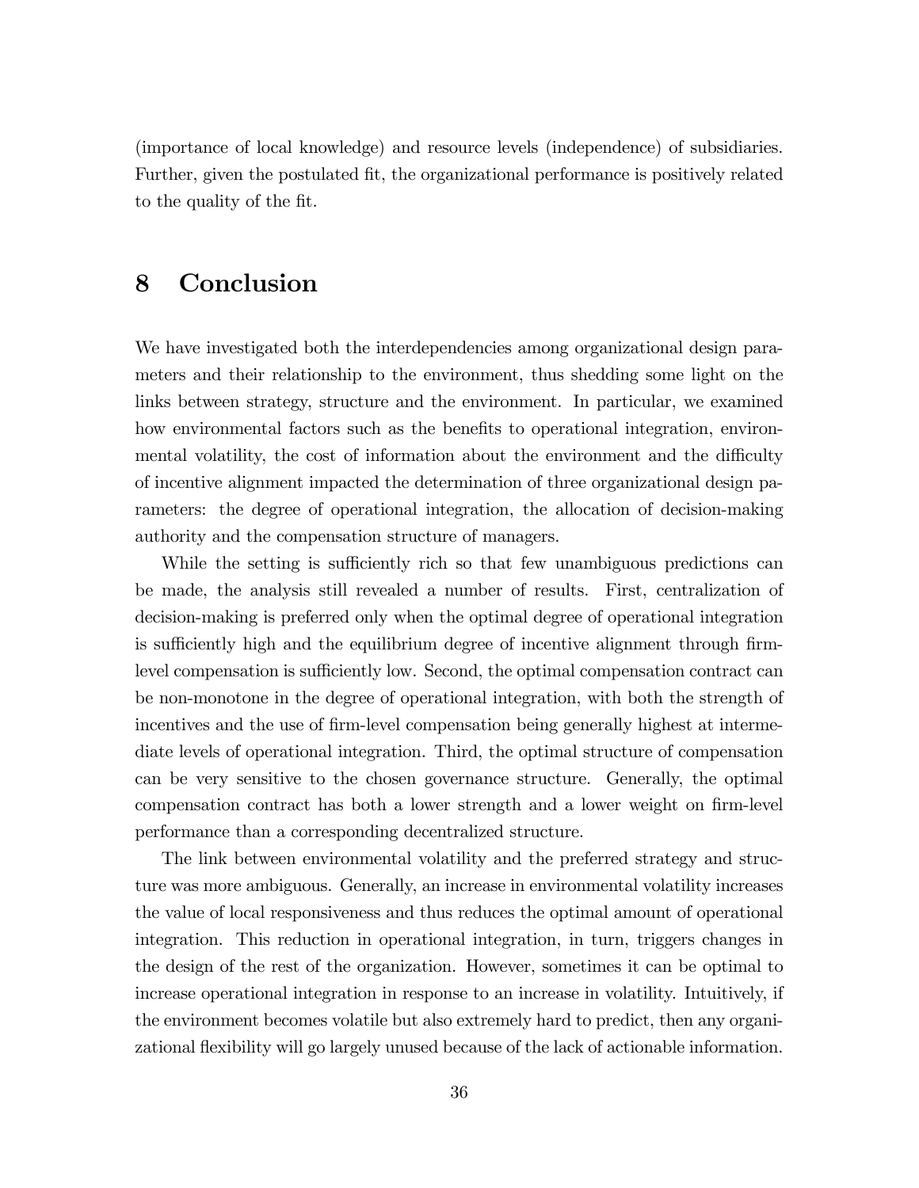(importance of local knowledge) and resource levels (independence) of subsidiaries. Further, given the postulated fit, the organizational performance is positively related to the quality of the fit.

# 8 Conclusion

We have investigated both the interdependencies among organizational design parameters and their relationship to the environment, thus shedding some light on the links between strategy, structure and the environment. In particular, we examined how environmental factors such as the benefits to operational integration, environmental volatility, the cost of information about the environment and the difficulty of incentive alignment impacted the determination of three organizational design parameters: the degree of operational integration, the allocation of decision-making authority and the compensation structure of managers.

While the setting is sufficiently rich so that few unambiguous predictions can be made, the analysis still revealed a number of results. First, centralization of decision-making is preferred only when the optimal degree of operational integration is sufficiently high and the equilibrium degree of incentive alignment through firm-level compensation is sufficiently low. Second, the optimal compensation contract can be non-monotone in the degree of operational integration, with both the strength of incentives and the use of firm-level compensation being generally highest at intermediate levels of operational integration. Third, the optimal structure of compensation can be very sensitive to the chosen governance structure. Generally, the optimal compensation contract has both a lower strength and a lower weight on firm-level performance than a corresponding decentralized structure.

The link between environmental volatility and the preferred strategy and structure was more ambiguous. Generally, an increase in environmental volatility increases the value of local responsiveness and thus reduces the optimal amount of operational integration. This reduction in operational integration, in turn, triggers changes in the design of the rest of the organization. However, sometimes it can be optimal to increase operational integration in response to an increase in volatility. Intuitively, if the environment becomes volatile but also extremely hard to predict, then any organizational flexibility will go largely unused because of the lack of actionable information.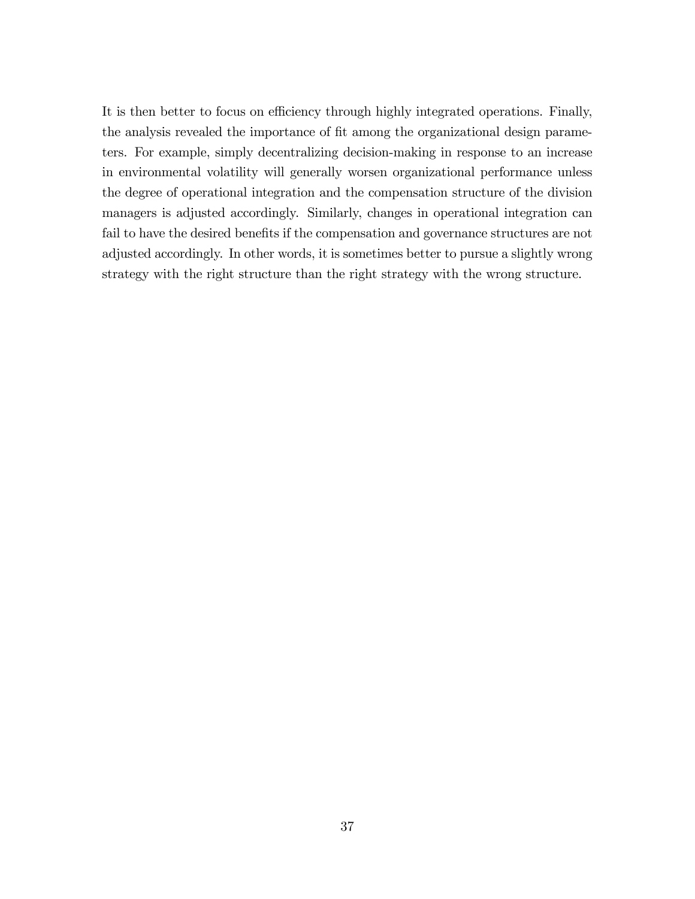It is then better to focus on efficiency through highly integrated operations. Finally, the analysis revealed the importance of fit among the organizational design parameters. For example, simply decentralizing decision-making in response to an increase in environmental volatility will generally worsen organizational performance unless the degree of operational integration and the compensation structure of the division managers is adjusted accordingly. Similarly, changes in operational integration can fail to have the desired benefits if the compensation and governance structures are not adjusted accordingly. In other words, it is sometimes better to pursue a slightly wrong strategy with the right structure than the right strategy with the wrong structure.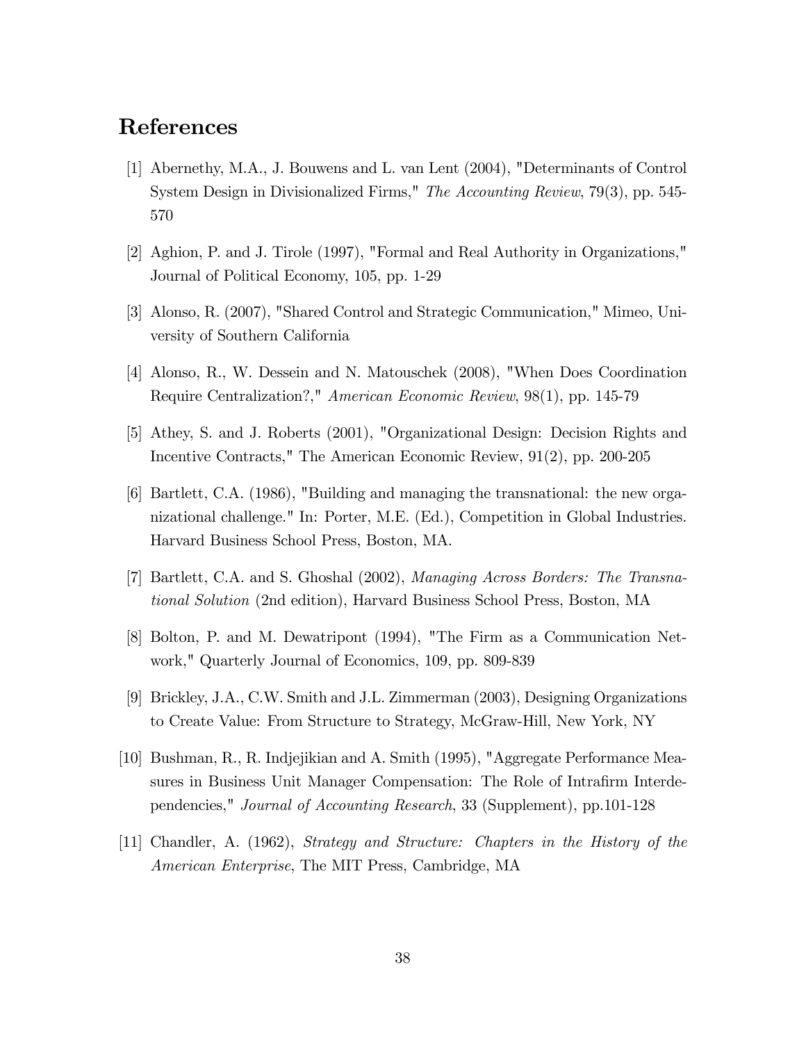# References

[1] Abernethy, M.A., J. Bouwens and L. van Lent (2004), "Determinants of Control System Design in Divisionalized Firms," *The Accounting Review*, 79(3), pp. 545-570

[2] Aghion, P. and J. Tirole (1997), "Formal and Real Authority in Organizations," Journal of Political Economy, 105, pp. 1-29

[3] Alonso, R. (2007), "Shared Control and Strategic Communication," Mimeo, University of Southern California

[4] Alonso, R., W. Dessein and N. Matouschek (2008), "When Does Coordination Require Centralization?," *American Economic Review*, 98(1), pp. 145-79

[5] Athey, S. and J. Roberts (2001), "Organizational Design: Decision Rights and Incentive Contracts," The American Economic Review, 91(2), pp. 200-205

[6] Bartlett, C.A. (1986), "Building and managing the transnational: the new organizational challenge." In: Porter, M.E. (Ed.), Competition in Global Industries. Harvard Business School Press, Boston, MA.

[7] Bartlett, C.A. and S. Ghoshal (2002), *Managing Across Borders: The Transnational Solution* (2nd edition), Harvard Business School Press, Boston, MA

[8] Bolton, P. and M. Dewatripont (1994), "The Firm as a Communication Network," Quarterly Journal of Economics, 109, pp. 809-839

[9] Brickley, J.A., C.W. Smith and J.L. Zimmerman (2003), Designing Organizations to Create Value: From Structure to Strategy, McGraw-Hill, New York, NY

[10] Bushman, R., R. Indjejikian and A. Smith (1995), "Aggregate Performance Measures in Business Unit Manager Compensation: The Role of Intrafirm Interdependencies," *Journal of Accounting Research*, 33 (Supplement), pp.101-128

[11] Chandler, A. (1962), *Strategy and Structure: Chapters in the History of the American Enterprise*, The MIT Press, Cambridge, MA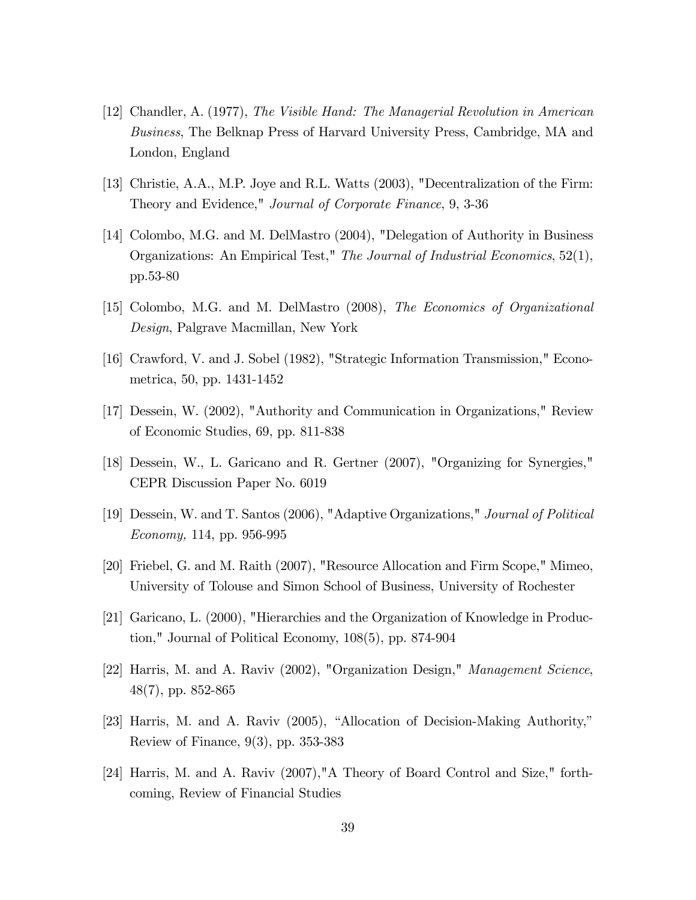[12] Chandler, A. (1977), *The Visible Hand: The Managerial Revolution in American Business*, The Belknap Press of Harvard University Press, Cambridge, MA and London, England

[13] Christie, A.A., M.P. Joye and R.L. Watts (2003), "Decentralization of the Firm: Theory and Evidence," *Journal of Corporate Finance*, 9, 3-36

[14] Colombo, M.G. and M. DelMastro (2004), "Delegation of Authority in Business Organizations: An Empirical Test," *The Journal of Industrial Economics*, 52(1), pp.53-80

[15] Colombo, M.G. and M. DelMastro (2008), *The Economics of Organizational Design*, Palgrave Macmillan, New York

[16] Crawford, V. and J. Sobel (1982), "Strategic Information Transmission," Econometrica, 50, pp. 1431-1452

[17] Dessein, W. (2002), "Authority and Communication in Organizations," Review of Economic Studies, 69, pp. 811-838

[18] Dessein, W., L. Garicano and R. Gertner (2007), "Organizing for Synergies," CEPR Discussion Paper No. 6019

[19] Dessein, W. and T. Santos (2006), "Adaptive Organizations," *Journal of Political Economy,* 114, pp. 956-995

[20] Friebel, G. and M. Raith (2007), "Resource Allocation and Firm Scope," Mimeo, University of Tolouse and Simon School of Business, University of Rochester

[21] Garicano, L. (2000), "Hierarchies and the Organization of Knowledge in Production," Journal of Political Economy, 108(5), pp. 874-904

[22] Harris, M. and A. Raviv (2002), "Organization Design," *Management Science*, 48(7), pp. 852-865

[23] Harris, M. and A. Raviv (2005), "Allocation of Decision-Making Authority," Review of Finance, 9(3), pp. 353-383

[24] Harris, M. and A. Raviv (2007),"A Theory of Board Control and Size," forthcoming, Review of Financial Studies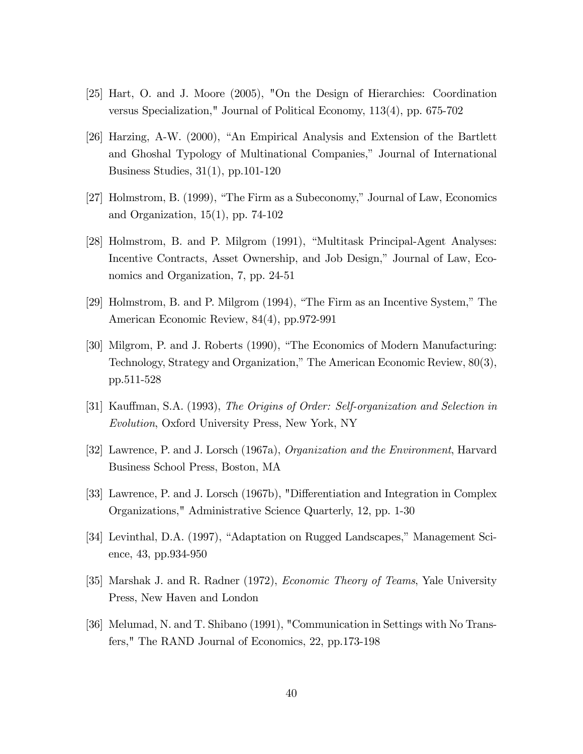[25] Hart, O. and J. Moore (2005), "On the Design of Hierarchies: Coordination versus Specialization," Journal of Political Economy, 113(4), pp. 675-702

[26] Harzing, A-W. (2000), "An Empirical Analysis and Extension of the Bartlett and Ghoshal Typology of Multinational Companies," Journal of International Business Studies, 31(1), pp.101-120

[27] Holmstrom, B. (1999), "The Firm as a Subeconomy," Journal of Law, Economics and Organization, 15(1), pp. 74-102

[28] Holmstrom, B. and P. Milgrom (1991), "Multitask Principal-Agent Analyses: Incentive Contracts, Asset Ownership, and Job Design," Journal of Law, Economics and Organization, 7, pp. 24-51

[29] Holmstrom, B. and P. Milgrom (1994), "The Firm as an Incentive System," The American Economic Review, 84(4), pp.972-991

[30] Milgrom, P. and J. Roberts (1990), "The Economics of Modern Manufacturing: Technology, Strategy and Organization," The American Economic Review, 80(3), pp.511-528

[31] Kauffman, S.A. (1993), *The Origins of Order: Self-organization and Selection in Evolution*, Oxford University Press, New York, NY

[32] Lawrence, P. and J. Lorsch (1967a), *Organization and the Environment*, Harvard Business School Press, Boston, MA

[33] Lawrence, P. and J. Lorsch (1967b), "Differentiation and Integration in Complex Organizations," Administrative Science Quarterly, 12, pp. 1-30

[34] Levinthal, D.A. (1997), "Adaptation on Rugged Landscapes," Management Science, 43, pp.934-950

[35] Marshak J. and R. Radner (1972), *Economic Theory of Teams*, Yale University Press, New Haven and London

[36] Melumad, N. and T. Shibano (1991), "Communication in Settings with No Transfers," The RAND Journal of Economics, 22, pp.173-198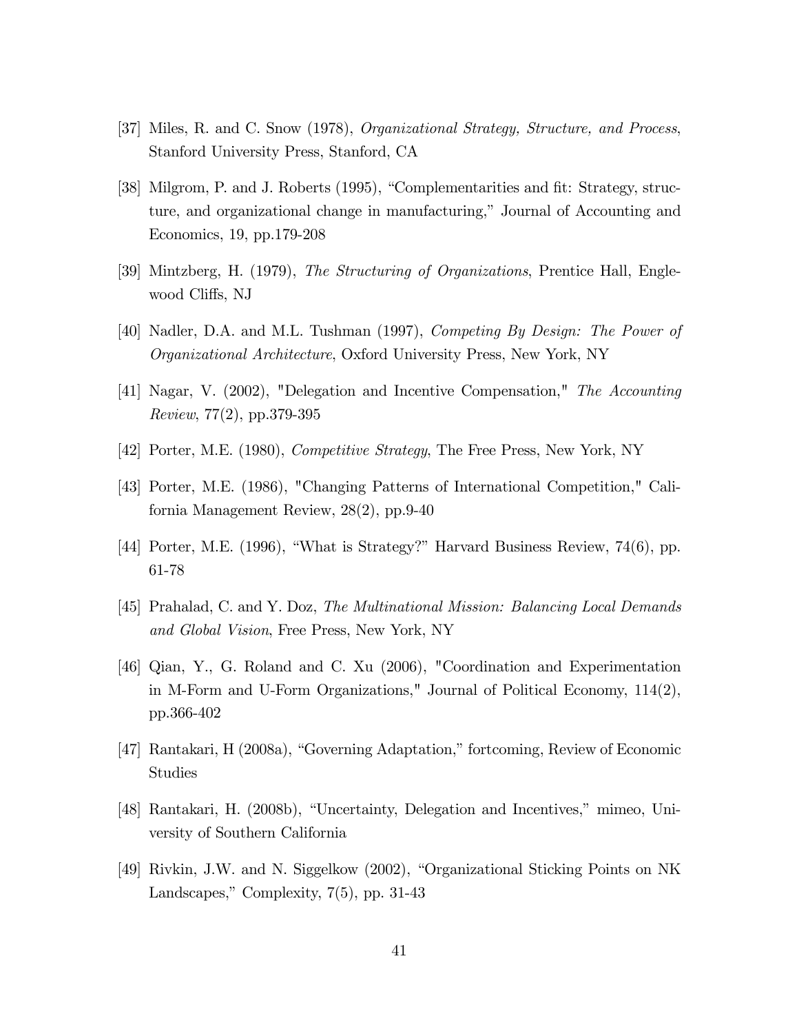[37] Miles, R. and C. Snow (1978), *Organizational Strategy, Structure, and Process*, Stanford University Press, Stanford, CA

[38] Milgrom, P. and J. Roberts (1995), "Complementarities and fit: Strategy, structure, and organizational change in manufacturing," Journal of Accounting and Economics, 19, pp.179-208

[39] Mintzberg, H. (1979), *The Structuring of Organizations*, Prentice Hall, Englewood Cliffs, NJ

[40] Nadler, D.A. and M.L. Tushman (1997), *Competing By Design: The Power of Organizational Architecture*, Oxford University Press, New York, NY

[41] Nagar, V. (2002), "Delegation and Incentive Compensation," *The Accounting Review*, 77(2), pp.379-395

[42] Porter, M.E. (1980), *Competitive Strategy*, The Free Press, New York, NY

[43] Porter, M.E. (1986), "Changing Patterns of International Competition," California Management Review, 28(2), pp.9-40

[44] Porter, M.E. (1996), "What is Strategy?" Harvard Business Review, 74(6), pp. 61-78

[45] Prahalad, C. and Y. Doz, *The Multinational Mission: Balancing Local Demands and Global Vision*, Free Press, New York, NY

[46] Qian, Y., G. Roland and C. Xu (2006), "Coordination and Experimentation in M-Form and U-Form Organizations," Journal of Political Economy, 114(2), pp.366-402

[47] Rantakari, H (2008a), "Governing Adaptation," fortcoming, Review of Economic Studies

[48] Rantakari, H. (2008b), "Uncertainty, Delegation and Incentives," mimeo, University of Southern California

[49] Rivkin, J.W. and N. Siggelkow (2002), "Organizational Sticking Points on NK Landscapes," Complexity, 7(5), pp. 31-43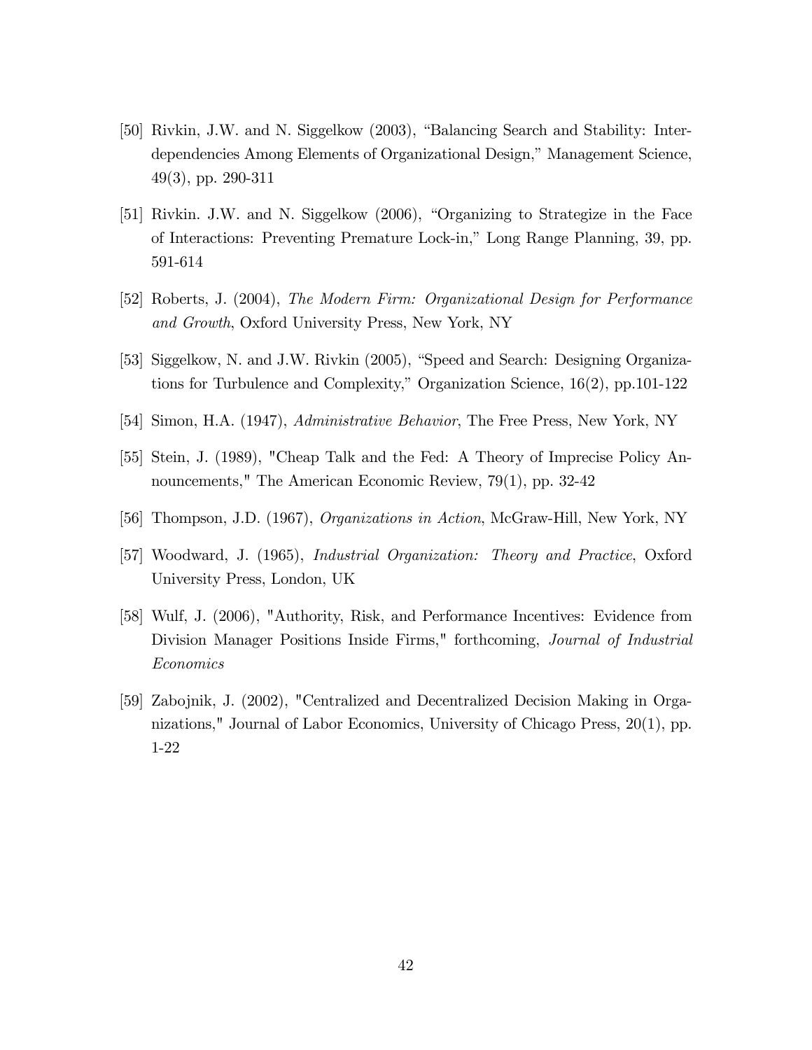[50] Rivkin, J.W. and N. Siggelkow (2003), "Balancing Search and Stability: Interdependencies Among Elements of Organizational Design," Management Science, 49(3), pp. 290-311

[51] Rivkin. J.W. and N. Siggelkow (2006), "Organizing to Strategize in the Face of Interactions: Preventing Premature Lock-in," Long Range Planning, 39, pp. 591-614

[52] Roberts, J. (2004), *The Modern Firm: Organizational Design for Performance and Growth*, Oxford University Press, New York, NY

[53] Siggelkow, N. and J.W. Rivkin (2005), "Speed and Search: Designing Organizations for Turbulence and Complexity," Organization Science, 16(2), pp.101-122

[54] Simon, H.A. (1947), *Administrative Behavior*, The Free Press, New York, NY

[55] Stein, J. (1989), "Cheap Talk and the Fed: A Theory of Imprecise Policy Announcements," The American Economic Review, 79(1), pp. 32-42

[56] Thompson, J.D. (1967), *Organizations in Action*, McGraw-Hill, New York, NY

[57] Woodward, J. (1965), *Industrial Organization: Theory and Practice*, Oxford University Press, London, UK

[58] Wulf, J. (2006), "Authority, Risk, and Performance Incentives: Evidence from Division Manager Positions Inside Firms," forthcoming, *Journal of Industrial Economics*

[59] Zabojnik, J. (2002), "Centralized and Decentralized Decision Making in Organizations," Journal of Labor Economics, University of Chicago Press, 20(1), pp. 1-22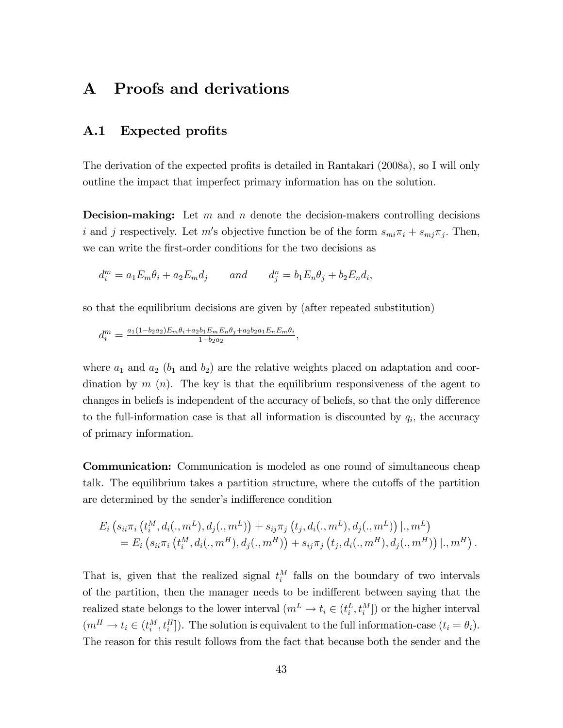# A Proofs and derivations

## A.1 Expected profits

The derivation of the expected profits is detailed in Rantakari (2008a), so I will only outline the impact that imperfect primary information has on the solution.

**Decision-making:** Let $m$ and $n$ denote the decision-makers controlling decisions $i$ and $j$ respectively. Let $m$'s objective function be of the form $s_{mi}\pi_i + s_{mj}\pi_j$. Then, we can write the first-order conditions for the two decisions as

$$d_i^m = a_1 E_m \theta_i + a_2 E_m d_j \qquad and \qquad d_j^n = b_1 E_n \theta_j + b_2 E_n d_i,$$

so that the equilibrium decisions are given by (after repeated substitution)

$$d_i^m = \frac{a_1(1-b_2a_2)E_m\theta_i + a_2b_1E_mE_n\theta_j + a_2b_2a_1E_nE_m\theta_i}{1-b_2a_2},$$

where $a_1$ and $a_2$ ($b_1$ and $b_2$) are the relative weights placed on adaptation and coordination by $m$ ($n$). The key is that the equilibrium responsiveness of the agent to changes in beliefs is independent of the accuracy of beliefs, so that the only difference to the full-information case is that all information is discounted by $q_i$, the accuracy of primary information.

**Communication:** Communication is modeled as one round of simultaneous cheap talk. The equilibrium takes a partition structure, where the cutoffs of the partition are determined by the sender's indifference condition

$$\begin{aligned} &E_i\left(s_{ii}\pi_i\left(t_i^M, d_i(.,m^L), d_j(.,m^L)\right) + s_{ij}\pi_j\left(t_j, d_i(.,m^L), d_j(.,m^L)\right)|.,m^L\right) \\ &\quad = E_i\left(s_{ii}\pi_i\left(t_i^M, d_i(.,m^H), d_j(.,m^H)\right) + s_{ij}\pi_j\left(t_j, d_i(.,m^H), d_j(.,m^H)\right)|.,m^H\right). \end{aligned}$$

That is, given that the realized signal $t_i^M$ falls on the boundary of two intervals of the partition, then the manager needs to be indifferent between saying that the realized state belongs to the lower interval ($m^L \rightarrow t_i \in (t_i^L, t_i^M]$) or the higher interval ($m^H \rightarrow t_i \in (t_i^M, t_i^H]$). The solution is equivalent to the full information-case ($t_i = \theta_i$). The reason for this result follows from the fact that because both the sender and the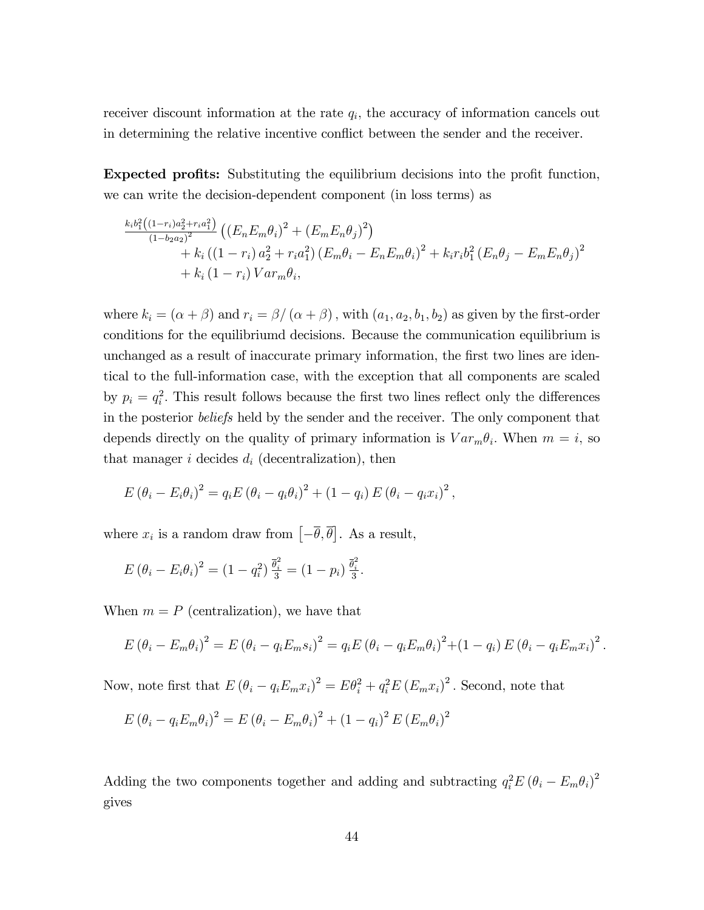receiver discount information at the rate $q_i$, the accuracy of information cancels out in determining the relative incentive conflict between the sender and the receiver.

**Expected profits:** Substituting the equilibrium decisions into the profit function, we can write the decision-dependent component (in loss terms) as

$$
\begin{aligned}
&\tfrac{k_i b_1^2\left((1-r_i)a_2^2+r_i a_1^2\right)}{(1-b_2 a_2)^2}\left(\left(E_n E_m \theta_i\right)^2+\left(E_m E_n \theta_j\right)^2\right) \\
&\qquad + k_i\left((1-r_i)\,a_2^2+r_i a_1^2\right)\left(E_m \theta_i - E_n E_m \theta_i\right)^2 + k_i r_i b_1^2\left(E_n \theta_j - E_m E_n \theta_j\right)^2 \\
&\qquad + k_i\left(1-r_i\right) Var_m \theta_i,
\end{aligned}
$$

where $k_i = (\alpha+\beta)$ and $r_i = \beta/(\alpha+\beta)$, with $(a_1, a_2, b_1, b_2)$ as given by the first-order conditions for the equilibriumd decisions. Because the communication equilibrium is unchanged as a result of inaccurate primary information, the first two lines are identical to the full-information case, with the exception that all components are scaled by $p_i = q_i^2$. This result follows because the first two lines reflect only the differences in the posterior *beliefs* held by the sender and the receiver. The only component that depends directly on the quality of primary information is $Var_m\theta_i$. When $m = i$, so that manager $i$ decides $d_i$ (decentralization), then

$$
E\left(\theta_i - E_i\theta_i\right)^2 = q_i E\left(\theta_i - q_i\theta_i\right)^2 + \left(1-q_i\right) E\left(\theta_i - q_i x_i\right)^2,
$$

where $x_i$ is a random draw from $\left[-\overline{\theta}, \overline{\theta}\right]$. As a result,

$$
E\left(\theta_i - E_i\theta_i\right)^2 = \left(1-q_i^2\right)\tfrac{\overline{\theta}_i^2}{3} = \left(1-p_i\right)\tfrac{\overline{\theta}_i^2}{3}.
$$

When $m = P$ (centralization), we have that

$$
E\left(\theta_i - E_m\theta_i\right)^2 = E\left(\theta_i - q_i E_m s_i\right)^2 = q_i E\left(\theta_i - q_i E_m\theta_i\right)^2 + \left(1-q_i\right) E\left(\theta_i - q_i E_m x_i\right)^2.
$$

Now, note first that $E\left(\theta_i - q_i E_m x_i\right)^2 = E\theta_i^2 + q_i^2 E\left(E_m x_i\right)^2$. Second, note that

$$
E\left(\theta_i - q_i E_m\theta_i\right)^2 = E\left(\theta_i - E_m\theta_i\right)^2 + \left(1-q_i\right)^2 E\left(E_m\theta_i\right)^2
$$

Adding the two components together and adding and subtracting $q_i^2 E\left(\theta_i - E_m\theta_i\right)^2$ gives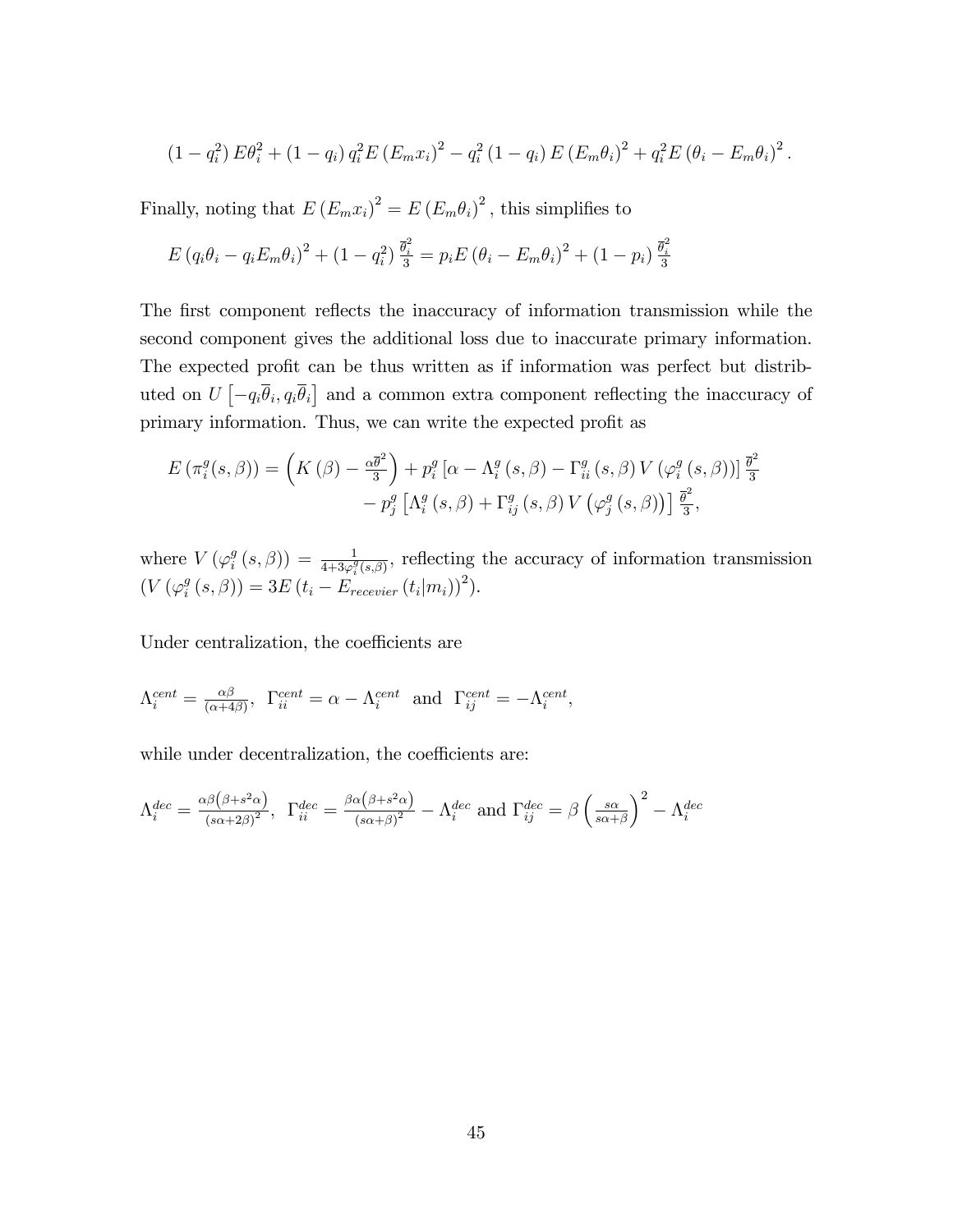$$\left(1-q_i^2\right)E\theta_i^2+\left(1-q_i\right)q_i^2E\left(E_mx_i\right)^2-q_i^2\left(1-q_i\right)E\left(E_m\theta_i\right)^2+q_i^2E\left(\theta_i-E_m\theta_i\right)^2.$$

Finally, noting that $E\left(E_mx_i\right)^2=E\left(E_m\theta_i\right)^2$, this simplifies to

$$E\left(q_i\theta_i-q_iE_m\theta_i\right)^2+\left(1-q_i^2\right)\frac{\overline{\theta}_i^2}{3}=p_iE\left(\theta_i-E_m\theta_i\right)^2+\left(1-p_i\right)\frac{\overline{\theta}_i^2}{3}$$

The first component reflects the inaccuracy of information transmission while the second component gives the additional loss due to inaccurate primary information. The expected profit can be thus written as if information was perfect but distributed on $U\left[-q_i\overline{\theta}_i,q_i\overline{\theta}_i\right]$ and a common extra component reflecting the inaccuracy of primary information. Thus, we can write the expected profit as

$$\begin{aligned}E\left(\pi_i^g(s,\beta)\right)=&\left(K\left(\beta\right)-\frac{\alpha\overline{\theta}^2}{3}\right)+p_i^g\left[\alpha-\Lambda_i^g\left(s,\beta\right)-\Gamma_{ii}^g\left(s,\beta\right)V\left(\varphi_i^g\left(s,\beta\right)\right)\right]\frac{\overline{\theta}^2}{3}\\&-p_j^g\left[\Lambda_i^g\left(s,\beta\right)+\Gamma_{ij}^g\left(s,\beta\right)V\left(\varphi_j^g\left(s,\beta\right)\right)\right]\frac{\overline{\theta}^2}{3},\end{aligned}$$

where $V\left(\varphi_i^g\left(s,\beta\right)\right)=\frac{1}{4+3\varphi_i^g(s,\beta)}$, reflecting the accuracy of information transmission ($V\left(\varphi_i^g\left(s,\beta\right)\right)=3E\left(t_i-E_{recevier}\left(t_i|m_i\right)\right)^2$).

Under centralization, the coefficients are

$$\Lambda_i^{cent}=\frac{\alpha\beta}{(\alpha+4\beta)},\ \ \Gamma_{ii}^{cent}=\alpha-\Lambda_i^{cent}\ \ \text{and}\ \ \Gamma_{ij}^{cent}=-\Lambda_i^{cent},$$

while under decentralization, the coefficients are:

$$\Lambda_i^{dec}=\frac{\alpha\beta\left(\beta+s^2\alpha\right)}{\left(s\alpha+2\beta\right)^2},\ \ \Gamma_{ii}^{dec}=\frac{\beta\alpha\left(\beta+s^2\alpha\right)}{\left(s\alpha+\beta\right)^2}-\Lambda_i^{dec}\text{ and }\Gamma_{ij}^{dec}=\beta\left(\frac{s\alpha}{s\alpha+\beta}\right)^2-\Lambda_i^{dec}$$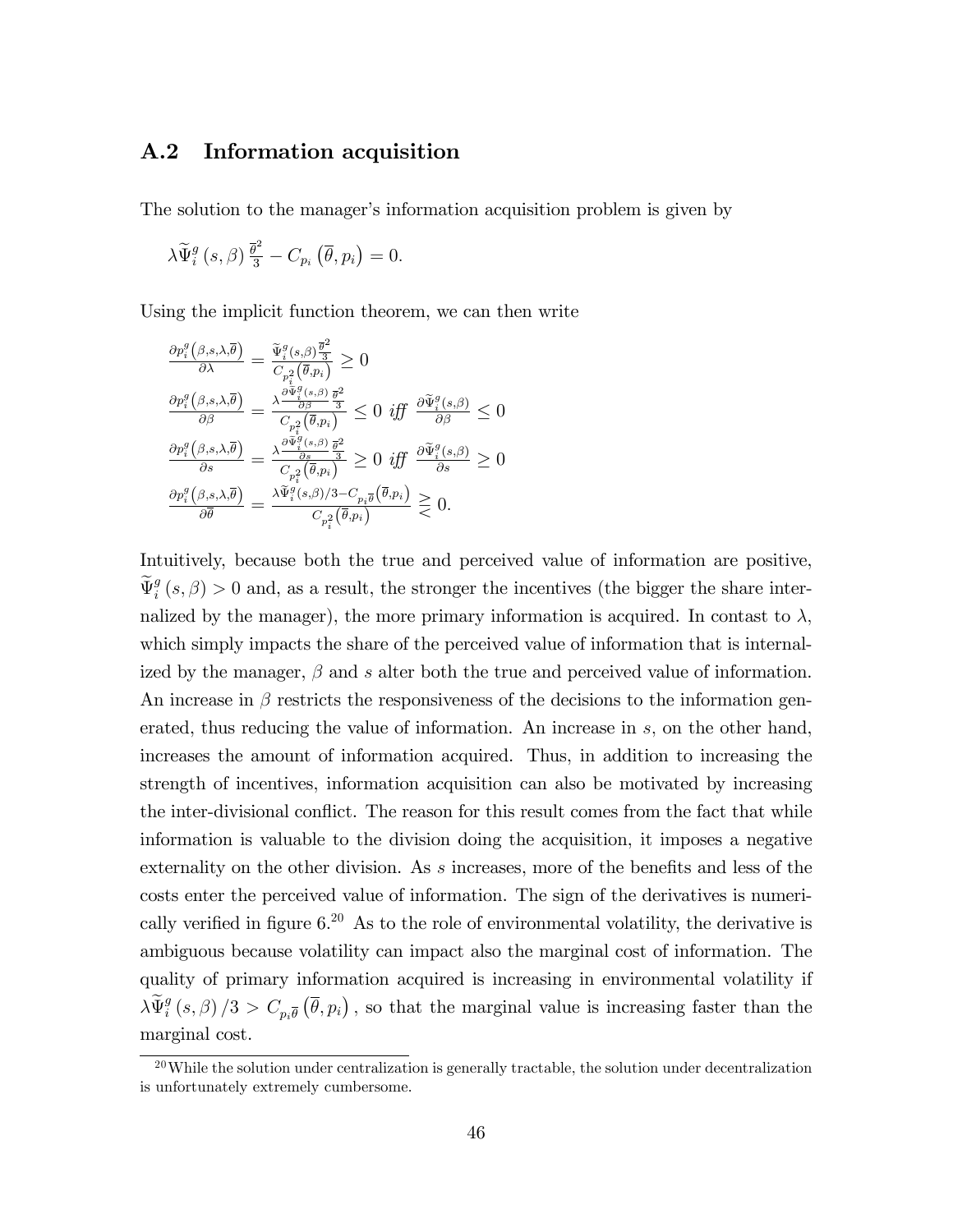## A.2 Information acquisition

The solution to the manager's information acquisition problem is given by

$$\lambda \widetilde{\Psi}_i^g(s,\beta)\,\frac{\overline{\theta}^2}{3} - C_{p_i}\left(\overline{\theta}, p_i\right) = 0.$$

Using the implicit function theorem, we can then write

$$\frac{\partial p_i^g\left(\beta,s,\lambda,\overline{\theta}\right)}{\partial \lambda} = \frac{\widetilde{\Psi}_i^g(s,\beta)\frac{\overline{\theta}^2}{3}}{C_{p_i^2}\left(\overline{\theta},p_i\right)} \geq 0$$

$$\frac{\partial p_i^g\left(\beta,s,\lambda,\overline{\theta}\right)}{\partial \beta} = \frac{\lambda \frac{\partial \widetilde{\Psi}_i^g(s,\beta)}{\partial \beta}\frac{\overline{\theta}^2}{3}}{C_{p_i^2}\left(\overline{\theta},p_i\right)} \leq 0 \textit{ iff } \frac{\partial \widetilde{\Psi}_i^g(s,\beta)}{\partial \beta} \leq 0$$

$$\frac{\partial p_i^g\left(\beta,s,\lambda,\overline{\theta}\right)}{\partial s} = \frac{\lambda \frac{\partial \widetilde{\Psi}_i^g(s,\beta)}{\partial s}\frac{\overline{\theta}^2}{3}}{C_{p_i^2}\left(\overline{\theta},p_i\right)} \geq 0 \textit{ iff } \frac{\partial \widetilde{\Psi}_i^g(s,\beta)}{\partial s} \geq 0$$

$$\frac{\partial p_i^g\left(\beta,s,\lambda,\overline{\theta}\right)}{\partial \overline{\theta}} = \frac{\lambda \widetilde{\Psi}_i^g(s,\beta)/3 - C_{p_i\overline{\theta}}\left(\overline{\theta},p_i\right)}{C_{p_i^2}\left(\overline{\theta},p_i\right)} \gtreqless 0.$$

Intuitively, because both the true and perceived value of information are positive, $\widetilde{\Psi}_i^g(s,\beta) > 0$ and, as a result, the stronger the incentives (the bigger the share internalized by the manager), the more primary information is acquired. In contast to $\lambda$, which simply impacts the share of the perceived value of information that is internalized by the manager, $\beta$ and $s$ alter both the true and perceived value of information. An increase in $\beta$ restricts the responsiveness of the decisions to the information generated, thus reducing the value of information. An increase in $s$, on the other hand, increases the amount of information acquired. Thus, in addition to increasing the strength of incentives, information acquisition can also be motivated by increasing the inter-divisional conflict. The reason for this result comes from the fact that while information is valuable to the division doing the acquisition, it imposes a negative externality on the other division. As $s$ increases, more of the benefits and less of the costs enter the perceived value of information. The sign of the derivatives is numerically verified in figure 6.[20] As to the role of environmental volatility, the derivative is ambiguous because volatility can impact also the marginal cost of information. The quality of primary information acquired is increasing in environmental volatility if $\lambda \widetilde{\Psi}_i^g(s,\beta)/3 > C_{p_i\overline{\theta}}\left(\overline{\theta},p_i\right)$, so that the marginal value is increasing faster than the marginal cost.

[20] While the solution under centralization is generally tractable, the solution under decentralization is unfortunately extremely cumbersome.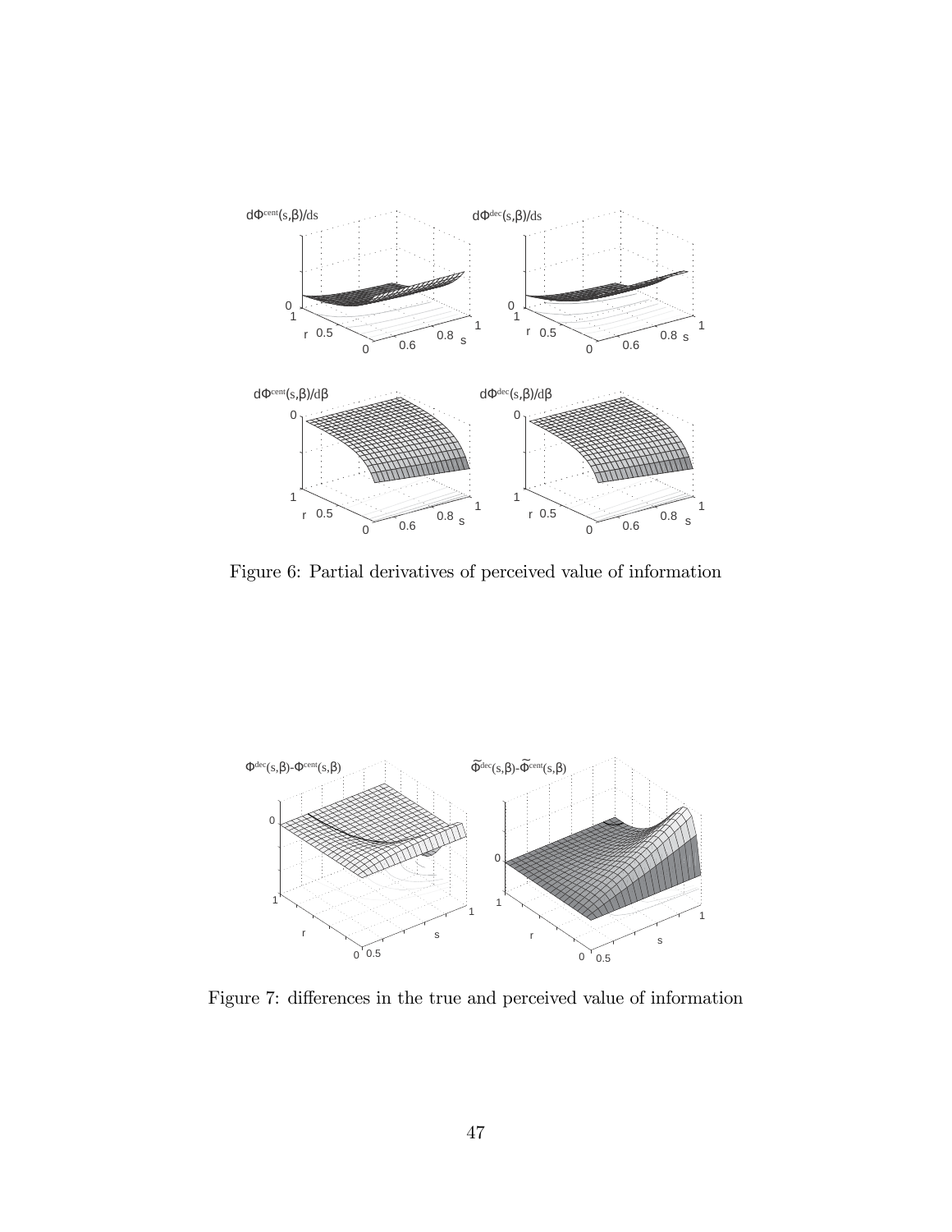Figure 6: Partial derivatives of perceived value of information

Figure 7: differences in the true and perceived value of information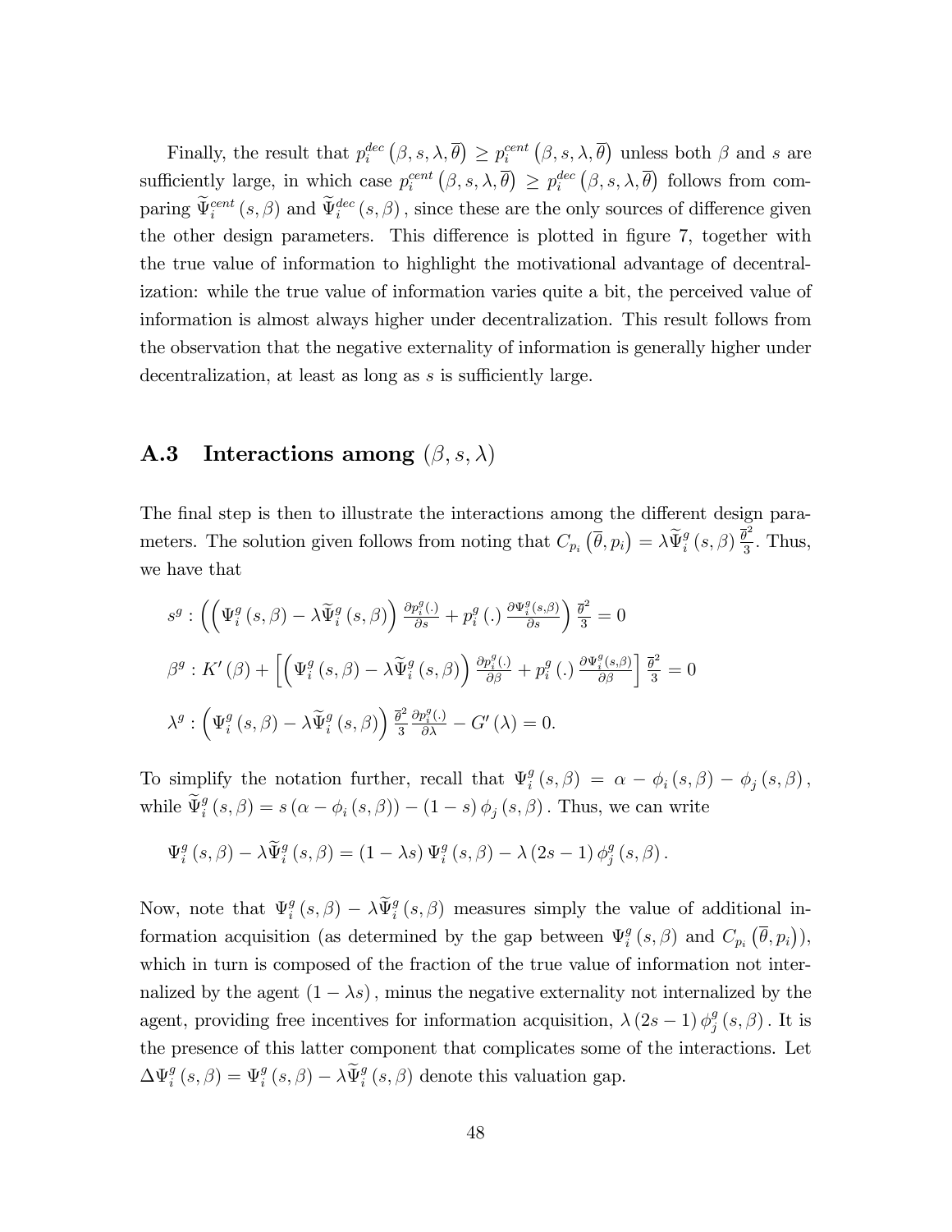Finally, the result that $p_i^{dec}\left(\beta, s, \lambda, \overline{\theta}\right) \geq p_i^{cent}\left(\beta, s, \lambda, \overline{\theta}\right)$ unless both $\beta$ and $s$ are sufficiently large, in which case $p_i^{cent}\left(\beta, s, \lambda, \overline{\theta}\right) \geq p_i^{dec}\left(\beta, s, \lambda, \overline{\theta}\right)$ follows from comparing $\widetilde{\Psi}_i^{cent}(s, \beta)$ and $\widetilde{\Psi}_i^{dec}(s, \beta)$, since these are the only sources of difference given the other design parameters. This difference is plotted in figure 7, together with the true value of information to highlight the motivational advantage of decentralization: while the true value of information varies quite a bit, the perceived value of information is almost always higher under decentralization. This result follows from the observation that the negative externality of information is generally higher under decentralization, at least as long as $s$ is sufficiently large.

## A.3 Interactions among $(\beta, s, \lambda)$

The final step is then to illustrate the interactions among the different design parameters. The solution given follows from noting that $C_{p_i}\left(\overline{\theta}, p_i\right) = \lambda \widetilde{\Psi}_i^g(s, \beta) \frac{\overline{\theta}^2}{3}$. Thus, we have that

$$s^g : \left( \left( \Psi_i^g(s, \beta) - \lambda \widetilde{\Psi}_i^g(s, \beta) \right) \frac{\partial p_i^g(.)}{\partial s} + p_i^g(.) \frac{\partial \Psi_i^g(s,\beta)}{\partial s} \right) \frac{\overline{\theta}^2}{3} = 0$$

$$\beta^g : K'(\beta) + \left[ \left( \Psi_i^g(s, \beta) - \lambda \widetilde{\Psi}_i^g(s, \beta) \right) \frac{\partial p_i^g(.)}{\partial \beta} + p_i^g(.) \frac{\partial \Psi_i^g(s,\beta)}{\partial \beta} \right] \frac{\overline{\theta}^2}{3} = 0$$

$$\lambda^g : \left( \Psi_i^g(s, \beta) - \lambda \widetilde{\Psi}_i^g(s, \beta) \right) \frac{\overline{\theta}^2}{3} \frac{\partial p_i^g(.)}{\partial \lambda} - G'(\lambda) = 0.$$

To simplify the notation further, recall that $\Psi_i^g(s, \beta) = \alpha - \phi_i(s, \beta) - \phi_j(s, \beta)$, while $\widetilde{\Psi}_i^g(s, \beta) = s(\alpha - \phi_i(s, \beta)) - (1 - s)\phi_j(s, \beta)$. Thus, we can write

$$\Psi_i^g(s, \beta) - \lambda \widetilde{\Psi}_i^g(s, \beta) = (1 - \lambda s)\Psi_i^g(s, \beta) - \lambda(2s - 1)\phi_j^g(s, \beta).$$

Now, note that $\Psi_i^g(s, \beta) - \lambda \widetilde{\Psi}_i^g(s, \beta)$ measures simply the value of additional information acquisition (as determined by the gap between $\Psi_i^g(s, \beta)$ and $C_{p_i}\left(\overline{\theta}, p_i\right)$), which in turn is composed of the fraction of the true value of information not internalized by the agent $(1 - \lambda s)$, minus the negative externality not internalized by the agent, providing free incentives for information acquisition, $\lambda(2s - 1)\phi_j^g(s, \beta)$. It is the presence of this latter component that complicates some of the interactions. Let $\Delta \Psi_i^g(s, \beta) = \Psi_i^g(s, \beta) - \lambda \widetilde{\Psi}_i^g(s, \beta)$ denote this valuation gap.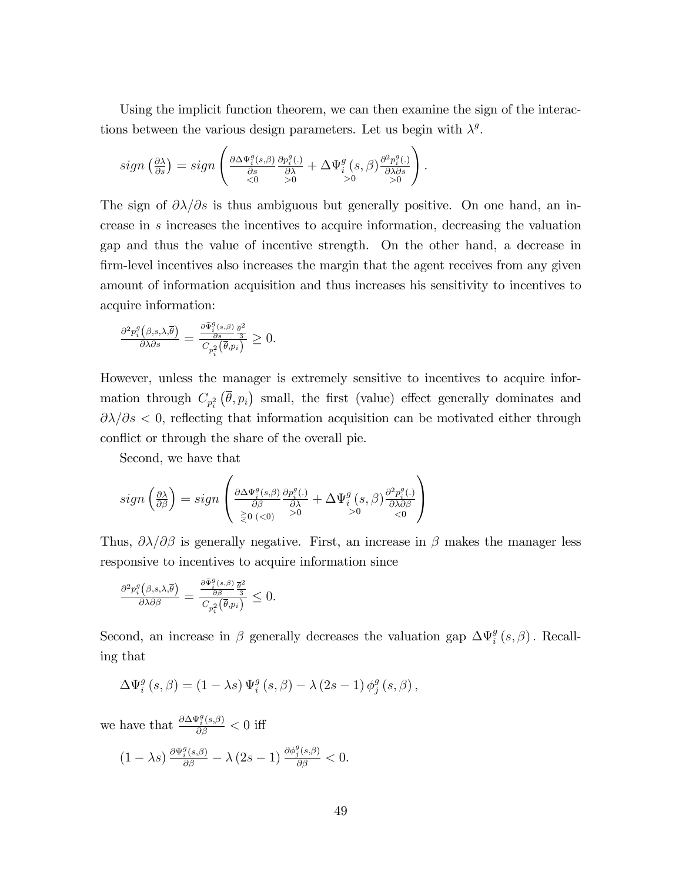Using the implicit function theorem, we can then examine the sign of the interactions between the various design parameters. Let us begin with $\lambda^g$.

$$sign\left(\frac{\partial\lambda}{\partial s}\right) = sign\left(\underset{<0}{\frac{\partial\Delta\Psi_i^g(s,\beta)}{\partial s}}\underset{>0}{\frac{\partial p_i^g(.)}{\partial\lambda}} + \underset{>0}{\Delta\Psi_i^g(s,\beta)}\underset{>0}{\frac{\partial^2 p_i^g(.)}{\partial\lambda\partial s}}\right).$$

The sign of $\partial\lambda/\partial s$ is thus ambiguous but generally positive. On one hand, an increase in $s$ increases the incentives to acquire information, decreasing the valuation gap and thus the value of incentive strength. On the other hand, a decrease in firm-level incentives also increases the margin that the agent receives from any given amount of information acquisition and thus increases his sensitivity to incentives to acquire information:

$$\frac{\partial^2 p_i^g\left(\beta,s,\lambda,\overline{\theta}\right)}{\partial\lambda\partial s} = \frac{\frac{\partial\bar{\Psi}_i^g(s,\beta)}{\partial s}\frac{\overline{\theta}^2}{3}}{C_{p_i^2}\left(\overline{\theta},p_i\right)} \geq 0.$$

However, unless the manager is extremely sensitive to incentives to acquire information through $C_{p_i^2}\left(\overline{\theta},p_i\right)$ small, the first (value) effect generally dominates and $\partial\lambda/\partial s < 0$, reflecting that information acquisition can be motivated either through conflict or through the share of the overall pie.

Second, we have that

$$sign\left(\frac{\partial\lambda}{\partial\beta}\right) = sign\left(\underset{\gtreqless 0\ (<0)}{\frac{\partial\Delta\Psi_i^g(s,\beta)}{\partial\beta}}\underset{>0}{\frac{\partial p_i^g(.)}{\partial\lambda}} + \underset{>0}{\Delta\Psi_i^g(s,\beta)}\underset{<0}{\frac{\partial^2 p_i^g(.)}{\partial\lambda\partial\beta}}\right)$$

Thus, $\partial\lambda/\partial\beta$ is generally negative. First, an increase in $\beta$ makes the manager less responsive to incentives to acquire information since

$$\frac{\partial^2 p_i^g\left(\beta,s,\lambda,\overline{\theta}\right)}{\partial\lambda\partial\beta} = \frac{\frac{\partial\bar{\Psi}_i^g(s,\beta)}{\partial\beta}\frac{\overline{\theta}^2}{3}}{C_{p_i^2}\left(\overline{\theta},p_i\right)} \leq 0.$$

Second, an increase in $\beta$ generally decreases the valuation gap $\Delta\Psi_i^g(s,\beta)$. Recalling that

$$\Delta\Psi_i^g(s,\beta) = (1-\lambda s)\,\Psi_i^g(s,\beta) - \lambda(2s-1)\,\phi_j^g(s,\beta),$$

we have that $\frac{\partial\Delta\Psi_i^g(s,\beta)}{\partial\beta} < 0$ iff

$$(1-\lambda s)\frac{\partial\Psi_i^g(s,\beta)}{\partial\beta} - \lambda(2s-1)\frac{\partial\phi_j^g(s,\beta)}{\partial\beta} < 0.$$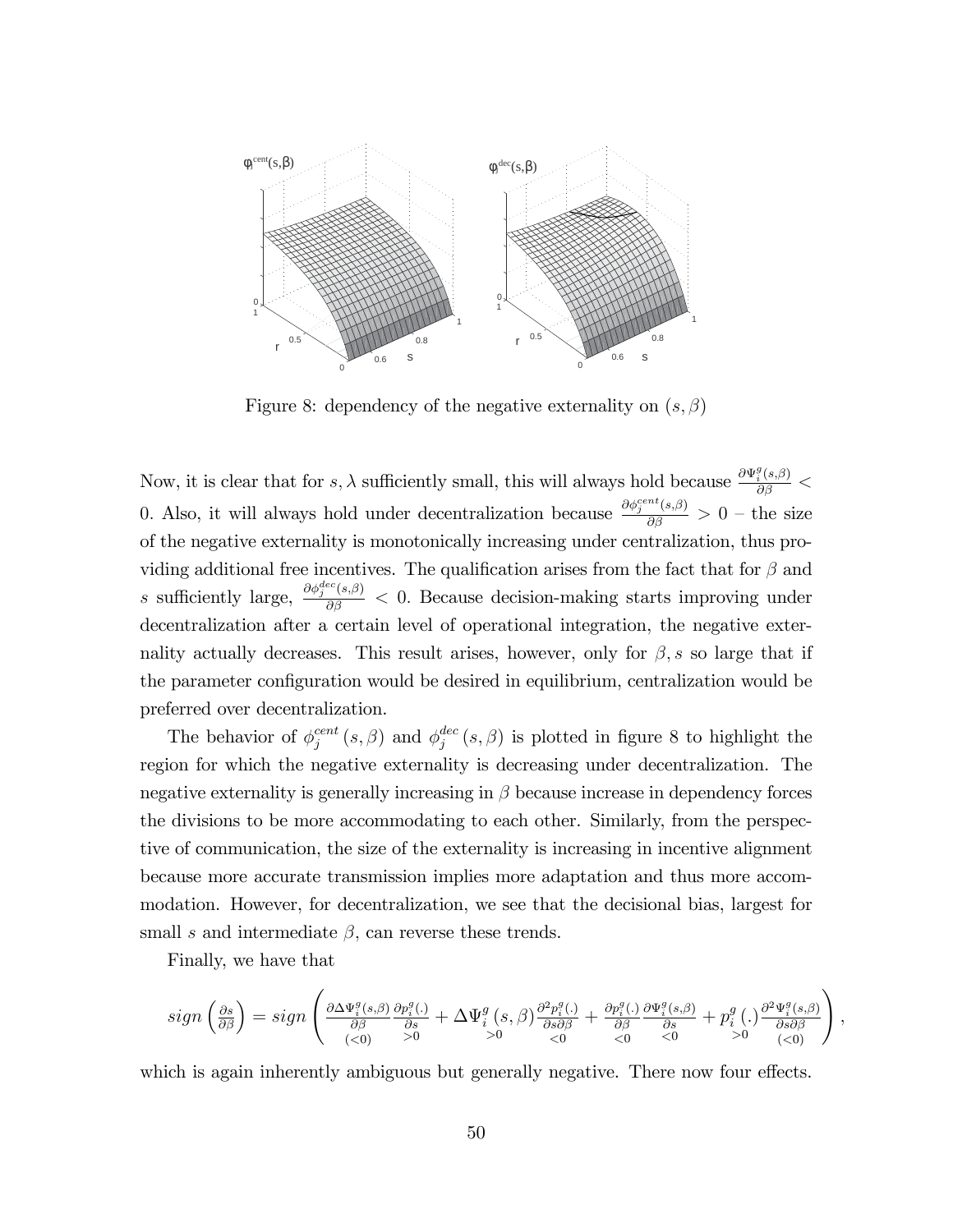Figure 8: dependency of the negative externality on $(s, \beta)$

Now, it is clear that for $s, \lambda$ sufficiently small, this will always hold because $\frac{\partial \Psi_i^g(s,\beta)}{\partial \beta} < 0$. Also, it will always hold under decentralization because $\frac{\partial \phi_j^{cent}(s,\beta)}{\partial \beta} > 0$ – the size of the negative externality is monotonically increasing under centralization, thus providing additional free incentives. The qualification arises from the fact that for $\beta$ and $s$ sufficiently large, $\frac{\partial \phi_j^{dec}(s,\beta)}{\partial \beta} < 0$. Because decision-making starts improving under decentralization after a certain level of operational integration, the negative externality actually decreases. This result arises, however, only for $\beta, s$ so large that if the parameter configuration would be desired in equilibrium, centralization would be preferred over decentralization.

The behavior of $\phi_j^{cent}(s, \beta)$ and $\phi_j^{dec}(s, \beta)$ is plotted in figure 8 to highlight the region for which the negative externality is decreasing under decentralization. The negative externality is generally increasing in $\beta$ because increase in dependency forces the divisions to be more accommodating to each other. Similarly, from the perspective of communication, the size of the externality is increasing in incentive alignment because more accurate transmission implies more adaptation and thus more accommodation. However, for decentralization, we see that the decisional bias, largest for small $s$ and intermediate $\beta$, can reverse these trends.

Finally, we have that

$$sign\left(\frac{\partial s}{\partial \beta}\right) = sign\left(\underset{(<0)}{\frac{\partial \Delta\Psi_i^g(s,\beta)}{\partial \beta}} \underset{>0}{\frac{\partial p_i^g(.)}{\partial s}} + \underset{>0}{\Delta\Psi_i^g(s,\beta)} \underset{<0}{\frac{\partial^2 p_i^g(.)}{\partial s \partial \beta}} + \underset{<0}{\frac{\partial p_i^g(.)}{\partial \beta}} \underset{<0}{\frac{\partial \Psi_i^g(s,\beta)}{\partial s}} + \underset{>0}{p_i^g(.)} \underset{(<0)}{\frac{\partial^2 \Psi_i^g(s,\beta)}{\partial s \partial \beta}}\right),$$

which is again inherently ambiguous but generally negative. There now four effects.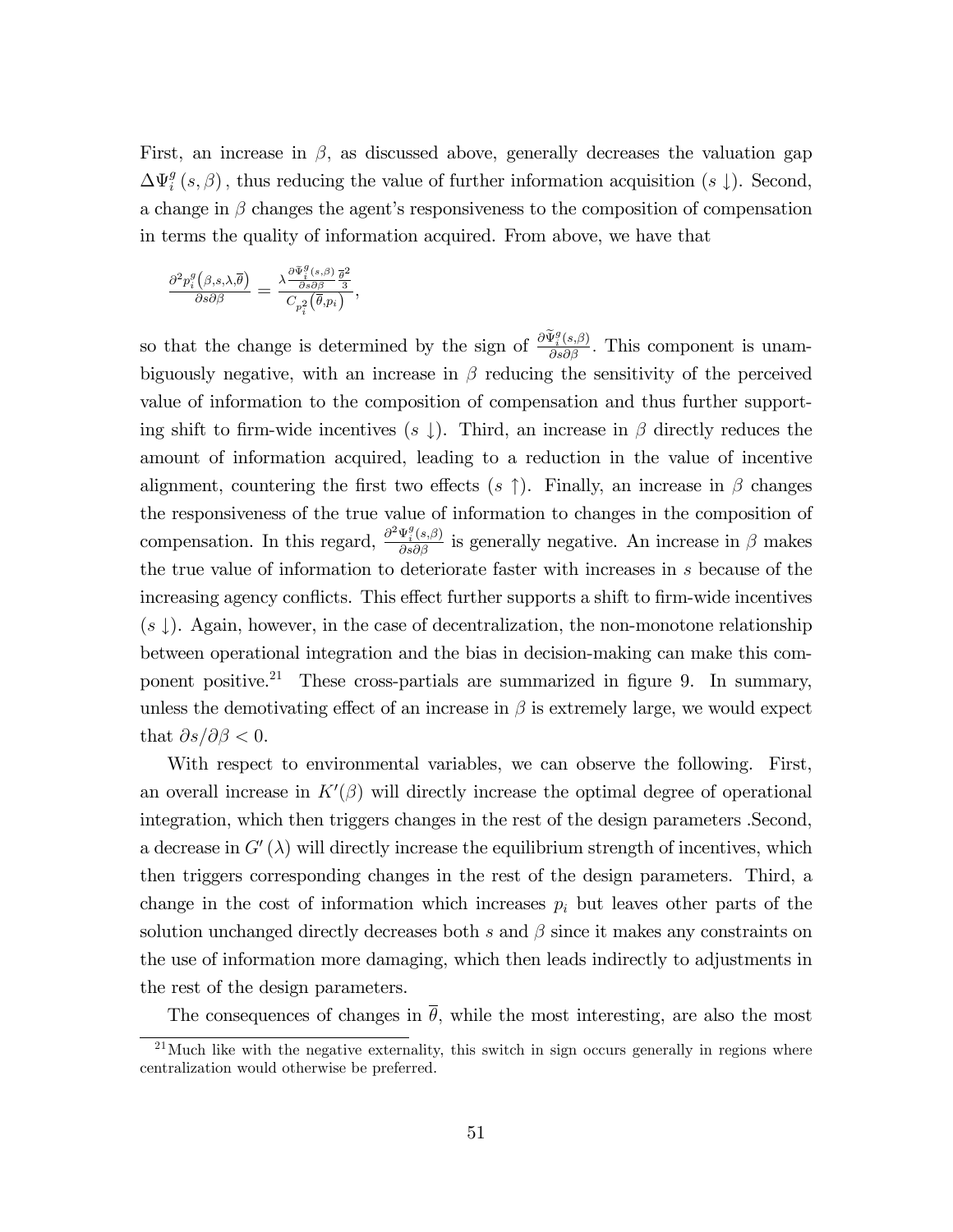First, an increase in $\beta$, as discussed above, generally decreases the valuation gap $\Delta\Psi_i^g(s,\beta)$, thus reducing the value of further information acquisition ($s \downarrow$). Second, a change in $\beta$ changes the agent's responsiveness to the composition of compensation in terms the quality of information acquired. From above, we have that

$$\frac{\partial^2 p_i^g\left(\beta,s,\lambda,\overline{\theta}\right)}{\partial s \partial \beta} = \frac{\lambda \frac{\partial \tilde{\Psi}_i^g(s,\beta)}{\partial s \partial \beta} \frac{\overline{\theta}^2}{3}}{C_{p_i^2}\left(\overline{\theta},p_i\right)},$$

so that the change is determined by the sign of $\frac{\partial \widetilde{\Psi}_i^g(s,\beta)}{\partial s \partial \beta}$. This component is unambiguously negative, with an increase in $\beta$ reducing the sensitivity of the perceived value of information to the composition of compensation and thus further supporting shift to firm-wide incentives ($s \downarrow$). Third, an increase in $\beta$ directly reduces the amount of information acquired, leading to a reduction in the value of incentive alignment, countering the first two effects ($s \uparrow$). Finally, an increase in $\beta$ changes the responsiveness of the true value of information to changes in the composition of compensation. In this regard, $\frac{\partial^2 \Psi_i^g(s,\beta)}{\partial s \partial \beta}$ is generally negative. An increase in $\beta$ makes the true value of information to deteriorate faster with increases in $s$ because of the increasing agency conflicts. This effect further supports a shift to firm-wide incentives ($s \downarrow$). Again, however, in the case of decentralization, the non-monotone relationship between operational integration and the bias in decision-making can make this component positive.[21] These cross-partials are summarized in figure 9. In summary, unless the demotivating effect of an increase in $\beta$ is extremely large, we would expect that $\partial s / \partial \beta < 0$.

With respect to environmental variables, we can observe the following. First, an overall increase in $K'(\beta)$ will directly increase the optimal degree of operational integration, which then triggers changes in the rest of the design parameters .Second, a decrease in $G'(\lambda)$ will directly increase the equilibrium strength of incentives, which then triggers corresponding changes in the rest of the design parameters. Third, a change in the cost of information which increases $p_i$ but leaves other parts of the solution unchanged directly decreases both $s$ and $\beta$ since it makes any constraints on the use of information more damaging, which then leads indirectly to adjustments in the rest of the design parameters.

The consequences of changes in $\overline{\theta}$, while the most interesting, are also the most

[21] Much like with the negative externality, this switch in sign occurs generally in regions where centralization would otherwise be preferred.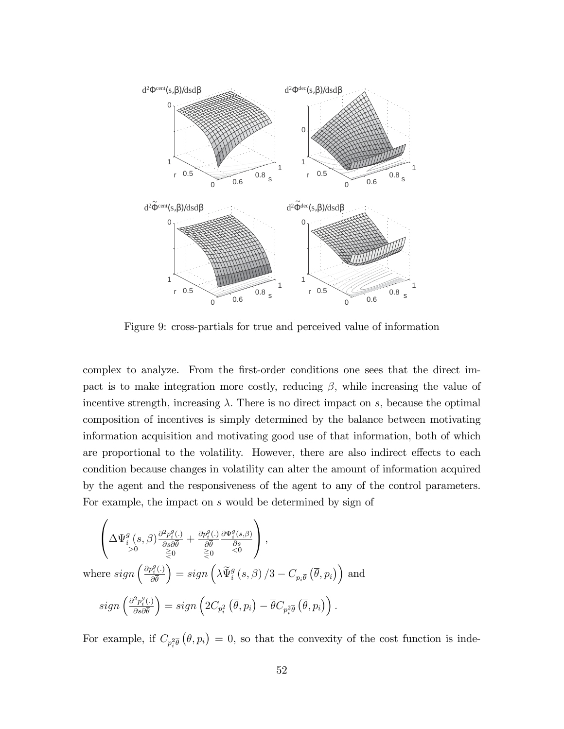Figure 9: cross-partials for true and perceived value of information

complex to analyze. From the first-order conditions one sees that the direct impact is to make integration more costly, reducing $\beta$, while increasing the value of incentive strength, increasing $\lambda$. There is no direct impact on $s$, because the optimal composition of incentives is simply determined by the balance between motivating information acquisition and motivating good use of that information, both of which are proportional to the volatility. However, there are also indirect effects to each condition because changes in volatility can alter the amount of information acquired by the agent and the responsiveness of the agent to any of the control parameters. For example, the impact on $s$ would be determined by sign of

$$\left( \underset{>0}{\Delta\Psi_i^g(s,\beta)} \underset{\gtreqless 0}{\frac{\partial^2 p_i^g(.)}{\partial s \partial \overline{\theta}}} + \underset{\gtreqless 0}{\frac{\partial p_i^g(.)}{\partial \overline{\theta}}} \underset{<0}{\frac{\partial \Psi_i^g(s,\beta)}{\partial s}} \right),$$

where $sign\left(\frac{\partial p_i^g(.)}{\partial \overline{\theta}}\right) = sign\left(\lambda \widetilde{\Psi}_i^g(s,\beta)/3 - C_{p_i \overline{\theta}}\left(\overline{\theta}, p_i\right)\right)$ and

$$sign\left(\frac{\partial^2 p_i^g(.)}{\partial s \partial \overline{\theta}}\right) = sign\left(2C_{p_i^2}\left(\overline{\theta}, p_i\right) - \overline{\theta} C_{p_i^2 \overline{\theta}}\left(\overline{\theta}, p_i\right)\right).$$

For example, if $C_{p_i^2 \overline{\theta}}\left(\overline{\theta}, p_i\right) = 0$, so that the convexity of the cost function is inde-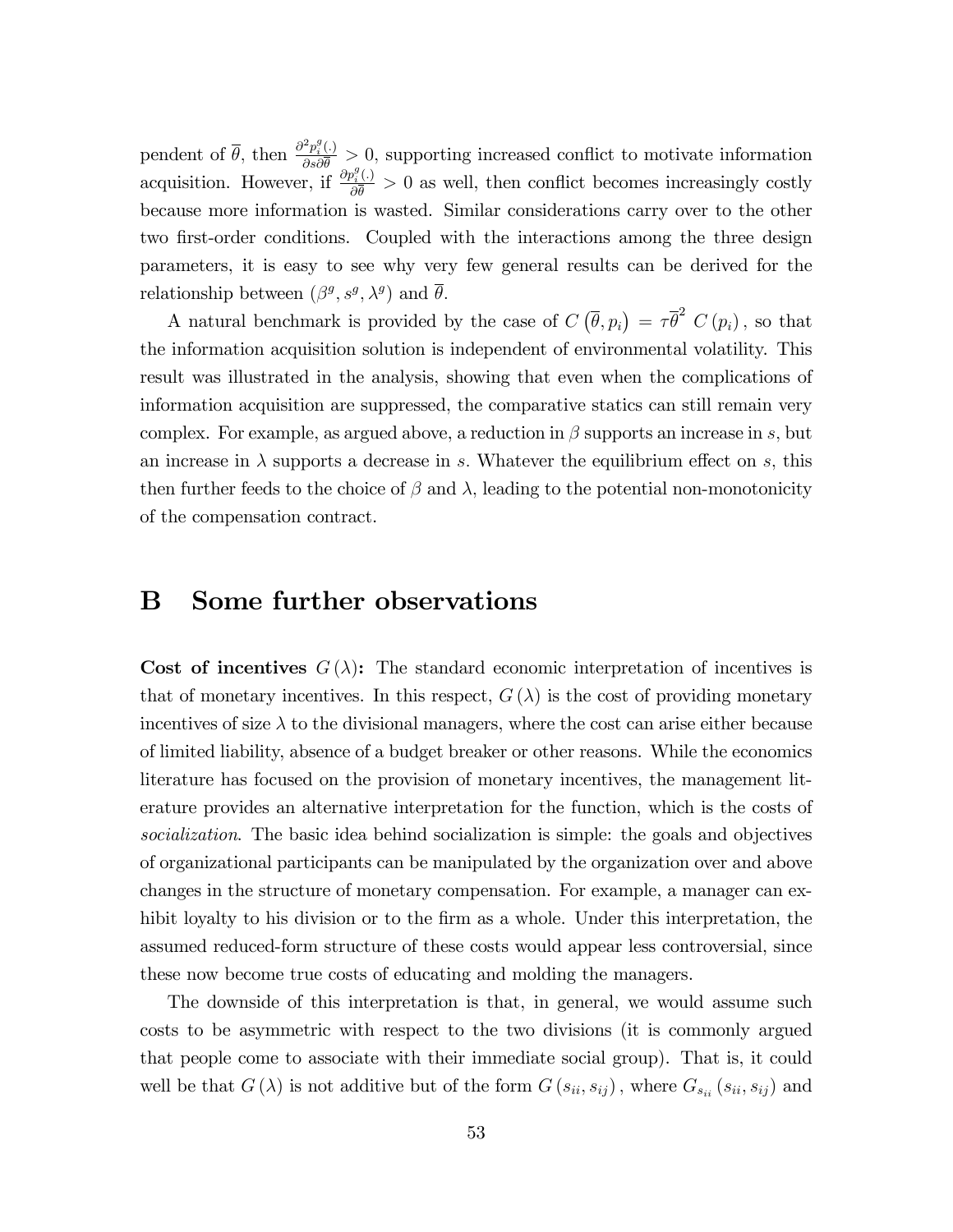pendent of $\overline{\theta}$, then $\frac{\partial^2 p_i^g(.)}{\partial s \partial \overline{\theta}} > 0$, supporting increased conflict to motivate information acquisition. However, if $\frac{\partial p_i^g(.)}{\partial \overline{\theta}} > 0$ as well, then conflict becomes increasingly costly because more information is wasted. Similar considerations carry over to the other two first-order conditions. Coupled with the interactions among the three design parameters, it is easy to see why very few general results can be derived for the relationship between $(\beta^g, s^g, \lambda^g)$ and $\overline{\theta}$.

A natural benchmark is provided by the case of $C\left(\overline{\theta}, p_i\right) = \tau \overline{\theta}^2 \, C\left(p_i\right)$, so that the information acquisition solution is independent of environmental volatility. This result was illustrated in the analysis, showing that even when the complications of information acquisition are suppressed, the comparative statics can still remain very complex. For example, as argued above, a reduction in $\beta$ supports an increase in $s$, but an increase in $\lambda$ supports a decrease in $s$. Whatever the equilibrium effect on $s$, this then further feeds to the choice of $\beta$ and $\lambda$, leading to the potential non-monotonicity of the compensation contract.

# B Some further observations

**Cost of incentives $G(\lambda)$:** The standard economic interpretation of incentives is that of monetary incentives. In this respect, $G(\lambda)$ is the cost of providing monetary incentives of size $\lambda$ to the divisional managers, where the cost can arise either because of limited liability, absence of a budget breaker or other reasons. While the economics literature has focused on the provision of monetary incentives, the management literature provides an alternative interpretation for the function, which is the costs of *socialization*. The basic idea behind socialization is simple: the goals and objectives of organizational participants can be manipulated by the organization over and above changes in the structure of monetary compensation. For example, a manager can exhibit loyalty to his division or to the firm as a whole. Under this interpretation, the assumed reduced-form structure of these costs would appear less controversial, since these now become true costs of educating and molding the managers.

The downside of this interpretation is that, in general, we would assume such costs to be asymmetric with respect to the two divisions (it is commonly argued that people come to associate with their immediate social group). That is, it could well be that $G(\lambda)$ is not additive but of the form $G(s_{ii}, s_{ij})$, where $G_{s_{ii}}(s_{ii}, s_{ij})$ and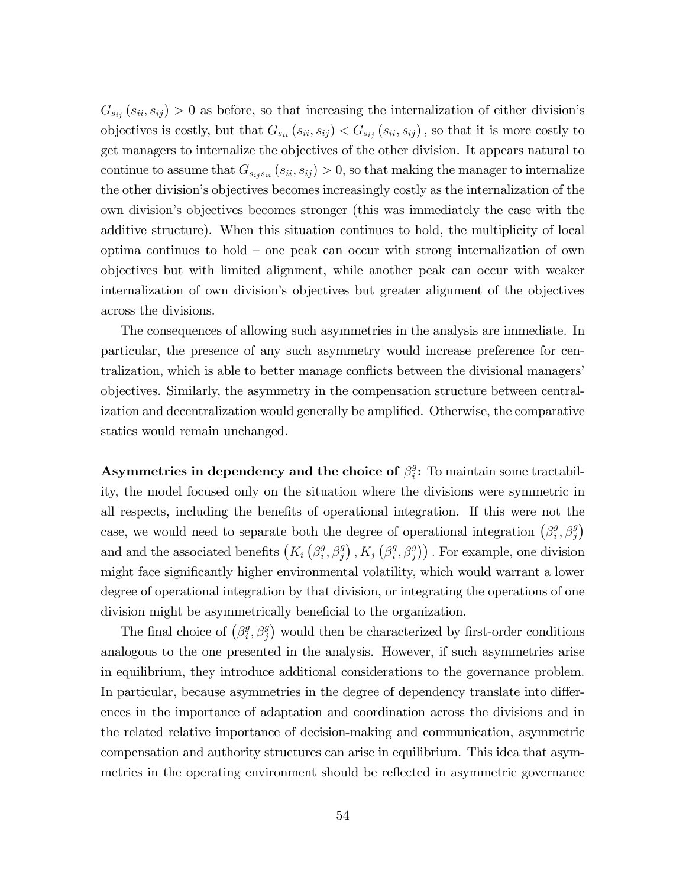$G_{s_{ij}}(s_{ii}, s_{ij}) > 0$ as before, so that increasing the internalization of either division's objectives is costly, but that $G_{s_{ii}}(s_{ii}, s_{ij}) < G_{s_{ij}}(s_{ii}, s_{ij})$, so that it is more costly to get managers to internalize the objectives of the other division. It appears natural to continue to assume that $G_{s_{ij}s_{ii}}(s_{ii}, s_{ij}) > 0$, so that making the manager to internalize the other division's objectives becomes increasingly costly as the internalization of the own division's objectives becomes stronger (this was immediately the case with the additive structure). When this situation continues to hold, the multiplicity of local optima continues to hold – one peak can occur with strong internalization of own objectives but with limited alignment, while another peak can occur with weaker internalization of own division's objectives but greater alignment of the objectives across the divisions.

The consequences of allowing such asymmetries in the analysis are immediate. In particular, the presence of any such asymmetry would increase preference for centralization, which is able to better manage conflicts between the divisional managers' objectives. Similarly, the asymmetry in the compensation structure between centralization and decentralization would generally be amplified. Otherwise, the comparative statics would remain unchanged.

**Asymmetries in dependency and the choice of $\beta_i^g$:** To maintain some tractability, the model focused only on the situation where the divisions were symmetric in all respects, including the benefits of operational integration. If this were not the case, we would need to separate both the degree of operational integration $(\beta_i^g, \beta_j^g)$ and and the associated benefits $(K_i(\beta_i^g, \beta_j^g), K_j(\beta_i^g, \beta_j^g))$. For example, one division might face significantly higher environmental volatility, which would warrant a lower degree of operational integration by that division, or integrating the operations of one division might be asymmetrically beneficial to the organization.

The final choice of $(\beta_i^g, \beta_j^g)$ would then be characterized by first-order conditions analogous to the one presented in the analysis. However, if such asymmetries arise in equilibrium, they introduce additional considerations to the governance problem. In particular, because asymmetries in the degree of dependency translate into differences in the importance of adaptation and coordination across the divisions and in the related relative importance of decision-making and communication, asymmetric compensation and authority structures can arise in equilibrium. This idea that asymmetries in the operating environment should be reflected in asymmetric governance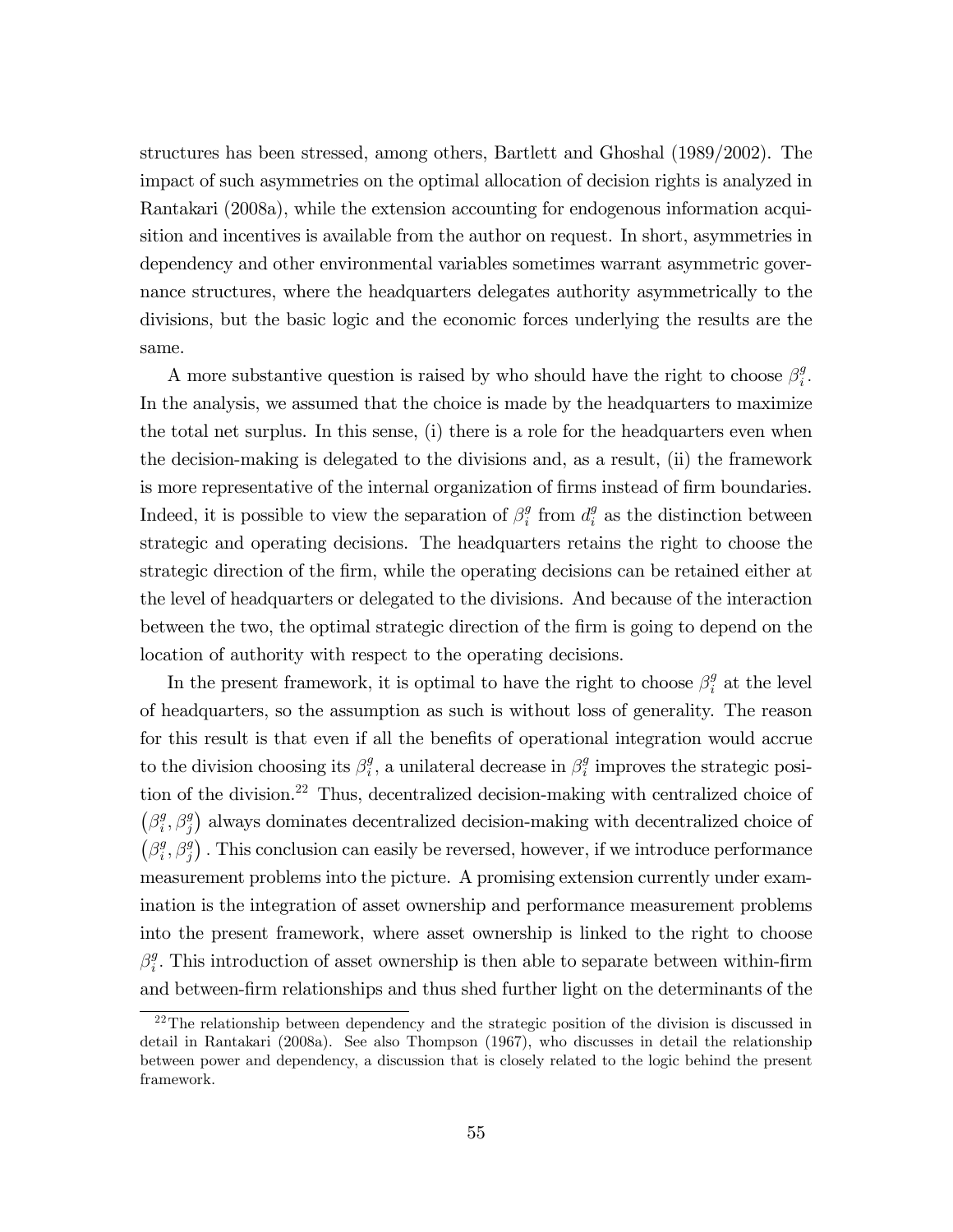structures has been stressed, among others, Bartlett and Ghoshal (1989/2002). The impact of such asymmetries on the optimal allocation of decision rights is analyzed in Rantakari (2008a), while the extension accounting for endogenous information acquisition and incentives is available from the author on request. In short, asymmetries in dependency and other environmental variables sometimes warrant asymmetric governance structures, where the headquarters delegates authority asymmetrically to the divisions, but the basic logic and the economic forces underlying the results are the same.

A more substantive question is raised by who should have the right to choose $\beta_i^g$. In the analysis, we assumed that the choice is made by the headquarters to maximize the total net surplus. In this sense, (i) there is a role for the headquarters even when the decision-making is delegated to the divisions and, as a result, (ii) the framework is more representative of the internal organization of firms instead of firm boundaries. Indeed, it is possible to view the separation of $\beta_i^g$ from $d_i^g$ as the distinction between strategic and operating decisions. The headquarters retains the right to choose the strategic direction of the firm, while the operating decisions can be retained either at the level of headquarters or delegated to the divisions. And because of the interaction between the two, the optimal strategic direction of the firm is going to depend on the location of authority with respect to the operating decisions.

In the present framework, it is optimal to have the right to choose $\beta_i^g$ at the level of headquarters, so the assumption as such is without loss of generality. The reason for this result is that even if all the benefits of operational integration would accrue to the division choosing its $\beta_i^g$, a unilateral decrease in $\beta_i^g$ improves the strategic position of the division.[22] Thus, decentralized decision-making with centralized choice of $(\beta_i^g, \beta_j^g)$ always dominates decentralized decision-making with decentralized choice of $(\beta_i^g, \beta_j^g)$. This conclusion can easily be reversed, however, if we introduce performance measurement problems into the picture. A promising extension currently under examination is the integration of asset ownership and performance measurement problems into the present framework, where asset ownership is linked to the right to choose $\beta_i^g$. This introduction of asset ownership is then able to separate between within-firm and between-firm relationships and thus shed further light on the determinants of the

[22] The relationship between dependency and the strategic position of the division is discussed in detail in Rantakari (2008a). See also Thompson (1967), who discusses in detail the relationship between power and dependency, a discussion that is closely related to the logic behind the present framework.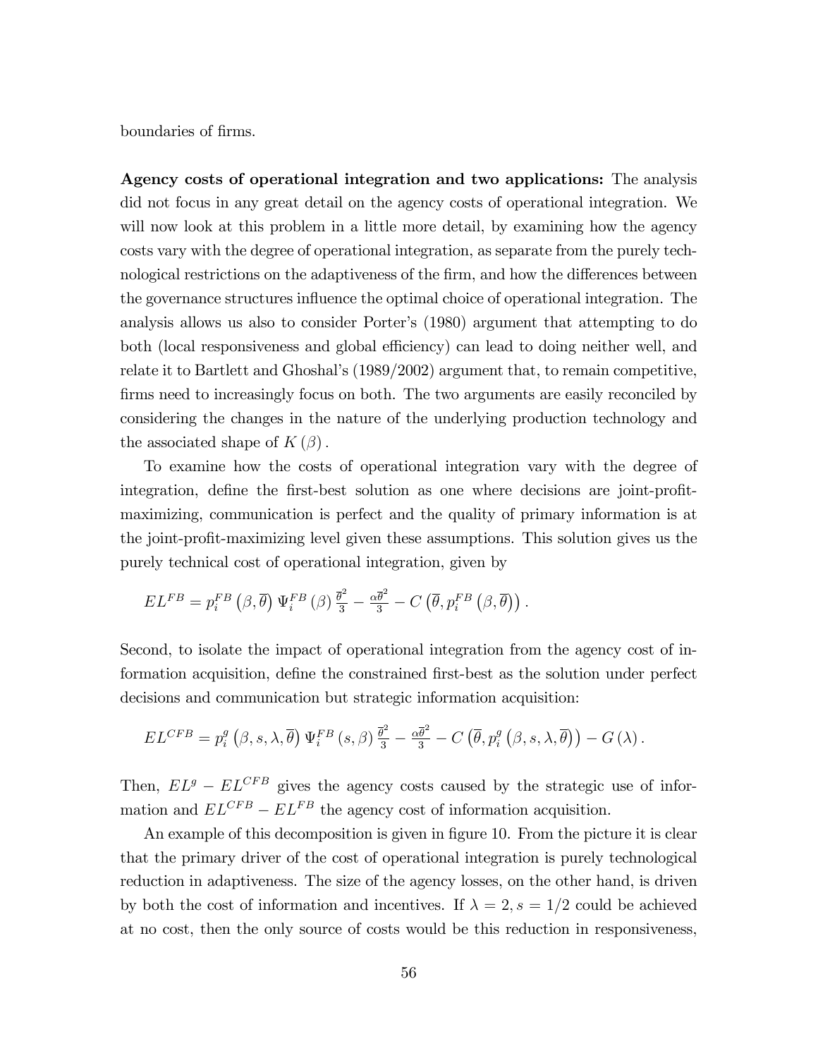boundaries of firms.

**Agency costs of operational integration and two applications:** The analysis did not focus in any great detail on the agency costs of operational integration. We will now look at this problem in a little more detail, by examining how the agency costs vary with the degree of operational integration, as separate from the purely technological restrictions on the adaptiveness of the firm, and how the differences between the governance structures influence the optimal choice of operational integration. The analysis allows us also to consider Porter's (1980) argument that attempting to do both (local responsiveness and global efficiency) can lead to doing neither well, and relate it to Bartlett and Ghoshal's (1989/2002) argument that, to remain competitive, firms need to increasingly focus on both. The two arguments are easily reconciled by considering the changes in the nature of the underlying production technology and the associated shape of $K(\beta)$.

To examine how the costs of operational integration vary with the degree of integration, define the first-best solution as one where decisions are joint-profit-maximizing, communication is perfect and the quality of primary information is at the joint-profit-maximizing level given these assumptions. This solution gives us the purely technical cost of operational integration, given by

$$EL^{FB} = p_i^{FB}\left(\beta, \overline{\theta}\right) \Psi_i^{FB}(\beta) \frac{\overline{\theta}^2}{3} - \frac{\alpha \overline{\theta}^2}{3} - C\left(\overline{\theta}, p_i^{FB}\left(\beta, \overline{\theta}\right)\right).$$

Second, to isolate the impact of operational integration from the agency cost of information acquisition, define the constrained first-best as the solution under perfect decisions and communication but strategic information acquisition:

$$EL^{CFB} = p_i^{g}\left(\beta, s, \lambda, \overline{\theta}\right) \Psi_i^{FB}(s, \beta) \frac{\overline{\theta}^2}{3} - \frac{\alpha \overline{\theta}^2}{3} - C\left(\overline{\theta}, p_i^{g}\left(\beta, s, \lambda, \overline{\theta}\right)\right) - G(\lambda).$$

Then, $EL^g - EL^{CFB}$ gives the agency costs caused by the strategic use of information and $EL^{CFB} - EL^{FB}$ the agency cost of information acquisition.

An example of this decomposition is given in figure 10. From the picture it is clear that the primary driver of the cost of operational integration is purely technological reduction in adaptiveness. The size of the agency losses, on the other hand, is driven by both the cost of information and incentives. If $\lambda = 2, s = 1/2$ could be achieved at no cost, then the only source of costs would be this reduction in responsiveness,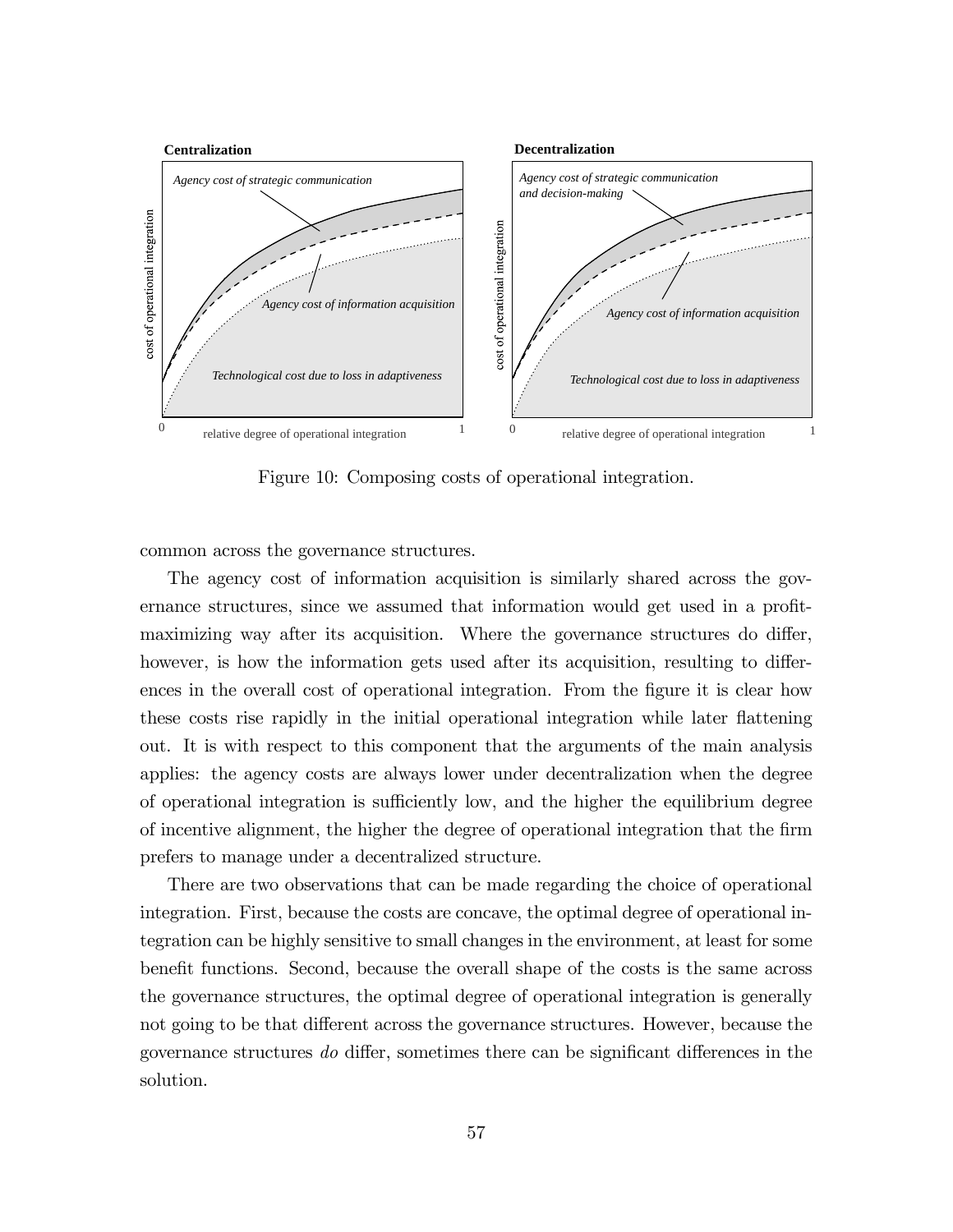Figure 10: Composing costs of operational integration.

common across the governance structures.

The agency cost of information acquisition is similarly shared across the governance structures, since we assumed that information would get used in a profit-maximizing way after its acquisition. Where the governance structures do differ, however, is how the information gets used after its acquisition, resulting to differences in the overall cost of operational integration. From the figure it is clear how these costs rise rapidly in the initial operational integration while later flattening out. It is with respect to this component that the arguments of the main analysis applies: the agency costs are always lower under decentralization when the degree of operational integration is sufficiently low, and the higher the equilibrium degree of incentive alignment, the higher the degree of operational integration that the firm prefers to manage under a decentralized structure.

There are two observations that can be made regarding the choice of operational integration. First, because the costs are concave, the optimal degree of operational integration can be highly sensitive to small changes in the environment, at least for some benefit functions. Second, because the overall shape of the costs is the same across the governance structures, the optimal degree of operational integration is generally not going to be that different across the governance structures. However, because the governance structures *do* differ, sometimes there can be significant differences in the solution.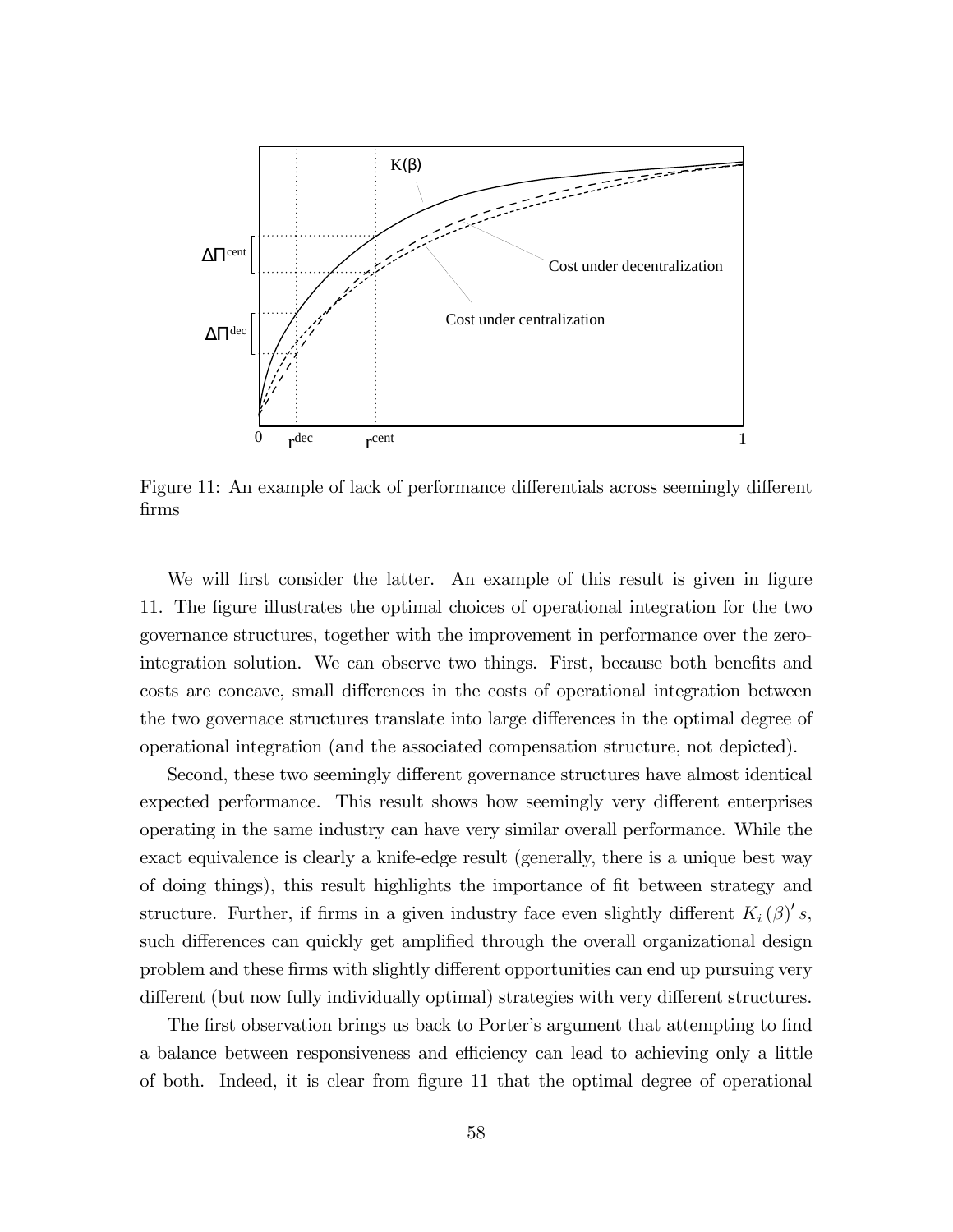Figure 11: An example of lack of performance differentials across seemingly different firms

We will first consider the latter. An example of this result is given in figure 11. The figure illustrates the optimal choices of operational integration for the two governance structures, together with the improvement in performance over the zero-integration solution. We can observe two things. First, because both benefits and costs are concave, small differences in the costs of operational integration between the two governace structures translate into large differences in the optimal degree of operational integration (and the associated compensation structure, not depicted).

Second, these two seemingly different governance structures have almost identical expected performance. This result shows how seemingly very different enterprises operating in the same industry can have very similar overall performance. While the exact equivalence is clearly a knife-edge result (generally, there is a unique best way of doing things), this result highlights the importance of fit between strategy and structure. Further, if firms in a given industry face even slightly different $K_i(\beta)'s$, such differences can quickly get amplified through the overall organizational design problem and these firms with slightly different opportunities can end up pursuing very different (but now fully individually optimal) strategies with very different structures.

The first observation brings us back to Porter's argument that attempting to find a balance between responsiveness and efficiency can lead to achieving only a little of both. Indeed, it is clear from figure 11 that the optimal degree of operational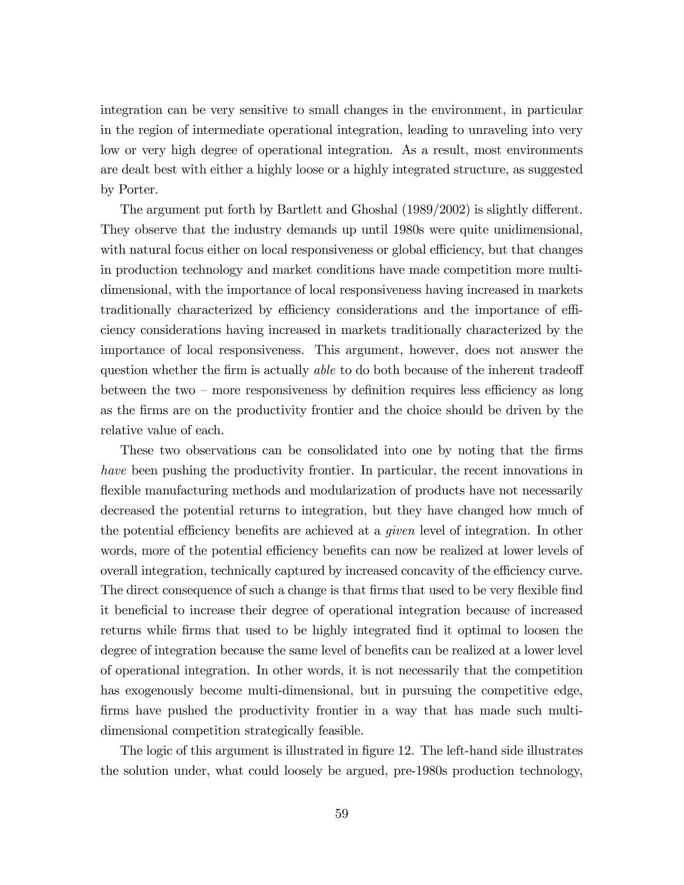integration can be very sensitive to small changes in the environment, in particular in the region of intermediate operational integration, leading to unraveling into very low or very high degree of operational integration. As a result, most environments are dealt best with either a highly loose or a highly integrated structure, as suggested by Porter.

The argument put forth by Bartlett and Ghoshal (1989/2002) is slightly different. They observe that the industry demands up until 1980s were quite unidimensional, with natural focus either on local responsiveness or global efficiency, but that changes in production technology and market conditions have made competition more multi-dimensional, with the importance of local responsiveness having increased in markets traditionally characterized by efficiency considerations and the importance of efficiency considerations having increased in markets traditionally characterized by the importance of local responsiveness. This argument, however, does not answer the question whether the firm is actually *able* to do both because of the inherent tradeoff between the two – more responsiveness by definition requires less efficiency as long as the firms are on the productivity frontier and the choice should be driven by the relative value of each.

These two observations can be consolidated into one by noting that the firms *have* been pushing the productivity frontier. In particular, the recent innovations in flexible manufacturing methods and modularization of products have not necessarily decreased the potential returns to integration, but they have changed how much of the potential efficiency benefits are achieved at a *given* level of integration. In other words, more of the potential efficiency benefits can now be realized at lower levels of overall integration, technically captured by increased concavity of the efficiency curve. The direct consequence of such a change is that firms that used to be very flexible find it beneficial to increase their degree of operational integration because of increased returns while firms that used to be highly integrated find it optimal to loosen the degree of integration because the same level of benefits can be realized at a lower level of operational integration. In other words, it is not necessarily that the competition has exogenously become multi-dimensional, but in pursuing the competitive edge, firms have pushed the productivity frontier in a way that has made such multi-dimensional competition strategically feasible.

The logic of this argument is illustrated in figure 12. The left-hand side illustrates the solution under, what could loosely be argued, pre-1980s production technology,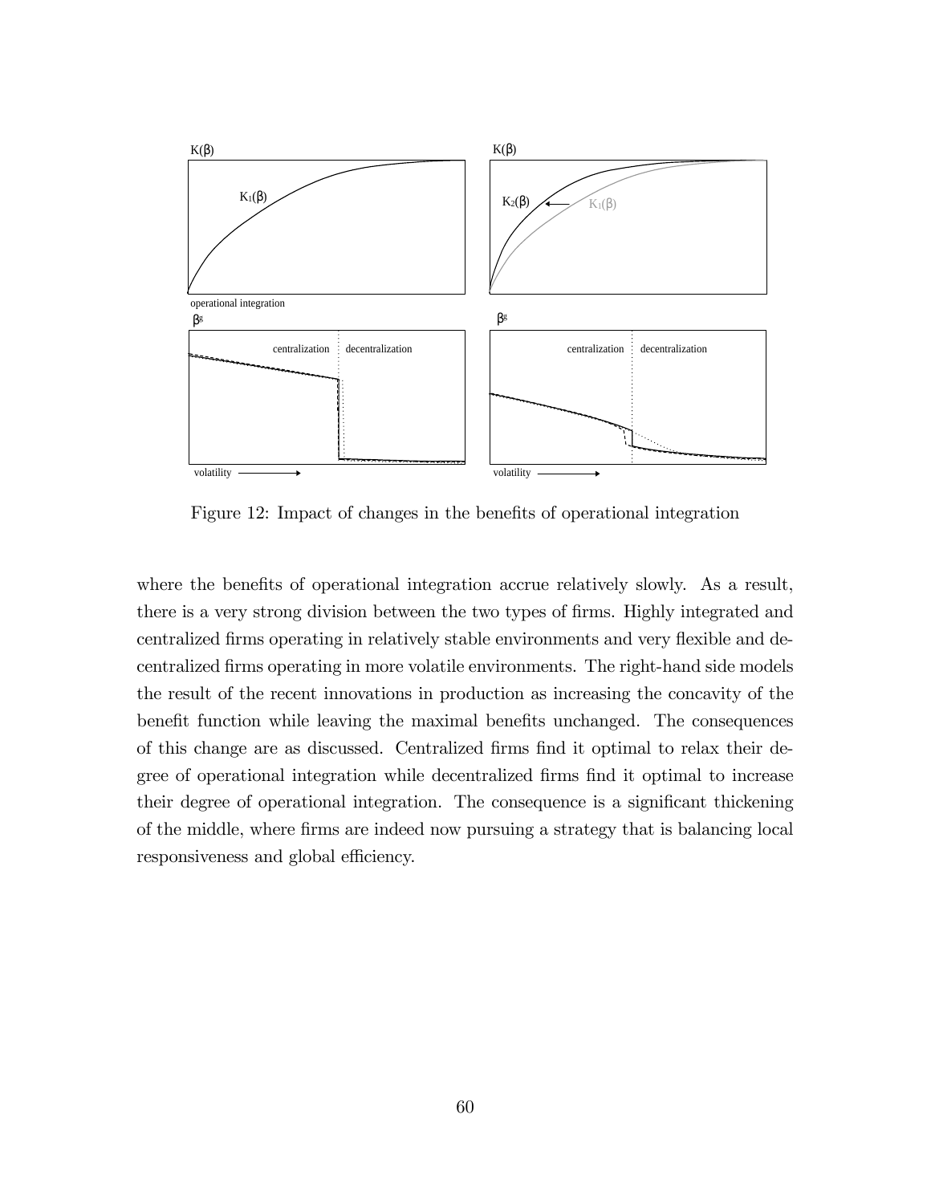K(β)

$K_1(\beta)$

operational integration

$\beta^g$

centralization

decentralization

volatility

K(β)

$K_2(\beta)$

$K_1(\beta)$

$\beta^g$

centralization

decentralization

volatility

Figure 12: Impact of changes in the benefits of operational integration

where the benefits of operational integration accrue relatively slowly. As a result, there is a very strong division between the two types of firms. Highly integrated and centralized firms operating in relatively stable environments and very flexible and decentralized firms operating in more volatile environments. The right-hand side models the result of the recent innovations in production as increasing the concavity of the benefit function while leaving the maximal benefits unchanged. The consequences of this change are as discussed. Centralized firms find it optimal to relax their degree of operational integration while decentralized firms find it optimal to increase their degree of operational integration. The consequence is a significant thickening of the middle, where firms are indeed now pursuing a strategy that is balancing local responsiveness and global efficiency.